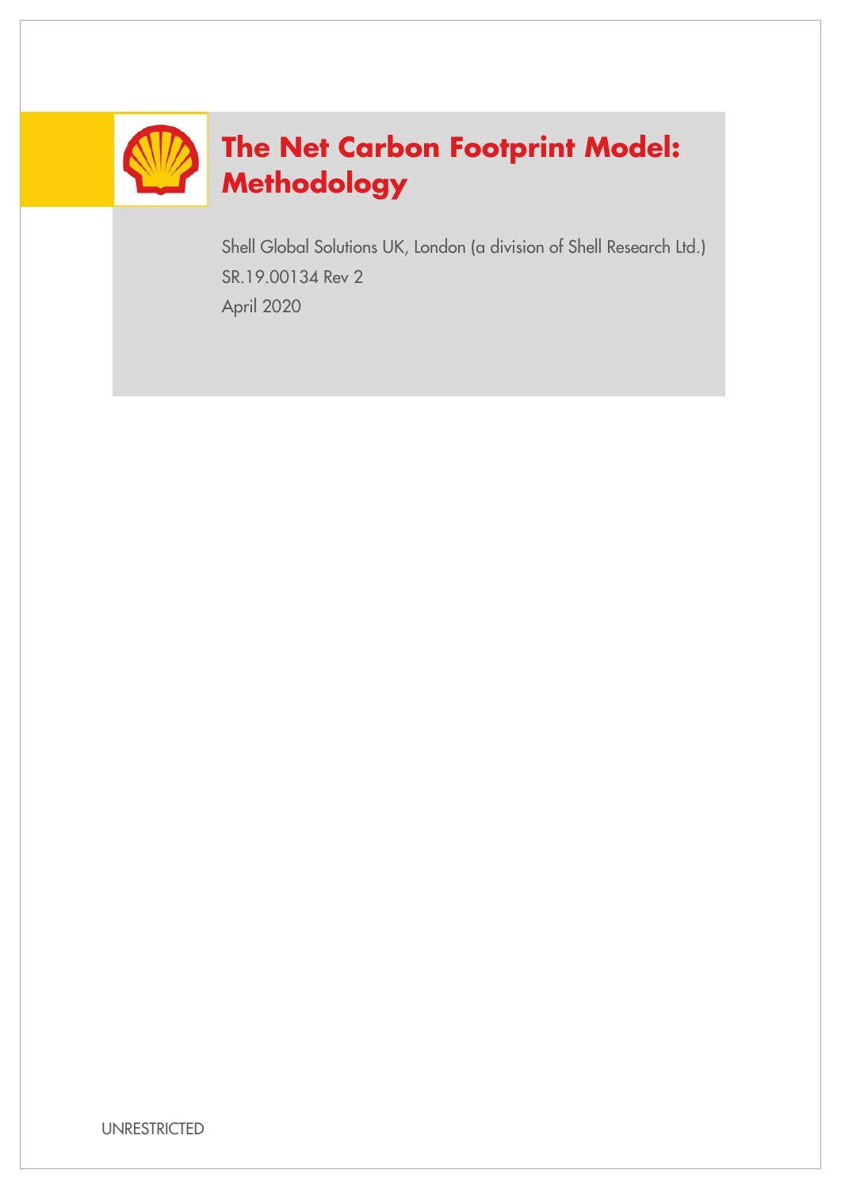# The Net Carbon Footprint Model: Methodology

Shell Global Solutions UK, London (a division of Shell Research Ltd.)

SR.19.00134 Rev 2

April 2020

UNRESTRICTED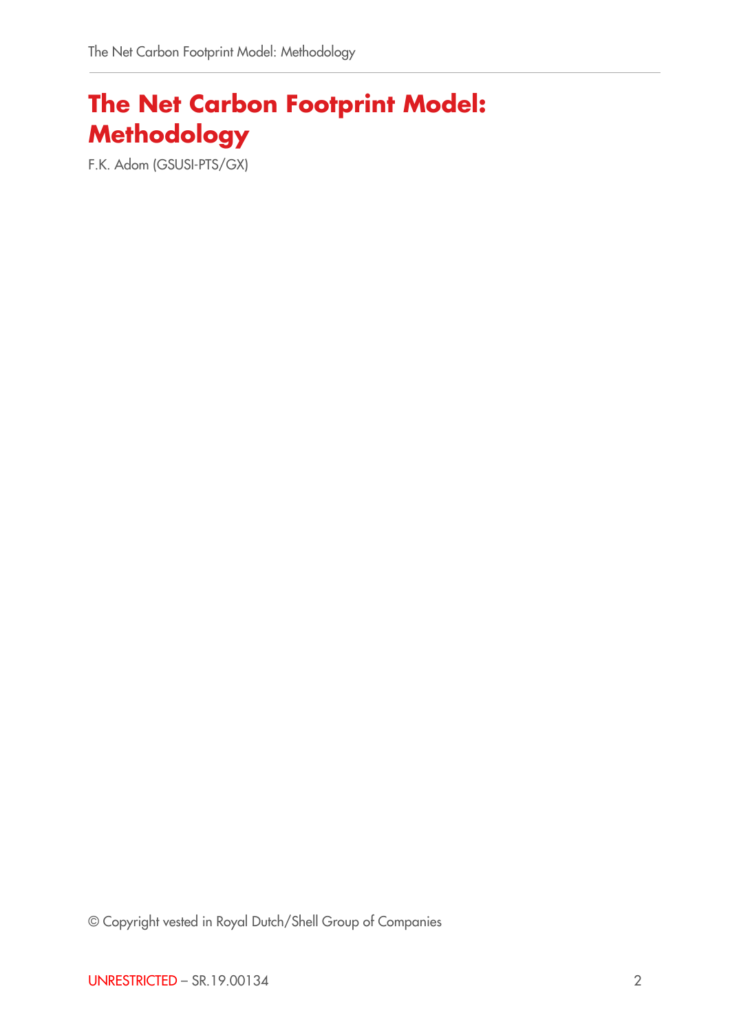# The Net Carbon Footprint Model: Methodology

F.K. Adom (GSUSI-PTS/GX)

© Copyright vested in Royal Dutch/Shell Group of Companies

UNRESTRICTED – SR.19.00134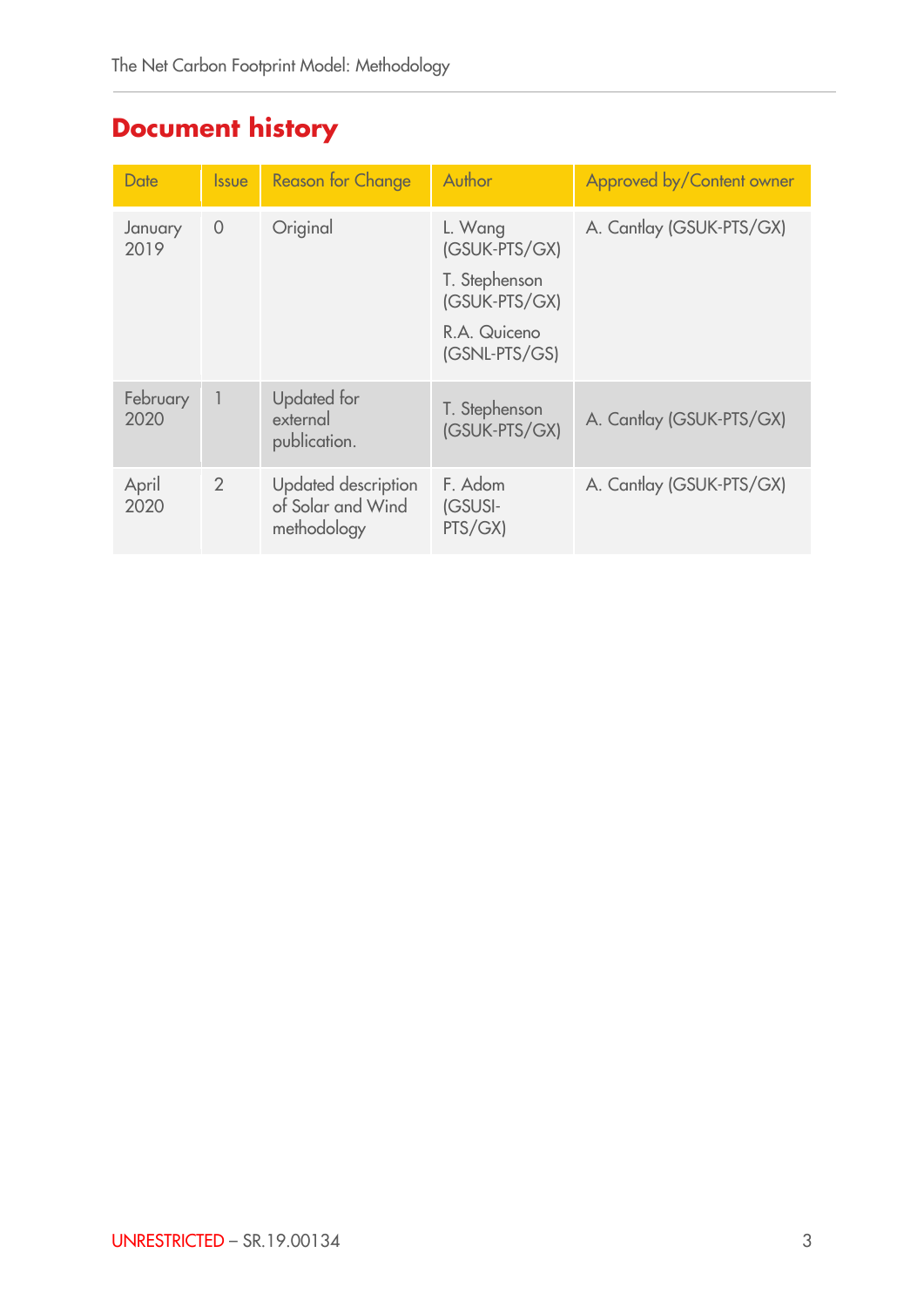# Document history

| Date | Issue | Reason for Change | Author | Approved by/Content owner |
|---|---|---|---|---|
| January 2019 | 0 | Original | L. Wang (GSUK-PTS/GX)<br>T. Stephenson (GSUK-PTS/GX)<br>R.A. Quiceno (GSNL-PTS/GS) | A. Cantlay (GSUK-PTS/GX) |
| February 2020 | 1 | Updated for external publication. | T. Stephenson (GSUK-PTS/GX) | A. Cantlay (GSUK-PTS/GX) |
| April 2020 | 2 | Updated description of Solar and Wind methodology | F. Adom (GSUSI-PTS/GX) | A. Cantlay (GSUK-PTS/GX) |

UNRESTRICTED – SR.19.00134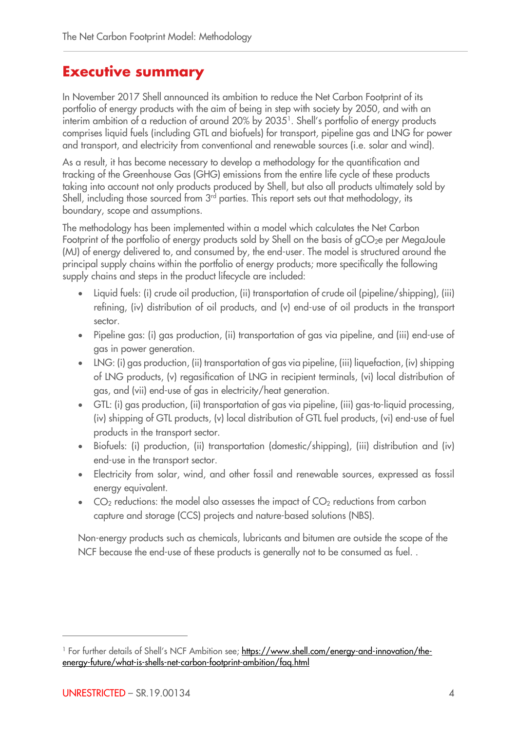# Executive summary

In November 2017 Shell announced its ambition to reduce the Net Carbon Footprint of its portfolio of energy products with the aim of being in step with society by 2050, and with an interim ambition of a reduction of around 20% by 2035[1]. Shell's portfolio of energy products comprises liquid fuels (including GTL and biofuels) for transport, pipeline gas and LNG for power and transport, and electricity from conventional and renewable sources (i.e. solar and wind).

As a result, it has become necessary to develop a methodology for the quantification and tracking of the Greenhouse Gas (GHG) emissions from the entire life cycle of these products taking into account not only products produced by Shell, but also all products ultimately sold by Shell, including those sourced from 3rd parties. This report sets out that methodology, its boundary, scope and assumptions.

The methodology has been implemented within a model which calculates the Net Carbon Footprint of the portfolio of energy products sold by Shell on the basis of $gCO_2e$ per MegaJoule (MJ) of energy delivered to, and consumed by, the end-user. The model is structured around the principal supply chains within the portfolio of energy products; more specifically the following supply chains and steps in the product lifecycle are included:

- Liquid fuels: (i) crude oil production, (ii) transportation of crude oil (pipeline/shipping), (iii) refining, (iv) distribution of oil products, and (v) end-use of oil products in the transport sector.
- Pipeline gas: (i) gas production, (ii) transportation of gas via pipeline, and (iii) end-use of gas in power generation.
- LNG: (i) gas production, (ii) transportation of gas via pipeline, (iii) liquefaction, (iv) shipping of LNG products, (v) regasification of LNG in recipient terminals, (vi) local distribution of gas, and (vii) end-use of gas in electricity/heat generation.
- GTL: (i) gas production, (ii) transportation of gas via pipeline, (iii) gas-to-liquid processing, (iv) shipping of GTL products, (v) local distribution of GTL fuel products, (vi) end-use of fuel products in the transport sector.
- Biofuels: (i) production, (ii) transportation (domestic/shipping), (iii) distribution and (iv) end-use in the transport sector.
- Electricity from solar, wind, and other fossil and renewable sources, expressed as fossil energy equivalent.
- $CO_2$ reductions: the model also assesses the impact of $CO_2$ reductions from carbon capture and storage (CCS) projects and nature-based solutions (NBS).

Non-energy products such as chemicals, lubricants and bitumen are outside the scope of the NCF because the end-use of these products is generally not to be consumed as fuel. .

[1] For further details of Shell's NCF Ambition see; https://www.shell.com/energy-and-innovation/the-energy-future/what-is-shells-net-carbon-footprint-ambition/faq.html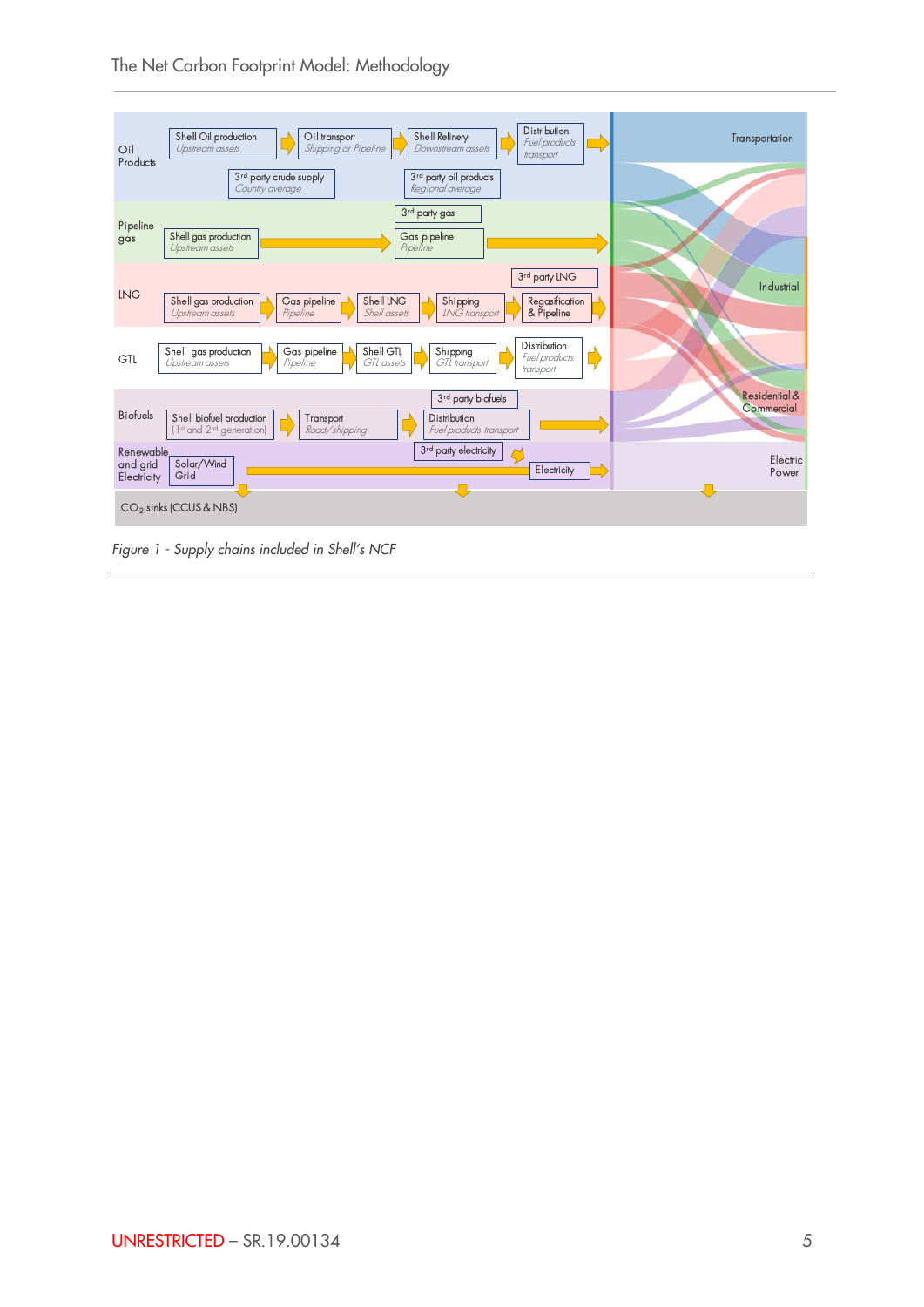**Oil Products:** Shell Oil production (*Upstream assets*) → Oil transport (*Shipping or Pipeline*) → Shell Refinery (*Downstream assets*) → Distribution (*Fuel products transport*)
- 3rd party crude supply (*Country average*)
- 3rd party oil products (*Regional average*)

**Pipeline gas:** Shell gas production (*Upstream assets*) → Gas pipeline (*Pipeline*) →
- 3rd party gas

**LNG:** Shell gas production (*Upstream assets*) → Gas pipeline (*Pipeline*) → Shell LNG (*Shell assets*) → Shipping (*LNG transport*) → Regasification & Pipeline
- 3rd party LNG

**GTL:** Shell gas production (*Upstream assets*) → Gas pipeline (*Pipeline*) → Shell GTL (*GTL assets*) → Shipping (*GTL transport*) → Distribution (*Fuel products transport*)

**Biofuels:** Shell biofuel production (1st and 2nd generation) → Transport (*Road/shipping*) → Distribution (*Fuel products transport*)
- 3rd party biofuels

**Renewable and grid Electricity:** Solar/Wind Grid → Electricity
- 3rd party electricity

End-use sectors: Transportation, Industrial, Residential & Commercial, Electric Power

$CO_2$ sinks (CCUS & NBS)

*Figure 1 - Supply chains included in Shell's NCF*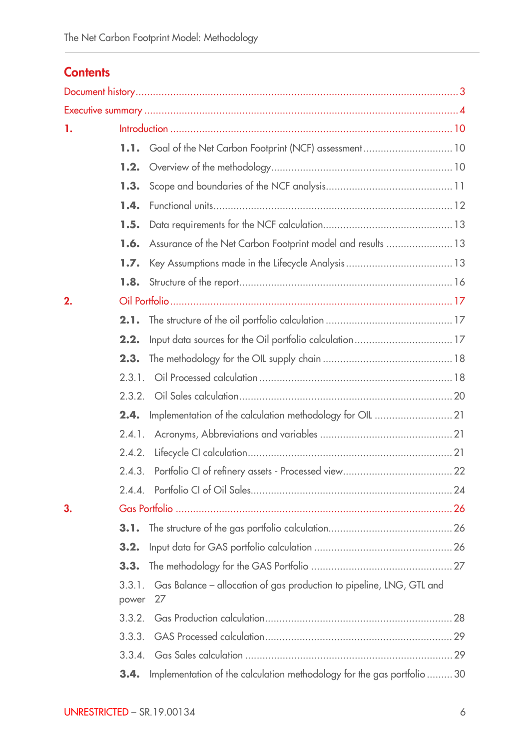## Contents

Document history ..... 3

Executive summary ..... 4

1. Introduction ..... 10
   - **1.1.** Goal of the Net Carbon Footprint (NCF) assessment ..... 10
   - **1.2.** Overview of the methodology ..... 10
   - **1.3.** Scope and boundaries of the NCF analysis ..... 11
   - **1.4.** Functional units ..... 12
   - **1.5.** Data requirements for the NCF calculation ..... 13
   - **1.6.** Assurance of the Net Carbon Footprint model and results ..... 13
   - **1.7.** Key Assumptions made in the Lifecycle Analysis ..... 13
   - **1.8.** Structure of the report ..... 16
2. Oil Portfolio ..... 17
   - **2.1.** The structure of the oil portfolio calculation ..... 17
   - **2.2.** Input data sources for the Oil portfolio calculation ..... 17
   - **2.3.** The methodology for the OIL supply chain ..... 18
     - 2.3.1. Oil Processed calculation ..... 18
     - 2.3.2. Oil Sales calculation ..... 20
   - **2.4.** Implementation of the calculation methodology for OIL ..... 21
     - 2.4.1. Acronyms, Abbreviations and variables ..... 21
     - 2.4.2. Lifecycle CI calculation ..... 21
     - 2.4.3. Portfolio CI of refinery assets - Processed view ..... 22
     - 2.4.4. Portfolio CI of Oil Sales ..... 24
3. Gas Portfolio ..... 26
   - **3.1.** The structure of the gas portfolio calculation ..... 26
   - **3.2.** Input data for GAS portfolio calculation ..... 26
   - **3.3.** The methodology for the GAS Portfolio ..... 27
     - 3.3.1. Gas Balance – allocation of gas production to pipeline, LNG, GTL and power 27
     - 3.3.2. Gas Production calculation ..... 28
     - 3.3.3. GAS Processed calculation ..... 29
     - 3.3.4. Gas Sales calculation ..... 29
   - **3.4.** Implementation of the calculation methodology for the gas portfolio ..... 30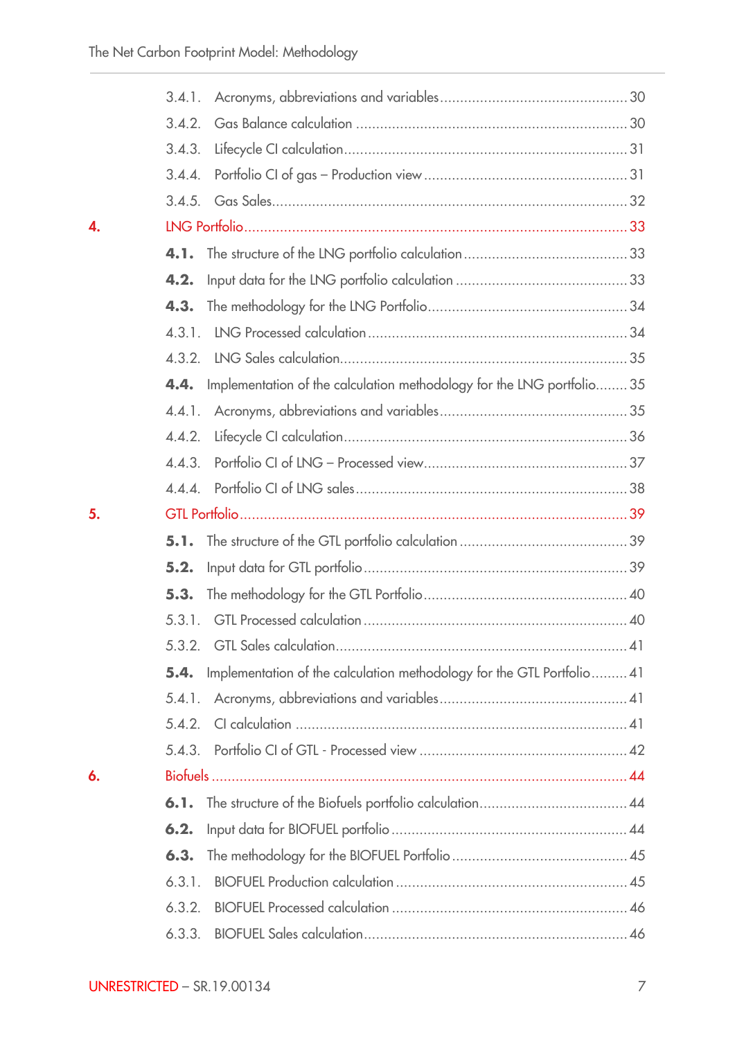3.4.1. Acronyms, abbreviations and variables ........ 30
3.4.2. Gas Balance calculation ........ 30
3.4.3. Lifecycle CI calculation ........ 31
3.4.4. Portfolio CI of gas – Production view ........ 31
3.4.5. Gas Sales ........ 32

**4. LNG Portfolio ........ 33**

**4.1.** The structure of the LNG portfolio calculation ........ 33
**4.2.** Input data for the LNG portfolio calculation ........ 33
**4.3.** The methodology for the LNG Portfolio ........ 34
4.3.1. LNG Processed calculation ........ 34
4.3.2. LNG Sales calculation ........ 35
**4.4.** Implementation of the calculation methodology for the LNG portfolio ........ 35
4.4.1. Acronyms, abbreviations and variables ........ 35
4.4.2. Lifecycle CI calculation ........ 36
4.4.3. Portfolio CI of LNG – Processed view ........ 37
4.4.4. Portfolio CI of LNG sales ........ 38

**5. GTL Portfolio ........ 39**

**5.1.** The structure of the GTL portfolio calculation ........ 39
**5.2.** Input data for GTL portfolio ........ 39
**5.3.** The methodology for the GTL Portfolio ........ 40
5.3.1. GTL Processed calculation ........ 40
5.3.2. GTL Sales calculation ........ 41
**5.4.** Implementation of the calculation methodology for the GTL Portfolio ........ 41
5.4.1. Acronyms, abbreviations and variables ........ 41
5.4.2. CI calculation ........ 41
5.4.3. Portfolio CI of GTL - Processed view ........ 42

**6. Biofuels ........ 44**

**6.1.** The structure of the Biofuels portfolio calculation ........ 44
**6.2.** Input data for BIOFUEL portfolio ........ 44
**6.3.** The methodology for the BIOFUEL Portfolio ........ 45
6.3.1. BIOFUEL Production calculation ........ 45
6.3.2. BIOFUEL Processed calculation ........ 46
6.3.3. BIOFUEL Sales calculation ........ 46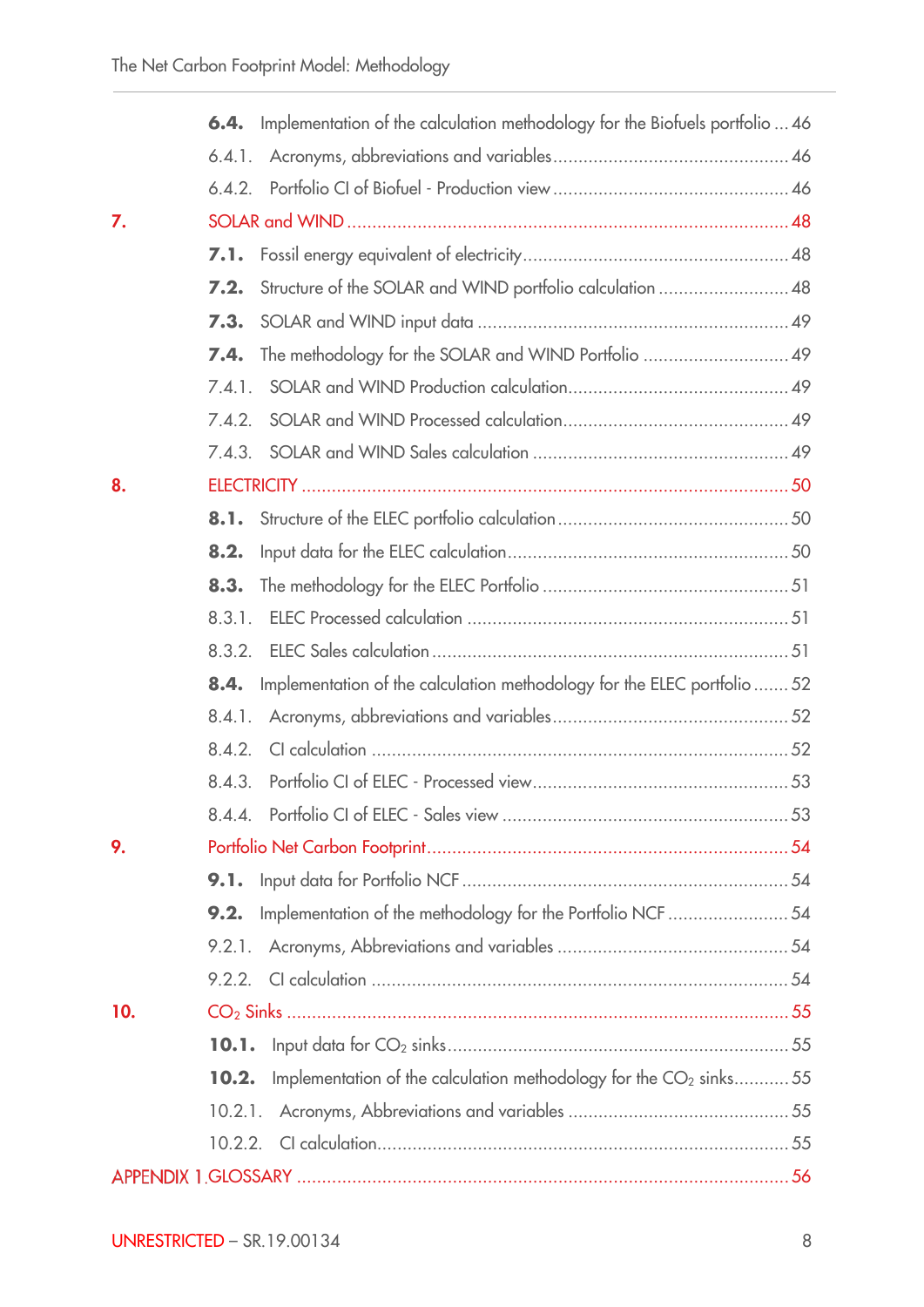**6.4.** Implementation of the calculation methodology for the Biofuels portfolio ... 46

6.4.1. Acronyms, abbreviations and variables ... 46

6.4.2. Portfolio CI of Biofuel - Production view ... 46

**7.** SOLAR and WIND ... 48

**7.1.** Fossil energy equivalent of electricity ... 48

**7.2.** Structure of the SOLAR and WIND portfolio calculation ... 48

**7.3.** SOLAR and WIND input data ... 49

**7.4.** The methodology for the SOLAR and WIND Portfolio ... 49

7.4.1. SOLAR and WIND Production calculation ... 49

7.4.2. SOLAR and WIND Processed calculation ... 49

7.4.3. SOLAR and WIND Sales calculation ... 49

**8.** ELECTRICITY ... 50

**8.1.** Structure of the ELEC portfolio calculation ... 50

**8.2.** Input data for the ELEC calculation ... 50

**8.3.** The methodology for the ELEC Portfolio ... 51

8.3.1. ELEC Processed calculation ... 51

8.3.2. ELEC Sales calculation ... 51

**8.4.** Implementation of the calculation methodology for the ELEC portfolio ... 52

8.4.1. Acronyms, abbreviations and variables ... 52

8.4.2. CI calculation ... 52

8.4.3. Portfolio CI of ELEC - Processed view ... 53

8.4.4. Portfolio CI of ELEC - Sales view ... 53

**9.** Portfolio Net Carbon Footprint ... 54

**9.1.** Input data for Portfolio NCF ... 54

**9.2.** Implementation of the methodology for the Portfolio NCF ... 54

9.2.1. Acronyms, Abbreviations and variables ... 54

9.2.2. CI calculation ... 54

**10.** $CO_2$ Sinks ... 55

**10.1.** Input data for $CO_2$ sinks ... 55

**10.2.** Implementation of the calculation methodology for the $CO_2$ sinks ... 55

10.2.1. Acronyms, Abbreviations and variables ... 55

10.2.2. CI calculation ... 55

APPENDIX 1. GLOSSARY ... 56

UNRESTRICTED – SR.19.00134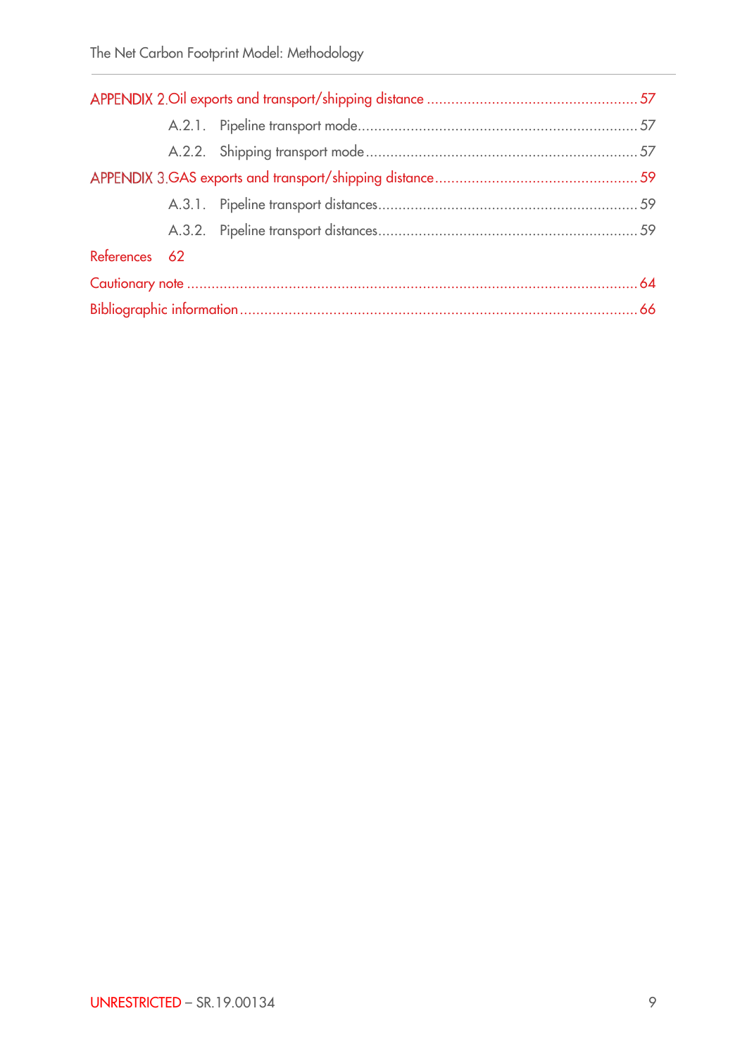APPENDIX 2. Oil exports and transport/shipping distance ........ 57

- A.2.1. Pipeline transport mode ........ 57
- A.2.2. Shipping transport mode ........ 57

APPENDIX 3. GAS exports and transport/shipping distance ........ 59

- A.3.1. Pipeline transport distances ........ 59
- A.3.2. Pipeline transport distances ........ 59

References 62

Cautionary note ........ 64

Bibliographic information ........ 66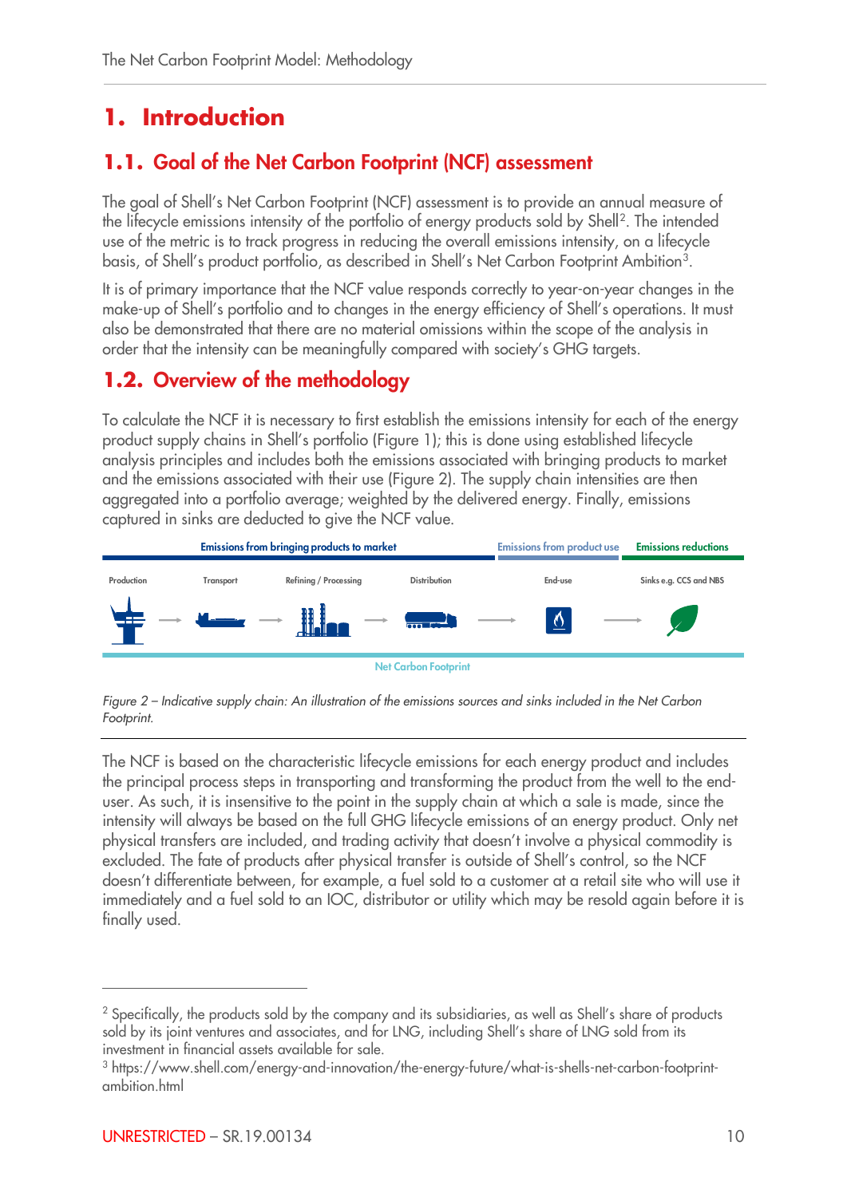# 1. Introduction

## 1.1. Goal of the Net Carbon Footprint (NCF) assessment

The goal of Shell's Net Carbon Footprint (NCF) assessment is to provide an annual measure of the lifecycle emissions intensity of the portfolio of energy products sold by Shell[2]. The intended use of the metric is to track progress in reducing the overall emissions intensity, on a lifecycle basis, of Shell's product portfolio, as described in Shell's Net Carbon Footprint Ambition[3].

It is of primary importance that the NCF value responds correctly to year-on-year changes in the make-up of Shell's portfolio and to changes in the energy efficiency of Shell's operations. It must also be demonstrated that there are no material omissions within the scope of the analysis in order that the intensity can be meaningfully compared with society's GHG targets.

## 1.2. Overview of the methodology

To calculate the NCF it is necessary to first establish the emissions intensity for each of the energy product supply chains in Shell's portfolio (Figure 1); this is done using established lifecycle analysis principles and includes both the emissions associated with bringing products to market and the emissions associated with their use (Figure 2). The supply chain intensities are then aggregated into a portfolio average; weighted by the delivered energy. Finally, emissions captured in sinks are deducted to give the NCF value.

Emissions from bringing products to market | Emissions from product use | Emissions reductions

Production → Transport → Refining / Processing → Distribution → End-use → Sinks e.g. CCS and NBS

Net Carbon Footprint

*Figure 2 – Indicative supply chain: An illustration of the emissions sources and sinks included in the Net Carbon Footprint.*

The NCF is based on the characteristic lifecycle emissions for each energy product and includes the principal process steps in transporting and transforming the product from the well to the end-user. As such, it is insensitive to the point in the supply chain at which a sale is made, since the intensity will always be based on the full GHG lifecycle emissions of an energy product. Only net physical transfers are included, and trading activity that doesn't involve a physical commodity is excluded. The fate of products after physical transfer is outside of Shell's control, so the NCF doesn't differentiate between, for example, a fuel sold to a customer at a retail site who will use it immediately and a fuel sold to an IOC, distributor or utility which may be resold again before it is finally used.

---

[2] Specifically, the products sold by the company and its subsidiaries, as well as Shell's share of products sold by its joint ventures and associates, and for LNG, including Shell's share of LNG sold from its investment in financial assets available for sale.

[3] https://www.shell.com/energy-and-innovation/the-energy-future/what-is-shells-net-carbon-footprint-ambition.html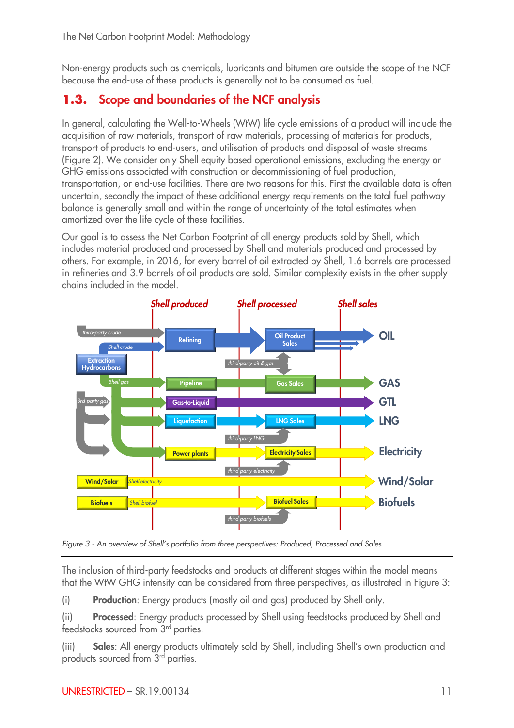Non-energy products such as chemicals, lubricants and bitumen are outside the scope of the NCF because the end-use of these products is generally not to be consumed as fuel.

## 1.3. Scope and boundaries of the NCF analysis

In general, calculating the Well-to-Wheels (WtW) life cycle emissions of a product will include the acquisition of raw materials, transport of raw materials, processing of materials for products, transport of products to end-users, and utilisation of products and disposal of waste streams (Figure 2). We consider only Shell equity based operational emissions, excluding the energy or GHG emissions associated with construction or decommissioning of fuel production, transportation, or end-use facilities. There are two reasons for this. First the available data is often uncertain, secondly the impact of these additional energy requirements on the total fuel pathway balance is generally small and within the range of uncertainty of the total estimates when amortized over the life cycle of these facilities.

Our goal is to assess the Net Carbon Footprint of all energy products sold by Shell, which includes material produced and processed by Shell and materials produced and processed by others. For example, in 2016, for every barrel of oil extracted by Shell, 1.6 barrels are processed in refineries and 3.9 barrels of oil products are sold. Similar complexity exists in the other supply chains included in the model.

*Figure 3 - An overview of Shell's portfolio from three perspectives: Produced, Processed and Sales*

The inclusion of third-party feedstocks and products at different stages within the model means that the WtW GHG intensity can be considered from three perspectives, as illustrated in Figure 3:

(i) **Production**: Energy products (mostly oil and gas) produced by Shell only.

(ii) **Processed**: Energy products processed by Shell using feedstocks produced by Shell and feedstocks sourced from 3rd parties.

(iii) **Sales**: All energy products ultimately sold by Shell, including Shell's own production and products sourced from 3rd parties.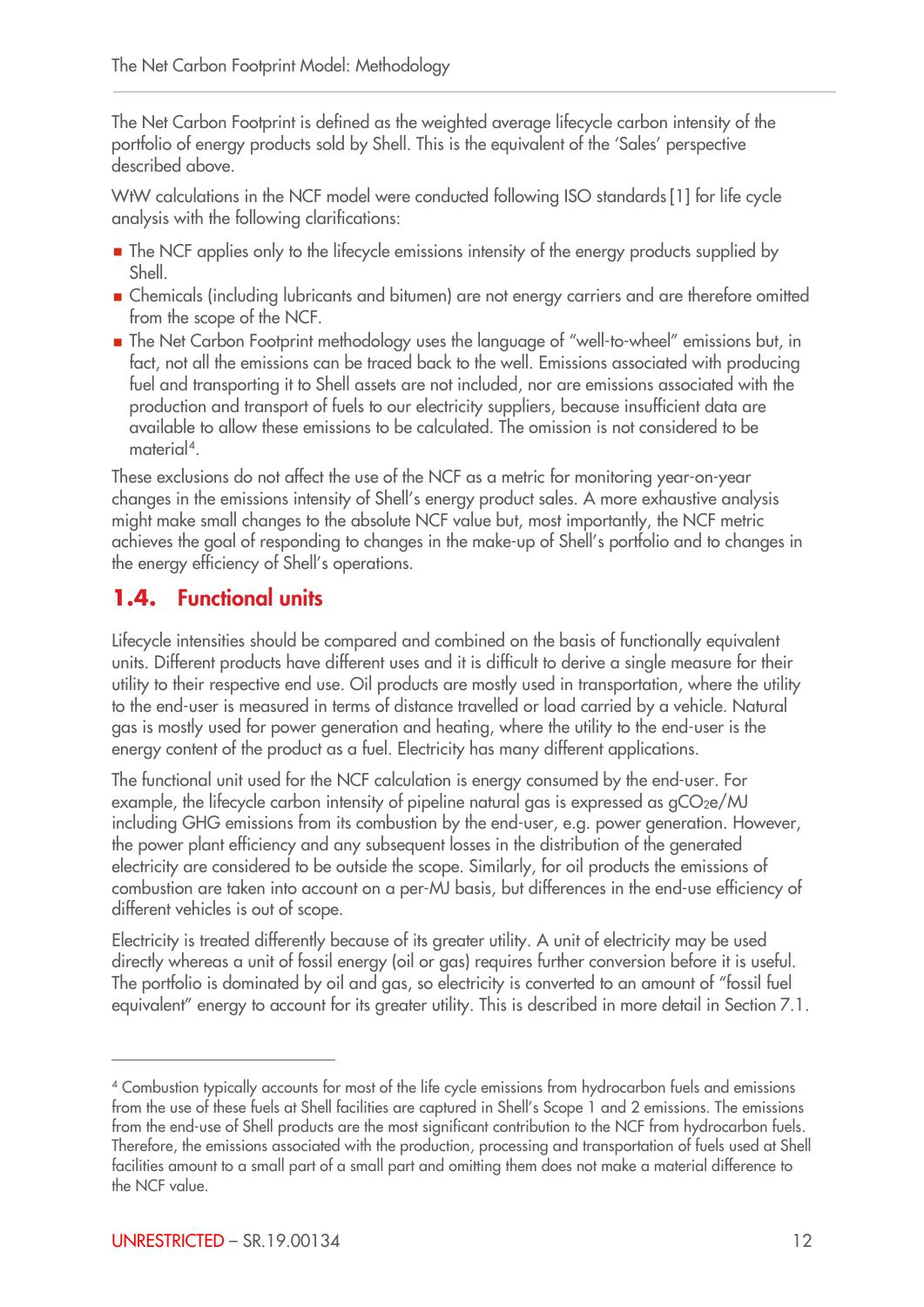The Net Carbon Footprint is defined as the weighted average lifecycle carbon intensity of the portfolio of energy products sold by Shell. This is the equivalent of the 'Sales' perspective described above.

WtW calculations in the NCF model were conducted following ISO standards [1] for life cycle analysis with the following clarifications:

- The NCF applies only to the lifecycle emissions intensity of the energy products supplied by Shell.
- Chemicals (including lubricants and bitumen) are not energy carriers and are therefore omitted from the scope of the NCF.
- The Net Carbon Footprint methodology uses the language of "well-to-wheel" emissions but, in fact, not all the emissions can be traced back to the well. Emissions associated with producing fuel and transporting it to Shell assets are not included, nor are emissions associated with the production and transport of fuels to our electricity suppliers, because insufficient data are available to allow these emissions to be calculated. The omission is not considered to be material[4].

These exclusions do not affect the use of the NCF as a metric for monitoring year-on-year changes in the emissions intensity of Shell's energy product sales. A more exhaustive analysis might make small changes to the absolute NCF value but, most importantly, the NCF metric achieves the goal of responding to changes in the make-up of Shell's portfolio and to changes in the energy efficiency of Shell's operations.

## 1.4. Functional units

Lifecycle intensities should be compared and combined on the basis of functionally equivalent units. Different products have different uses and it is difficult to derive a single measure for their utility to their respective end use. Oil products are mostly used in transportation, where the utility to the end-user is measured in terms of distance travelled or load carried by a vehicle. Natural gas is mostly used for power generation and heating, where the utility to the end-user is the energy content of the product as a fuel. Electricity has many different applications.

The functional unit used for the NCF calculation is energy consumed by the end-user. For example, the lifecycle carbon intensity of pipeline natural gas is expressed as $gCO_2e/MJ$ including GHG emissions from its combustion by the end-user, e.g. power generation. However, the power plant efficiency and any subsequent losses in the distribution of the generated electricity are considered to be outside the scope. Similarly, for oil products the emissions of combustion are taken into account on a per-MJ basis, but differences in the end-use efficiency of different vehicles is out of scope.

Electricity is treated differently because of its greater utility. A unit of electricity may be used directly whereas a unit of fossil energy (oil or gas) requires further conversion before it is useful. The portfolio is dominated by oil and gas, so electricity is converted to an amount of "fossil fuel equivalent" energy to account for its greater utility. This is described in more detail in Section 7.1.

---

[4] Combustion typically accounts for most of the life cycle emissions from hydrocarbon fuels and emissions from the use of these fuels at Shell facilities are captured in Shell's Scope 1 and 2 emissions. The emissions from the end-use of Shell products are the most significant contribution to the NCF from hydrocarbon fuels. Therefore, the emissions associated with the production, processing and transportation of fuels used at Shell facilities amount to a small part of a small part and omitting them does not make a material difference to the NCF value.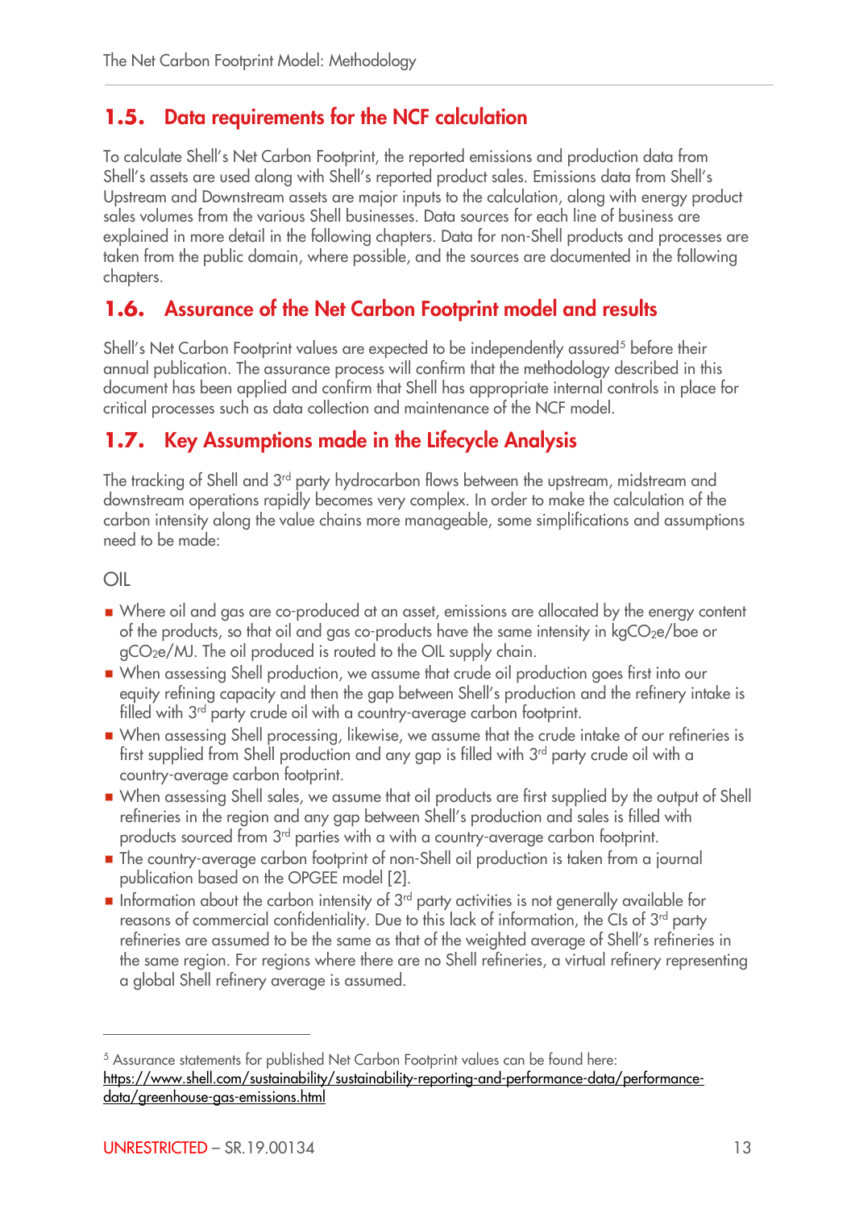## 1.5. Data requirements for the NCF calculation

To calculate Shell's Net Carbon Footprint, the reported emissions and production data from Shell's assets are used along with Shell's reported product sales. Emissions data from Shell's Upstream and Downstream assets are major inputs to the calculation, along with energy product sales volumes from the various Shell businesses. Data sources for each line of business are explained in more detail in the following chapters. Data for non-Shell products and processes are taken from the public domain, where possible, and the sources are documented in the following chapters.

## 1.6. Assurance of the Net Carbon Footprint model and results

Shell's Net Carbon Footprint values are expected to be independently assured[5] before their annual publication. The assurance process will confirm that the methodology described in this document has been applied and confirm that Shell has appropriate internal controls in place for critical processes such as data collection and maintenance of the NCF model.

## 1.7. Key Assumptions made in the Lifecycle Analysis

The tracking of Shell and 3rd party hydrocarbon flows between the upstream, midstream and downstream operations rapidly becomes very complex. In order to make the calculation of the carbon intensity along the value chains more manageable, some simplifications and assumptions need to be made:

OIL

- Where oil and gas are co-produced at an asset, emissions are allocated by the energy content of the products, so that oil and gas co-products have the same intensity in kg$CO_2$e/boe or g$CO_2$e/MJ. The oil produced is routed to the OIL supply chain.
- When assessing Shell production, we assume that crude oil production goes first into our equity refining capacity and then the gap between Shell's production and the refinery intake is filled with 3rd party crude oil with a country-average carbon footprint.
- When assessing Shell processing, likewise, we assume that the crude intake of our refineries is first supplied from Shell production and any gap is filled with 3rd party crude oil with a country-average carbon footprint.
- When assessing Shell sales, we assume that oil products are first supplied by the output of Shell refineries in the region and any gap between Shell's production and sales is filled with products sourced from 3rd parties with a with a country-average carbon footprint.
- The country-average carbon footprint of non-Shell oil production is taken from a journal publication based on the OPGEE model [2].
- Information about the carbon intensity of 3rd party activities is not generally available for reasons of commercial confidentiality. Due to this lack of information, the CIs of 3rd party refineries are assumed to be the same as that of the weighted average of Shell's refineries in the same region. For regions where there are no Shell refineries, a virtual refinery representing a global Shell refinery average is assumed.

---

[5] Assurance statements for published Net Carbon Footprint values can be found here: https://www.shell.com/sustainability/sustainability-reporting-and-performance-data/performance-data/greenhouse-gas-emissions.html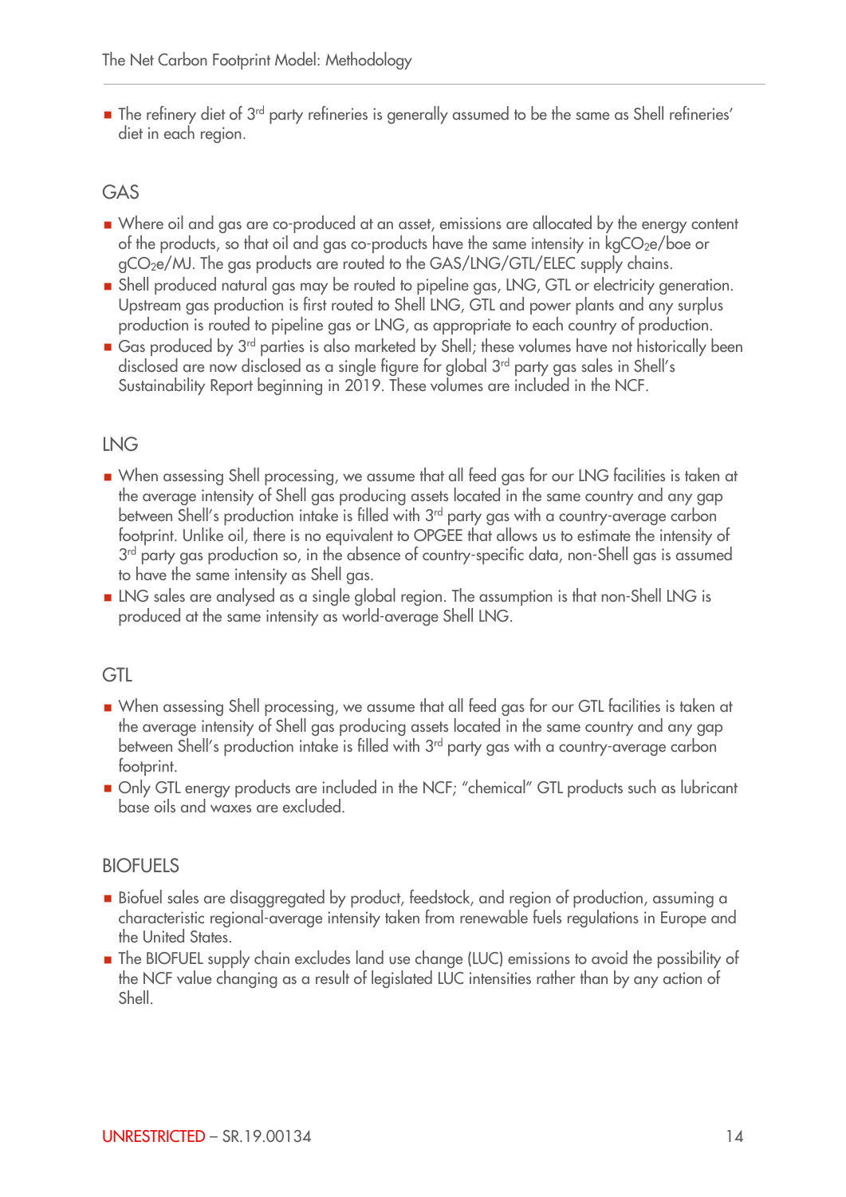- The refinery diet of 3rd party refineries is generally assumed to be the same as Shell refineries' diet in each region.

## GAS

- Where oil and gas are co-produced at an asset, emissions are allocated by the energy content of the products, so that oil and gas co-products have the same intensity in $kgCO_2e$/boe or $gCO_2e$/MJ. The gas products are routed to the GAS/LNG/GTL/ELEC supply chains.
- Shell produced natural gas may be routed to pipeline gas, LNG, GTL or electricity generation. Upstream gas production is first routed to Shell LNG, GTL and power plants and any surplus production is routed to pipeline gas or LNG, as appropriate to each country of production.
- Gas produced by 3rd parties is also marketed by Shell; these volumes have not historically been disclosed are now disclosed as a single figure for global 3rd party gas sales in Shell's Sustainability Report beginning in 2019. These volumes are included in the NCF.

## LNG

- When assessing Shell processing, we assume that all feed gas for our LNG facilities is taken at the average intensity of Shell gas producing assets located in the same country and any gap between Shell's production intake is filled with 3rd party gas with a country-average carbon footprint. Unlike oil, there is no equivalent to OPGEE that allows us to estimate the intensity of 3rd party gas production so, in the absence of country-specific data, non-Shell gas is assumed to have the same intensity as Shell gas.
- LNG sales are analysed as a single global region. The assumption is that non-Shell LNG is produced at the same intensity as world-average Shell LNG.

## GTL

- When assessing Shell processing, we assume that all feed gas for our GTL facilities is taken at the average intensity of Shell gas producing assets located in the same country and any gap between Shell's production intake is filled with 3rd party gas with a country-average carbon footprint.
- Only GTL energy products are included in the NCF; "chemical" GTL products such as lubricant base oils and waxes are excluded.

## BIOFUELS

- Biofuel sales are disaggregated by product, feedstock, and region of production, assuming a characteristic regional-average intensity taken from renewable fuels regulations in Europe and the United States.
- The BIOFUEL supply chain excludes land use change (LUC) emissions to avoid the possibility of the NCF value changing as a result of legislated LUC intensities rather than by any action of Shell.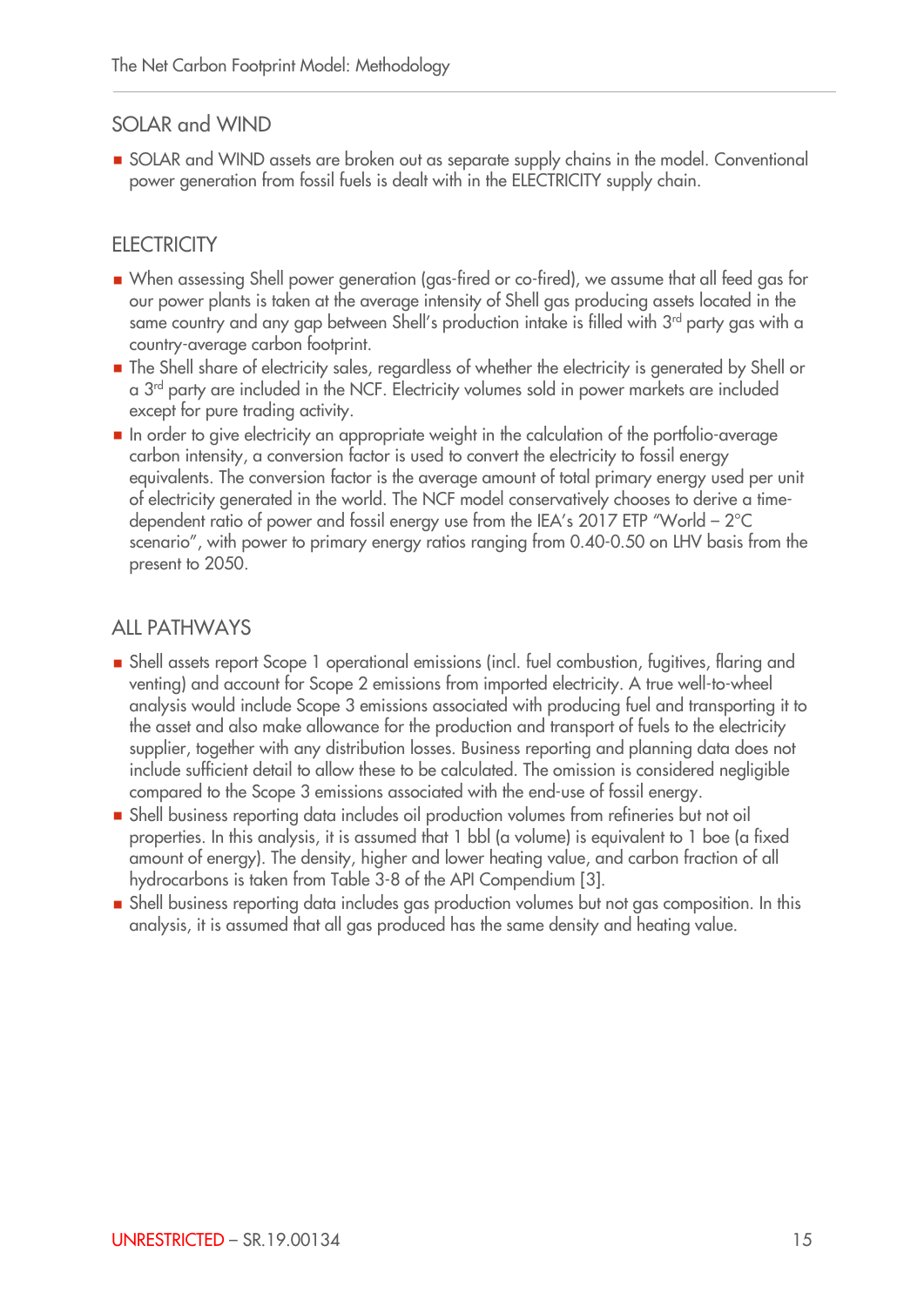## SOLAR and WIND

- SOLAR and WIND assets are broken out as separate supply chains in the model. Conventional power generation from fossil fuels is dealt with in the ELECTRICITY supply chain.

## ELECTRICITY

- When assessing Shell power generation (gas-fired or co-fired), we assume that all feed gas for our power plants is taken at the average intensity of Shell gas producing assets located in the same country and any gap between Shell's production intake is filled with 3rd party gas with a country-average carbon footprint.
- The Shell share of electricity sales, regardless of whether the electricity is generated by Shell or a 3rd party are included in the NCF. Electricity volumes sold in power markets are included except for pure trading activity.
- In order to give electricity an appropriate weight in the calculation of the portfolio-average carbon intensity, a conversion factor is used to convert the electricity to fossil energy equivalents. The conversion factor is the average amount of total primary energy used per unit of electricity generated in the world. The NCF model conservatively chooses to derive a time-dependent ratio of power and fossil energy use from the IEA's 2017 ETP "World – 2°C scenario", with power to primary energy ratios ranging from 0.40-0.50 on LHV basis from the present to 2050.

## ALL PATHWAYS

- Shell assets report Scope 1 operational emissions (incl. fuel combustion, fugitives, flaring and venting) and account for Scope 2 emissions from imported electricity. A true well-to-wheel analysis would include Scope 3 emissions associated with producing fuel and transporting it to the asset and also make allowance for the production and transport of fuels to the electricity supplier, together with any distribution losses. Business reporting and planning data does not include sufficient detail to allow these to be calculated. The omission is considered negligible compared to the Scope 3 emissions associated with the end-use of fossil energy.
- Shell business reporting data includes oil production volumes from refineries but not oil properties. In this analysis, it is assumed that 1 bbl (a volume) is equivalent to 1 boe (a fixed amount of energy). The density, higher and lower heating value, and carbon fraction of all hydrocarbons is taken from Table 3-8 of the API Compendium [3].
- Shell business reporting data includes gas production volumes but not gas composition. In this analysis, it is assumed that all gas produced has the same density and heating value.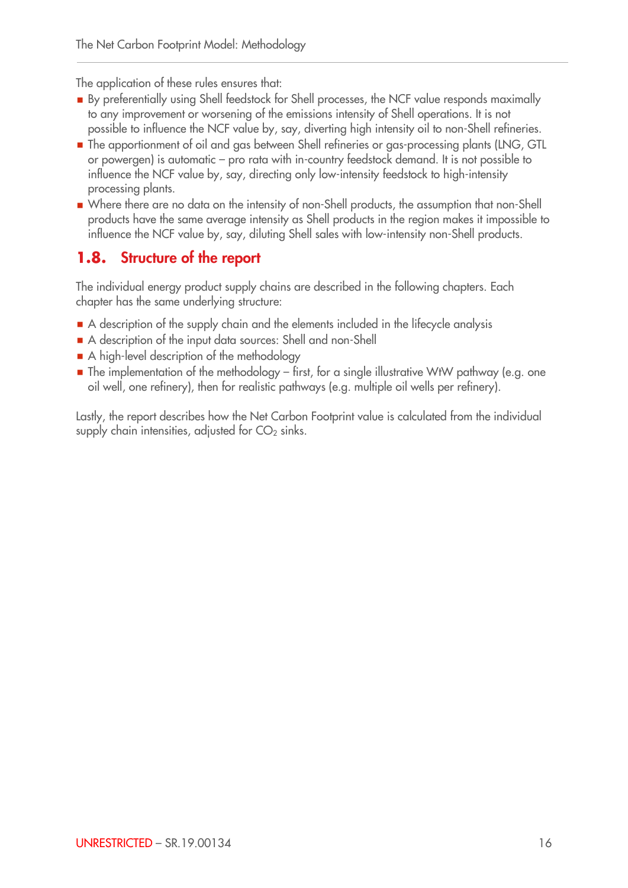The application of these rules ensures that:

- By preferentially using Shell feedstock for Shell processes, the NCF value responds maximally to any improvement or worsening of the emissions intensity of Shell operations. It is not possible to influence the NCF value by, say, diverting high intensity oil to non-Shell refineries.
- The apportionment of oil and gas between Shell refineries or gas-processing plants (LNG, GTL or powergen) is automatic – pro rata with in-country feedstock demand. It is not possible to influence the NCF value by, say, directing only low-intensity feedstock to high-intensity processing plants.
- Where there are no data on the intensity of non-Shell products, the assumption that non-Shell products have the same average intensity as Shell products in the region makes it impossible to influence the NCF value by, say, diluting Shell sales with low-intensity non-Shell products.

## 1.8. Structure of the report

The individual energy product supply chains are described in the following chapters. Each chapter has the same underlying structure:

- A description of the supply chain and the elements included in the lifecycle analysis
- A description of the input data sources: Shell and non-Shell
- A high-level description of the methodology
- The implementation of the methodology – first, for a single illustrative WtW pathway (e.g. one oil well, one refinery), then for realistic pathways (e.g. multiple oil wells per refinery).

Lastly, the report describes how the Net Carbon Footprint value is calculated from the individual supply chain intensities, adjusted for $CO_2$ sinks.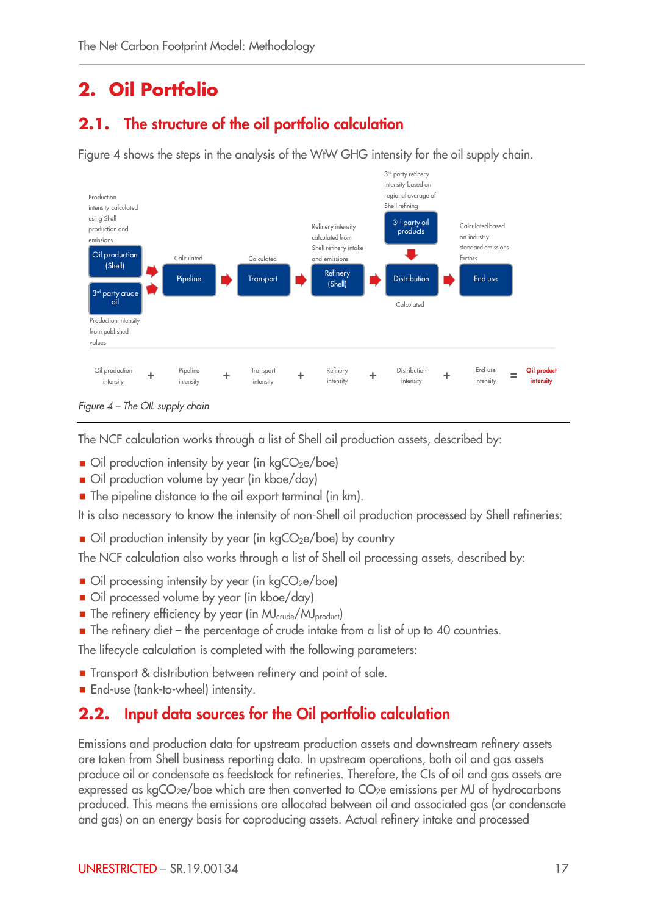# 2. Oil Portfolio

## 2.1. The structure of the oil portfolio calculation

Figure 4 shows the steps in the analysis of the WtW GHG intensity for the oil supply chain.

Production intensity calculated using Shell production and emissions

Oil production (Shell)

3rd party crude oil

Production intensity from published values

Calculated

Pipeline

Calculated

Transport

Refinery intensity calculated from Shell refinery intake and emissions

Refinery (Shell)

3rd party refinery intensity based on regional average of Shell refining

3rd party oil products

Distribution

Calculated

Calculated based on industry standard emissions factors

End use

Oil production intensity + Pipeline intensity + Transport intensity + Refinery intensity + Distribution intensity + End-use intensity = **Oil product intensity**

*Figure 4 – The OIL supply chain*

The NCF calculation works through a list of Shell oil production assets, described by:

- Oil production intensity by year (in kg$CO_2$e/boe)
- Oil production volume by year (in kboe/day)
- The pipeline distance to the oil export terminal (in km).

It is also necessary to know the intensity of non-Shell oil production processed by Shell refineries:

- Oil production intensity by year (in kg$CO_2$e/boe) by country

The NCF calculation also works through a list of Shell oil processing assets, described by:

- Oil processing intensity by year (in kg$CO_2$e/boe)
- Oil processed volume by year (in kboe/day)
- The refinery efficiency by year (in $MJ_{crude}/MJ_{product}$)
- The refinery diet – the percentage of crude intake from a list of up to 40 countries.

The lifecycle calculation is completed with the following parameters:

- Transport & distribution between refinery and point of sale.
- End-use (tank-to-wheel) intensity.

## 2.2. Input data sources for the Oil portfolio calculation

Emissions and production data for upstream production assets and downstream refinery assets are taken from Shell business reporting data. In upstream operations, both oil and gas assets produce oil or condensate as feedstock for refineries. Therefore, the CIs of oil and gas assets are expressed as kg$CO_2$e/boe which are then converted to $CO_2$e emissions per MJ of hydrocarbons produced. This means the emissions are allocated between oil and associated gas (or condensate and gas) on an energy basis for coproducing assets. Actual refinery intake and processed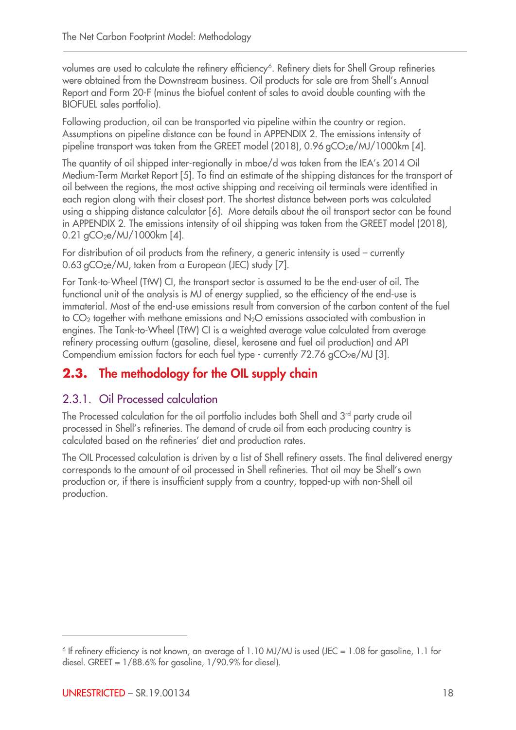volumes are used to calculate the refinery efficiency[6]. Refinery diets for Shell Group refineries were obtained from the Downstream business. Oil products for sale are from Shell's Annual Report and Form 20-F (minus the biofuel content of sales to avoid double counting with the BIOFUEL sales portfolio).

Following production, oil can be transported via pipeline within the country or region. Assumptions on pipeline distance can be found in APPENDIX 2. The emissions intensity of pipeline transport was taken from the GREET model (2018), 0.96 $gCO_2e$/MJ/1000km [4].

The quantity of oil shipped inter-regionally in mboe/d was taken from the IEA's 2014 Oil Medium-Term Market Report [5]. To find an estimate of the shipping distances for the transport of oil between the regions, the most active shipping and receiving oil terminals were identified in each region along with their closest port. The shortest distance between ports was calculated using a shipping distance calculator [6]. More details about the oil transport sector can be found in APPENDIX 2. The emissions intensity of oil shipping was taken from the GREET model (2018), 0.21 $gCO_2e$/MJ/1000km [4].

For distribution of oil products from the refinery, a generic intensity is used – currently 0.63 $gCO_2e$/MJ, taken from a European (JEC) study [7].

For Tank-to-Wheel (TtW) CI, the transport sector is assumed to be the end-user of oil. The functional unit of the analysis is MJ of energy supplied, so the efficiency of the end-use is immaterial. Most of the end-use emissions result from conversion of the carbon content of the fuel to $CO_2$ together with methane emissions and $N_2O$ emissions associated with combustion in engines. The Tank-to-Wheel (TtW) CI is a weighted average value calculated from average refinery processing outturn (gasoline, diesel, kerosene and fuel oil production) and API Compendium emission factors for each fuel type - currently 72.76 $gCO_2e$/MJ [3].

## 2.3. The methodology for the OIL supply chain

### 2.3.1. Oil Processed calculation

The Processed calculation for the oil portfolio includes both Shell and 3rd party crude oil processed in Shell's refineries. The demand of crude oil from each producing country is calculated based on the refineries' diet and production rates.

The OIL Processed calculation is driven by a list of Shell refinery assets. The final delivered energy corresponds to the amount of oil processed in Shell refineries. That oil may be Shell's own production or, if there is insufficient supply from a country, topped-up with non-Shell oil production.

---

[6] If refinery efficiency is not known, an average of 1.10 MJ/MJ is used (JEC = 1.08 for gasoline, 1.1 for diesel. GREET = 1/88.6% for gasoline, 1/90.9% for diesel).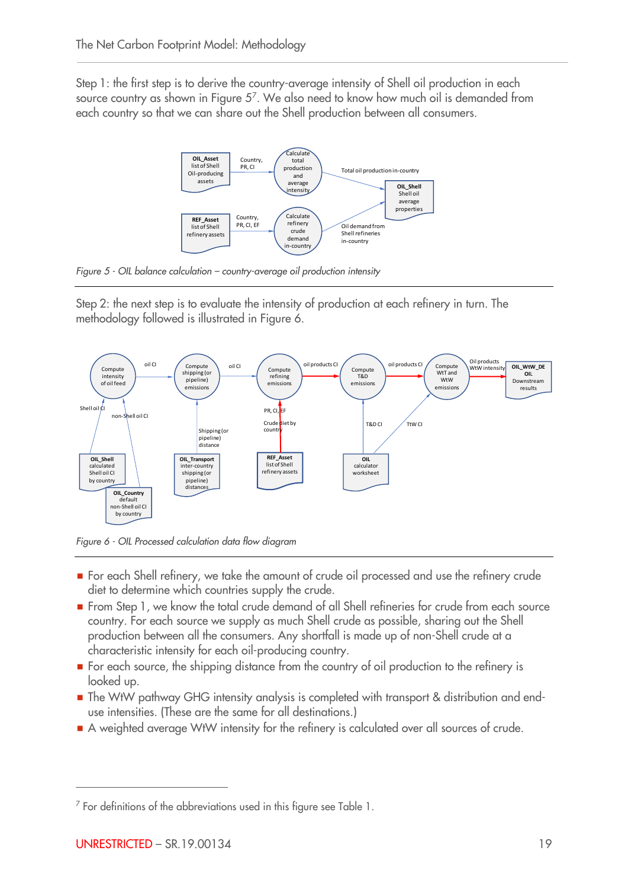Step 1: the first step is to derive the country-average intensity of Shell oil production in each source country as shown in Figure 5[7]. We also need to know how much oil is demanded from each country so that we can share out the Shell production between all consumers.

*Figure 5 - OIL balance calculation – country-average oil production intensity*

Step 2: the next step is to evaluate the intensity of production at each refinery in turn. The methodology followed is illustrated in Figure 6.

*Figure 6 - OIL Processed calculation data flow diagram*

- For each Shell refinery, we take the amount of crude oil processed and use the refinery crude diet to determine which countries supply the crude.
- From Step 1, we know the total crude demand of all Shell refineries for crude from each source country. For each source we supply as much Shell crude as possible, sharing out the Shell production between all the consumers. Any shortfall is made up of non-Shell crude at a characteristic intensity for each oil-producing country.
- For each source, the shipping distance from the country of oil production to the refinery is looked up.
- The WtW pathway GHG intensity analysis is completed with transport & distribution and end-use intensities. (These are the same for all destinations.)
- A weighted average WtW intensity for the refinery is calculated over all sources of crude.

[7] For definitions of the abbreviations used in this figure see Table 1.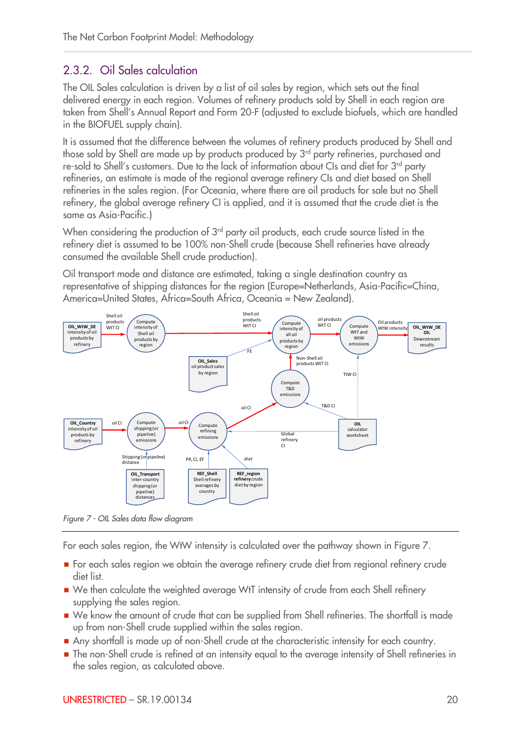### 2.3.2. Oil Sales calculation

The OIL Sales calculation is driven by a list of oil sales by region, which sets out the final delivered energy in each region. Volumes of refinery products sold by Shell in each region are taken from Shell's Annual Report and Form 20-F (adjusted to exclude biofuels, which are handled in the BIOFUEL supply chain).

It is assumed that the difference between the volumes of refinery products produced by Shell and those sold by Shell are made up by products produced by 3rd party refineries, purchased and re-sold to Shell's customers. Due to the lack of information about CIs and diet for 3rd party refineries, an estimate is made of the regional average refinery CIs and diet based on Shell refineries in the sales region. (For Oceania, where there are oil products for sale but no Shell refinery, the global average refinery CI is applied, and it is assumed that the crude diet is the same as Asia-Pacific.)

When considering the production of 3rd party oil products, each crude source listed in the refinery diet is assumed to be 100% non-Shell crude (because Shell refineries have already consumed the available Shell crude production).

Oil transport mode and distance are estimated, taking a single destination country as representative of shipping distances for the region (Europe=Netherlands, Asia-Pacific=China, America=United States, Africa=South Africa, Oceania = New Zealand).

*Figure 7 - OIL Sales data flow diagram*

For each sales region, the WtW intensity is calculated over the pathway shown in Figure 7.

- For each sales region we obtain the average refinery crude diet from regional refinery crude diet list.
- We then calculate the weighted average WtT intensity of crude from each Shell refinery supplying the sales region.
- We know the amount of crude that can be supplied from Shell refineries. The shortfall is made up from non-Shell crude supplied within the sales region.
- Any shortfall is made up of non-Shell crude at the characteristic intensity for each country.
- The non-Shell crude is refined at an intensity equal to the average intensity of Shell refineries in the sales region, as calculated above.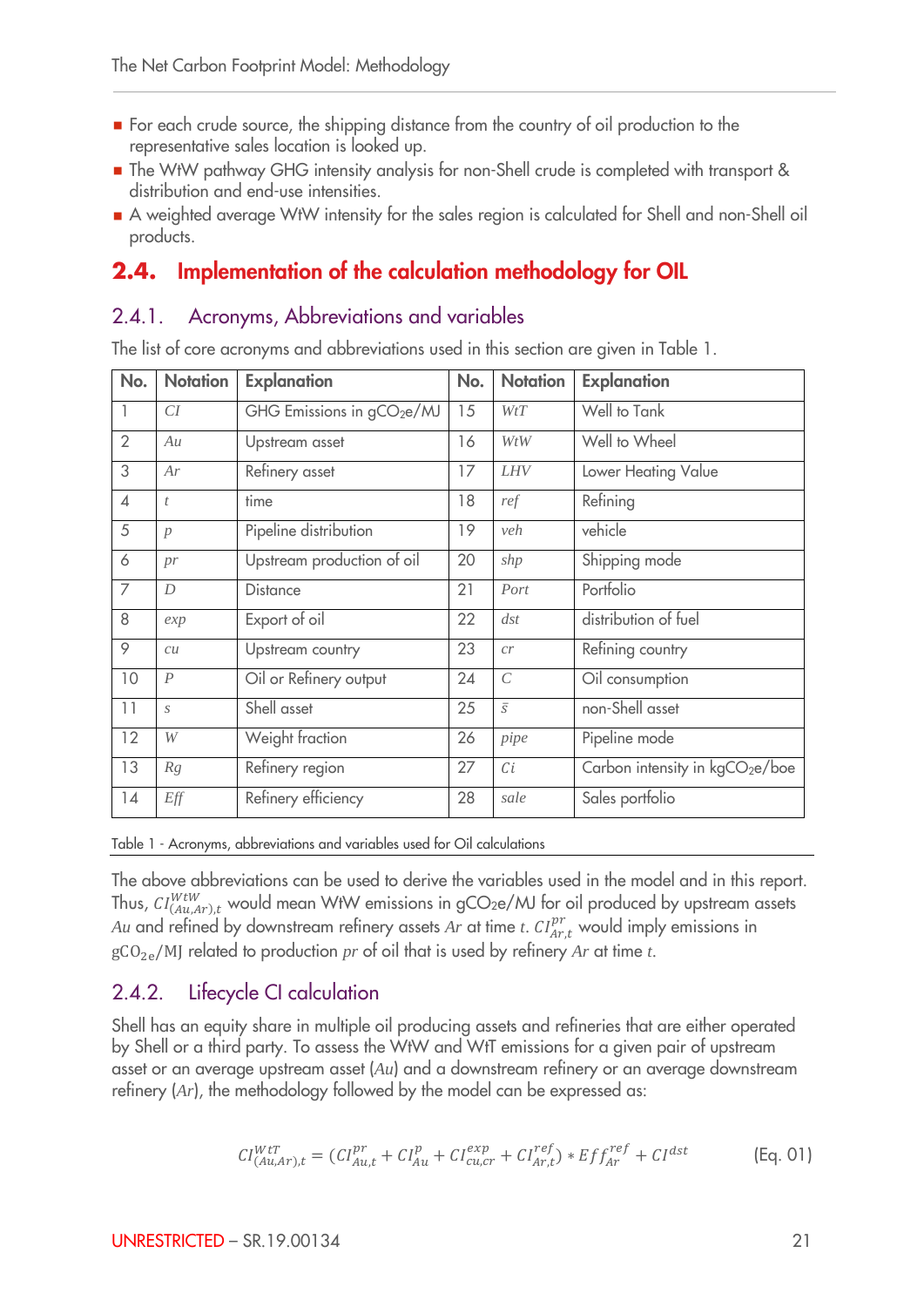- For each crude source, the shipping distance from the country of oil production to the representative sales location is looked up.
- The WtW pathway GHG intensity analysis for non-Shell crude is completed with transport & distribution and end-use intensities.
- A weighted average WtW intensity for the sales region is calculated for Shell and non-Shell oil products.

## 2.4. Implementation of the calculation methodology for OIL

### 2.4.1. Acronyms, Abbreviations and variables

The list of core acronyms and abbreviations used in this section are given in Table 1.

| No. | Notation | Explanation | No. | Notation | Explanation |
|---|---|---|---|---|---|
| 1 | $CI$ | GHG Emissions in $gCO_2e/MJ$ | 15 | $WtT$ | Well to Tank |
| 2 | $Au$ | Upstream asset | 16 | $WtW$ | Well to Wheel |
| 3 | $Ar$ | Refinery asset | 17 | $LHV$ | Lower Heating Value |
| 4 | $t$ | time | 18 | $ref$ | Refining |
| 5 | $p$ | Pipeline distribution | 19 | $veh$ | vehicle |
| 6 | $pr$ | Upstream production of oil | 20 | $shp$ | Shipping mode |
| 7 | $D$ | Distance | 21 | $Port$ | Portfolio |
| 8 | $exp$ | Export of oil | 22 | $dst$ | distribution of fuel |
| 9 | $cu$ | Upstream country | 23 | $cr$ | Refining country |
| 10 | $P$ | Oil or Refinery output | 24 | $C$ | Oil consumption |
| 11 | $s$ | Shell asset | 25 | $\bar{s}$ | non-Shell asset |
| 12 | $W$ | Weight fraction | 26 | $pipe$ | Pipeline mode |
| 13 | $Rg$ | Refinery region | 27 | $Ci$ | Carbon intensity in $kgCO_2e/boe$ |
| 14 | $Eff$ | Refinery efficiency | 28 | $sale$ | Sales portfolio |

Table 1 - Acronyms, abbreviations and variables used for Oil calculations

The above abbreviations can be used to derive the variables used in the model and in this report. Thus, $CI^{WtW}_{(Au,Ar),t}$ would mean WtW emissions in $gCO_2e/MJ$ for oil produced by upstream assets $Au$ and refined by downstream refinery assets $Ar$ at time $t$. $CI^{pr}_{Ar,t}$ would imply emissions in $gCO_{2e}/MJ$ related to production $pr$ of oil that is used by refinery $Ar$ at time $t$.

### 2.4.2. Lifecycle CI calculation

Shell has an equity share in multiple oil producing assets and refineries that are either operated by Shell or a third party. To assess the WtW and WtT emissions for a given pair of upstream asset or an average upstream asset ($Au$) and a downstream refinery or an average downstream refinery ($Ar$), the methodology followed by the model can be expressed as:

$$CI^{WtT}_{(Au,Ar),t} = (CI^{pr}_{Au,t} + CI^{p}_{Au} + CI^{exp}_{cu,cr} + CI^{ref}_{Ar,t}) * Eff^{ref}_{Ar} + CI^{dst} \qquad \text{(Eq. 01)}$$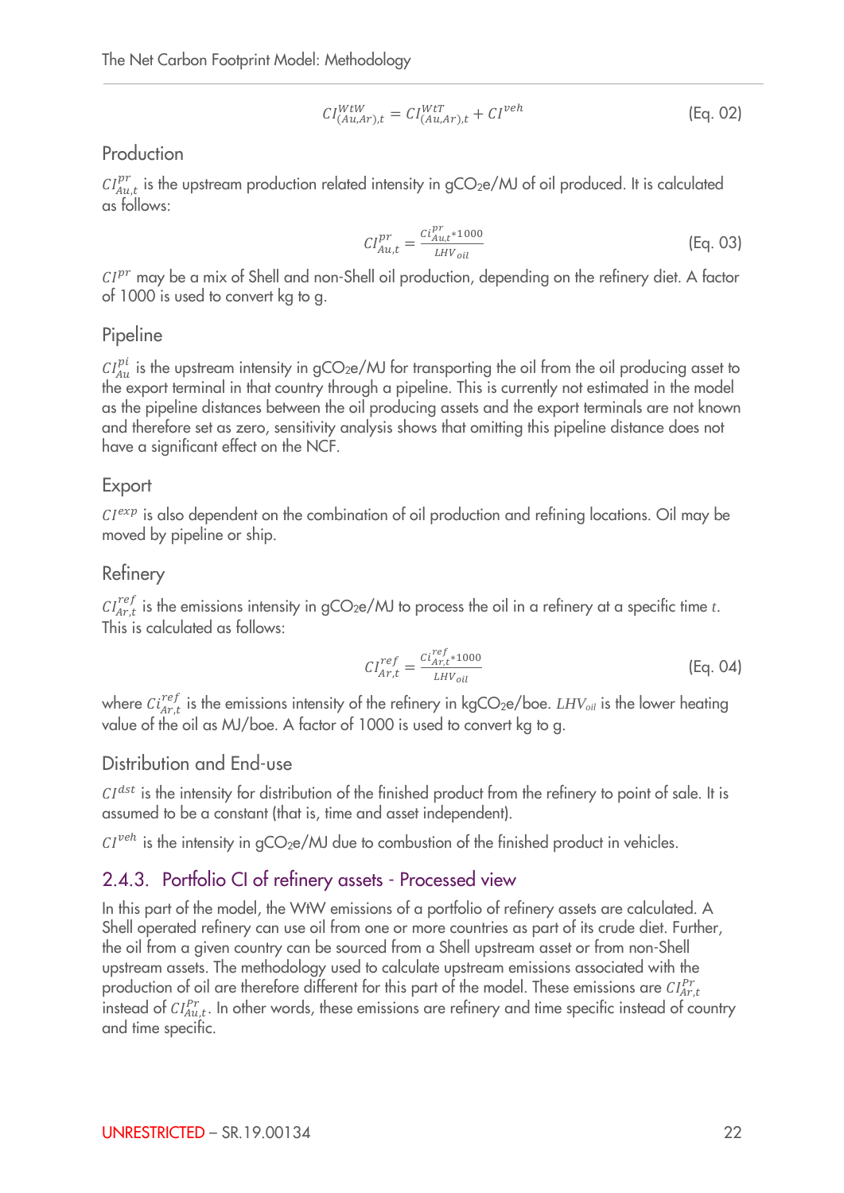$$CI_{(Au,Ar),t}^{WtW} = CI_{(Au,Ar),t}^{WtT} + CI^{veh} \quad \text{(Eq. 02)}$$

### Production

$CI_{Au,t}^{pr}$ is the upstream production related intensity in $gCO_2e/MJ$ of oil produced. It is calculated as follows:

$$CI_{Au,t}^{pr} = \frac{ci_{Au,t}^{pr} * 1000}{LHV_{oil}} \quad \text{(Eq. 03)}$$

$CI^{pr}$ may be a mix of Shell and non-Shell oil production, depending on the refinery diet. A factor of 1000 is used to convert kg to g.

### Pipeline

$CI_{Au}^{pi}$ is the upstream intensity in $gCO_2e/MJ$ for transporting the oil from the oil producing asset to the export terminal in that country through a pipeline. This is currently not estimated in the model as the pipeline distances between the oil producing assets and the export terminals are not known and therefore set as zero, sensitivity analysis shows that omitting this pipeline distance does not have a significant effect on the NCF.

### Export

$CI^{exp}$ is also dependent on the combination of oil production and refining locations. Oil may be moved by pipeline or ship.

### Refinery

$CI_{Ar,t}^{ref}$ is the emissions intensity in $gCO_2e/MJ$ to process the oil in a refinery at a specific time $t$. This is calculated as follows:

$$CI_{Ar,t}^{ref} = \frac{ci_{Ar,t}^{ref} * 1000}{LHV_{oil}} \quad \text{(Eq. 04)}$$

where $ci_{Ar,t}^{ref}$ is the emissions intensity of the refinery in $kgCO_2e/boe$. $LHV_{oil}$ is the lower heating value of the oil as MJ/boe. A factor of 1000 is used to convert kg to g.

### Distribution and End-use

$CI^{dst}$ is the intensity for distribution of the finished product from the refinery to point of sale. It is assumed to be a constant (that is, time and asset independent).

$CI^{veh}$ is the intensity in $gCO_2e/MJ$ due to combustion of the finished product in vehicles.

## 2.4.3. Portfolio CI of refinery assets - Processed view

In this part of the model, the WtW emissions of a portfolio of refinery assets are calculated. A Shell operated refinery can use oil from one or more countries as part of its crude diet. Further, the oil from a given country can be sourced from a Shell upstream asset or from non-Shell upstream assets. The methodology used to calculate upstream emissions associated with the production of oil are therefore different for this part of the model. These emissions are $CI_{Ar,t}^{Pr}$ instead of $CI_{Au,t}^{Pr}$. In other words, these emissions are refinery and time specific instead of country and time specific.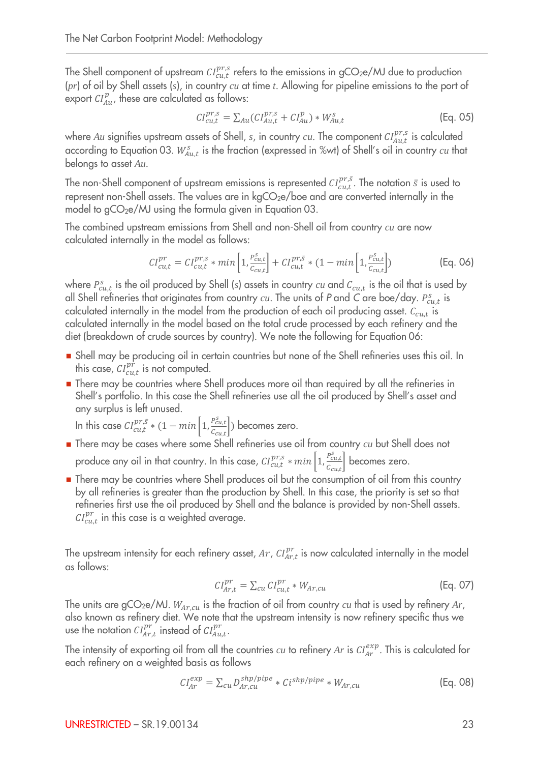The Shell component of upstream $CI^{pr,s}_{cu,t}$ refers to the emissions in gCO$_2$e/MJ due to production ($pr$) of oil by Shell assets ($s$), in country $cu$ at time $t$. Allowing for pipeline emissions to the port of export $CI^{p}_{Au}$, these are calculated as follows:

$$CI^{pr,s}_{cu,t} = \sum_{Au}(CI^{pr,s}_{Au,t} + CI^{p}_{Au}) * W^{s}_{Au,t} \tag{Eq. 05}$$

where $Au$ signifies upstream assets of Shell, $s$, in country $cu$. The component $CI^{pr,s}_{Au,t}$ is calculated according to Equation 03. $W^{s}_{Au,t}$ is the fraction (expressed in %wt) of Shell's oil in country $cu$ that belongs to asset $Au$.

The non-Shell component of upstream emissions is represented $CI^{pr,\bar{s}}_{cu,t}$. The notation $\bar{s}$ is used to represent non-Shell assets. The values are in kgCO$_2$e/boe and are converted internally in the model to gCO$_2$e/MJ using the formula given in Equation 03.

The combined upstream emissions from Shell and non-Shell oil from country $cu$ are now calculated internally in the model as follows:

$$CI^{pr}_{cu,t} = CI^{pr,s}_{cu,t} * min\left[1, \frac{P^{s}_{cu,t}}{C_{cu,t}}\right] + CI^{pr,\bar{s}}_{cu,t} * (1 - min\left[1, \frac{P^{s}_{cu,t}}{C_{cu,t}}\right]) \tag{Eq. 06}$$

where $P^{s}_{cu,t}$ is the oil produced by Shell ($s$) assets in country $cu$ and $C_{cu,t}$ is the oil that is used by all Shell refineries that originates from country $cu$. The units of $P$ and $C$ are boe/day. $P^{s}_{cu,t}$ is calculated internally in the model from the production of each oil producing asset. $C_{cu,t}$ is calculated internally in the model based on the total crude processed by each refinery and the diet (breakdown of crude sources by country). We note the following for Equation 06:

- Shell may be producing oil in certain countries but none of the Shell refineries uses this oil. In this case, $CI^{pr}_{cu,t}$ is not computed.
- There may be countries where Shell produces more oil than required by all the refineries in Shell's portfolio. In this case the Shell refineries use all the oil produced by Shell's asset and any surplus is left unused.
  In this case $CI^{pr,\bar{s}}_{cu,t} * (1 - min\left[1, \frac{P^{s}_{cu,t}}{C_{cu,t}}\right])$ becomes zero.
- There may be cases where some Shell refineries use oil from country $cu$ but Shell does not produce any oil in that country. In this case, $CI^{pr,s}_{cu,t} * min\left[1, \frac{P^{s}_{cu,t}}{C_{cu,t}}\right]$ becomes zero.
- There may be countries where Shell produces oil but the consumption of oil from this country by all refineries is greater than the production by Shell. In this case, the priority is set so that refineries first use the oil produced by Shell and the balance is provided by non-Shell assets. $CI^{pr}_{cu,t}$ in this case is a weighted average.

The upstream intensity for each refinery asset, $Ar$, $CI^{pr}_{Ar,t}$ is now calculated internally in the model as follows:

$$CI^{pr}_{Ar,t} = \sum_{cu} CI^{pr}_{cu,t} * W_{Ar,cu} \tag{Eq. 07}$$

The units are gCO$_2$e/MJ. $W_{Ar,cu}$ is the fraction of oil from country $cu$ that is used by refinery $Ar$, also known as refinery diet. We note that the upstream intensity is now refinery specific thus we use the notation $CI^{pr}_{Ar,t}$ instead of $CI^{pr}_{Au,t}$.

The intensity of exporting oil from all the countries $cu$ to refinery $Ar$ is $CI^{exp}_{Ar}$. This is calculated for each refinery on a weighted basis as follows

$$CI^{exp}_{Ar} = \sum_{cu} D^{shp/pipe}_{Ar,cu} * Ci^{shp/pipe} * W_{Ar,cu} \tag{Eq. 08}$$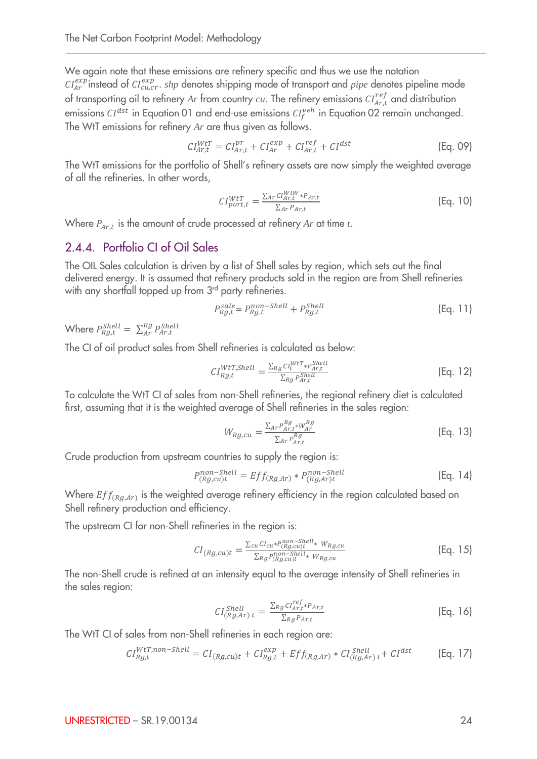We again note that these emissions are refinery specific and thus we use the notation $CI_{Ar}^{exp}$ instead of $CI_{cu,cr}^{exp}$. $shp$ denotes shipping mode of transport and $pipe$ denotes pipeline mode of transporting oil to refinery $Ar$ from country $cu$. The refinery emissions $CI_{Ar,t}^{ref}$ and distribution emissions $CI^{dst}$ in Equation 01 and end-use emissions $CI_{f}^{veh}$ in Equation 02 remain unchanged. The WtT emissions for refinery $Ar$ are thus given as follows.

$$CI_{Ar,t}^{WtT} = CI_{Ar,t}^{pr} + CI_{Ar}^{exp} + CI_{Ar,t}^{ref} + CI^{dst} \tag{Eq. 09}$$

The WtT emissions for the portfolio of Shell's refinery assets are now simply the weighted average of all the refineries. In other words,

$$CI_{port,t}^{WtT} = \frac{\sum_{Ar} CI_{Ar,t}^{WtW} * P_{Ar,t}}{\sum_{Ar} P_{Ar,t}} \tag{Eq. 10}$$

Where $P_{Ar,t}$ is the amount of crude processed at refinery $Ar$ at time $t$.

## 2.4.4. Portfolio CI of Oil Sales

The OIL Sales calculation is driven by a list of Shell sales by region, which sets out the final delivered energy. It is assumed that refinery products sold in the region are from Shell refineries with any shortfall topped up from 3rd party refineries.

$$P_{Rg,t}^{sale} = P_{Rg,t}^{non-Shell} + P_{Rg,t}^{Shell} \tag{Eq. 11}$$

Where $P_{Rg,t}^{Shell} = \sum_{Ar}^{Rg} P_{Ar,t}^{Shell}$

The CI of oil product sales from Shell refineries is calculated as below:

$$CI_{Rg,t}^{WtT,Shell} = \frac{\sum_{Rg} CI_{t}^{WtT} * P_{Ar,t}^{Shell}}{\sum_{Rg} P_{Ar,t}^{Shell}} \tag{Eq. 12}$$

To calculate the WtT CI of sales from non-Shell refineries, the regional refinery diet is calculated first, assuming that it is the weighted average of Shell refineries in the sales region:

$$W_{Rg,cu} = \frac{\sum_{Ar} P_{Ar,t}^{Rg} * W_{Ar}^{Rg}}{\sum_{Ar} P_{Ar,t}^{Rg}} \tag{Eq. 13}$$

Crude production from upstream countries to supply the region is:

$$P_{(Rg,cu)t}^{non-Shell} = Eff_{(Rg,Ar)} * P_{(Rg,Ar)t}^{non-Shell} \tag{Eq. 14}$$

Where $Eff_{(Rg,Ar)}$ is the weighted average refinery efficiency in the region calculated based on Shell refinery production and efficiency.

The upstream CI for non-Shell refineries in the region is:

$$CI_{(Rg,cu)t} = \frac{\sum_{cu} CI_{cu} * P_{(Rg,cu)t}^{non-Shell} * W_{Rg,cu}}{\sum_{Rg} P_{(Rg,cu)t}^{non-Shell} * W_{Rg,cu}} \tag{Eq. 15}$$

The non-Shell crude is refined at an intensity equal to the average intensity of Shell refineries in the sales region:

$$CI_{(Rg,Ar)\,t}^{Shell} = \frac{\sum_{Rg} CI_{Ar,t}^{ref} * P_{Ar,t}}{\sum_{Rg} P_{Ar,t}} \tag{Eq. 16}$$

The WtT CI of sales from non-Shell refineries in each region are:

$$CI_{Rg,t}^{WtT,non-Shell} = CI_{(Rg,cu)t} + CI_{Rg,t}^{exp} + Eff_{(Rg,Ar)} * CI_{(Rg,Ar)\,t}^{Shell} + CI^{dst} \tag{Eq. 17}$$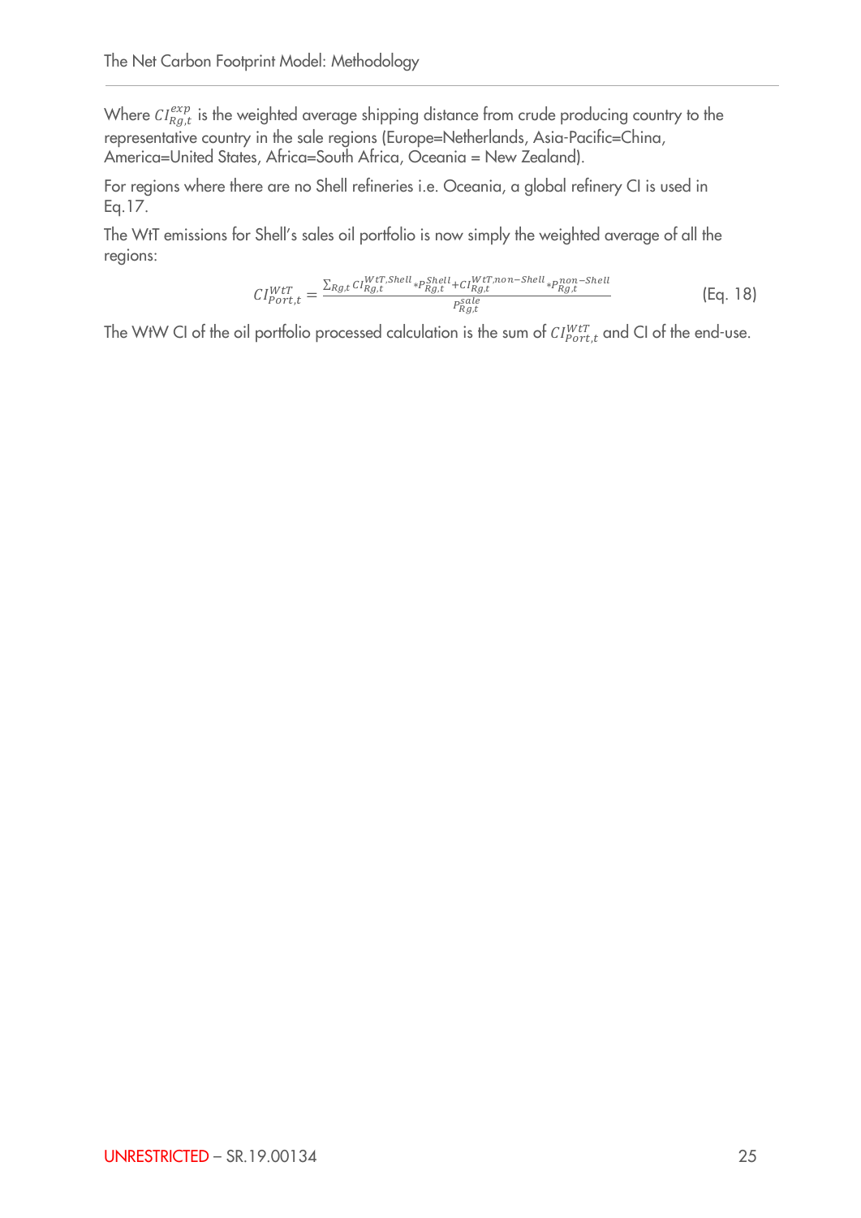Where $CI_{Rg,t}^{exp}$ is the weighted average shipping distance from crude producing country to the representative country in the sale regions (Europe=Netherlands, Asia-Pacific=China, America=United States, Africa=South Africa, Oceania = New Zealand).

For regions where there are no Shell refineries i.e. Oceania, a global refinery CI is used in Eq.17.

The WtT emissions for Shell's sales oil portfolio is now simply the weighted average of all the regions:

$$CI_{Port,t}^{WtT} = \frac{\sum_{Rg,t} CI_{Rg,t}^{WtT,Shell} * P_{Rg,t}^{Shell} + CI_{Rg,t}^{WtT,non-Shell} * P_{Rg,t}^{non-Shell}}{P_{Rg,t}^{sale}} \qquad \text{(Eq. 18)}$$

The WtW CI of the oil portfolio processed calculation is the sum of $CI_{Port,t}^{WtT}$ and CI of the end-use.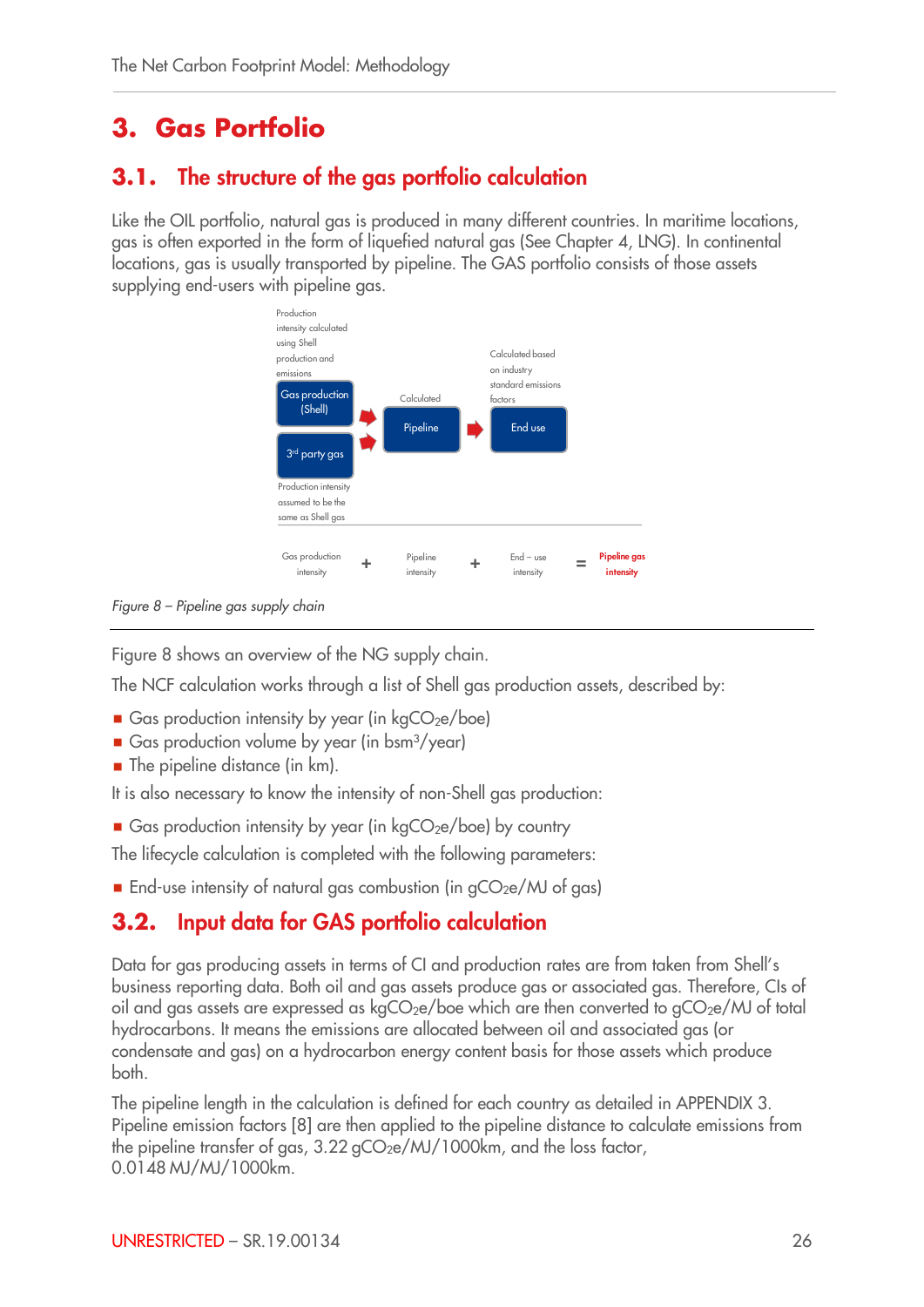# 3. Gas Portfolio

## 3.1. The structure of the gas portfolio calculation

Like the OIL portfolio, natural gas is produced in many different countries. In maritime locations, gas is often exported in the form of liquefied natural gas (See Chapter 4, LNG). In continental locations, gas is usually transported by pipeline. The GAS portfolio consists of those assets supplying end-users with pipeline gas.

Production intensity calculated using Shell production and emissions

Gas production (Shell) → Pipeline (Calculated) → End use (Calculated based on industry standard emissions factors)

3rd party gas → Pipeline

Production intensity assumed to be the same as Shell gas

Gas production intensity + Pipeline intensity + End – use intensity = **Pipeline gas intensity**

*Figure 8 – Pipeline gas supply chain*

Figure 8 shows an overview of the NG supply chain.

The NCF calculation works through a list of Shell gas production assets, described by:

- Gas production intensity by year (in $kgCO_2e/boe$)
- Gas production volume by year (in $bsm^3/year$)
- The pipeline distance (in km).

It is also necessary to know the intensity of non-Shell gas production:

- Gas production intensity by year (in $kgCO_2e/boe$) by country

The lifecycle calculation is completed with the following parameters:

- End-use intensity of natural gas combustion (in $gCO_2e/MJ$ of gas)

## 3.2. Input data for GAS portfolio calculation

Data for gas producing assets in terms of CI and production rates are from taken from Shell's business reporting data. Both oil and gas assets produce gas or associated gas. Therefore, CIs of oil and gas assets are expressed as $kgCO_2e/boe$ which are then converted to $gCO_2e/MJ$ of total hydrocarbons. It means the emissions are allocated between oil and associated gas (or condensate and gas) on a hydrocarbon energy content basis for those assets which produce both.

The pipeline length in the calculation is defined for each country as detailed in APPENDIX 3. Pipeline emission factors [8] are then applied to the pipeline distance to calculate emissions from the pipeline transfer of gas, 3.22 $gCO_2e/MJ/1000km$, and the loss factor, 0.0148 MJ/MJ/1000km.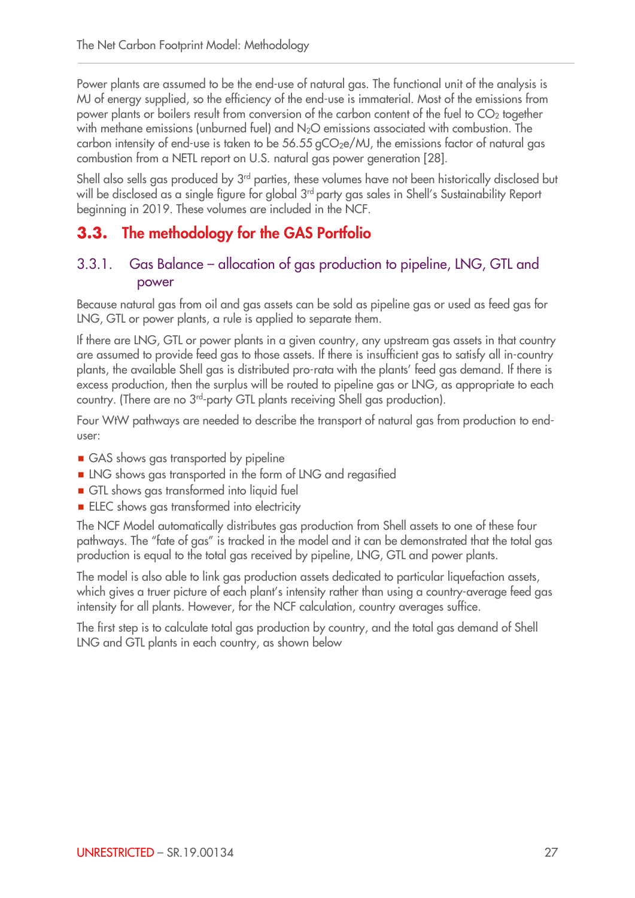Power plants are assumed to be the end-use of natural gas. The functional unit of the analysis is MJ of energy supplied, so the efficiency of the end-use is immaterial. Most of the emissions from power plants or boilers result from conversion of the carbon content of the fuel to $CO_2$ together with methane emissions (unburned fuel) and $N_2O$ emissions associated with combustion. The carbon intensity of end-use is taken to be 56.55 $gCO_2e/MJ$, the emissions factor of natural gas combustion from a NETL report on U.S. natural gas power generation [28].

Shell also sells gas produced by 3rd parties, these volumes have not been historically disclosed but will be disclosed as a single figure for global 3rd party gas sales in Shell's Sustainability Report beginning in 2019. These volumes are included in the NCF.

## 3.3. The methodology for the GAS Portfolio

### 3.3.1. Gas Balance – allocation of gas production to pipeline, LNG, GTL and power

Because natural gas from oil and gas assets can be sold as pipeline gas or used as feed gas for LNG, GTL or power plants, a rule is applied to separate them.

If there are LNG, GTL or power plants in a given country, any upstream gas assets in that country are assumed to provide feed gas to those assets. If there is insufficient gas to satisfy all in-country plants, the available Shell gas is distributed pro-rata with the plants' feed gas demand. If there is excess production, then the surplus will be routed to pipeline gas or LNG, as appropriate to each country. (There are no 3rd-party GTL plants receiving Shell gas production).

Four WtW pathways are needed to describe the transport of natural gas from production to end-user:

- GAS shows gas transported by pipeline
- LNG shows gas transported in the form of LNG and regasified
- GTL shows gas transformed into liquid fuel
- ELEC shows gas transformed into electricity

The NCF Model automatically distributes gas production from Shell assets to one of these four pathways. The "fate of gas" is tracked in the model and it can be demonstrated that the total gas production is equal to the total gas received by pipeline, LNG, GTL and power plants.

The model is also able to link gas production assets dedicated to particular liquefaction assets, which gives a truer picture of each plant's intensity rather than using a country-average feed gas intensity for all plants. However, for the NCF calculation, country averages suffice.

The first step is to calculate total gas production by country, and the total gas demand of Shell LNG and GTL plants in each country, as shown below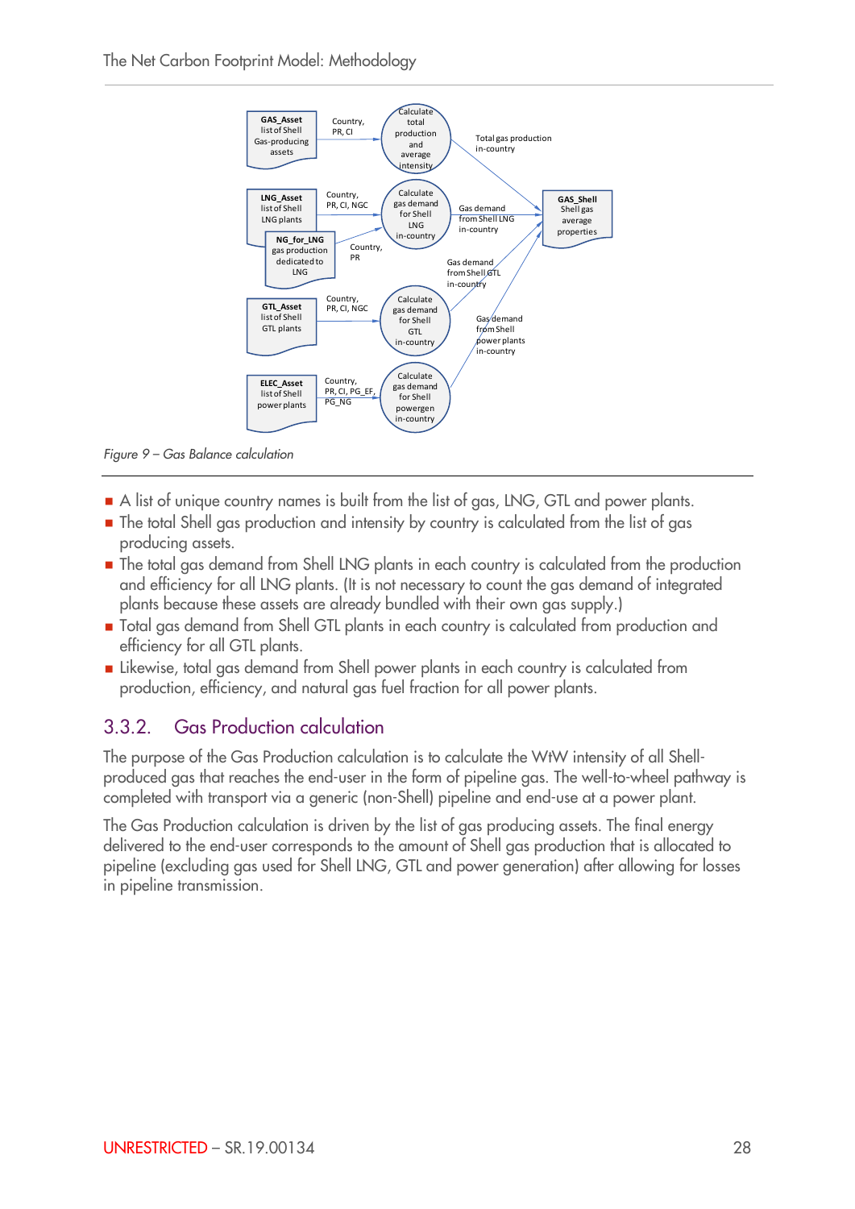GAS_Asset list of Shell Gas-producing assets

Country, PR, CI

Calculate total production and average intensity

Total gas production in-country

LNG_Asset list of Shell LNG plants

Country, PR, CI, NGC

Calculate gas demand for Shell LNG in-country

Gas demand from Shell LNG in-country

GAS_Shell Shell gas average properties

NG_for_LNG gas production dedicated to LNG

Country, PR

Gas demand from Shell GTL in-country

GTL_Asset list of Shell GTL plants

Country, PR, CI, NGC

Calculate gas demand for Shell GTL in-country

Gas demand from Shell power plants in-country

ELEC_Asset list of Shell power plants

Country, PR, CI, PG_EF, PG_NG

Calculate gas demand for Shell powergen in-country

*Figure 9 – Gas Balance calculation*

- A list of unique country names is built from the list of gas, LNG, GTL and power plants.
- The total Shell gas production and intensity by country is calculated from the list of gas producing assets.
- The total gas demand from Shell LNG plants in each country is calculated from the production and efficiency for all LNG plants. (It is not necessary to count the gas demand of integrated plants because these assets are already bundled with their own gas supply.)
- Total gas demand from Shell GTL plants in each country is calculated from production and efficiency for all GTL plants.
- Likewise, total gas demand from Shell power plants in each country is calculated from production, efficiency, and natural gas fuel fraction for all power plants.

### 3.3.2. Gas Production calculation

The purpose of the Gas Production calculation is to calculate the WtW intensity of all Shell-produced gas that reaches the end-user in the form of pipeline gas. The well-to-wheel pathway is completed with transport via a generic (non-Shell) pipeline and end-use at a power plant.

The Gas Production calculation is driven by the list of gas producing assets. The final energy delivered to the end-user corresponds to the amount of Shell gas production that is allocated to pipeline (excluding gas used for Shell LNG, GTL and power generation) after allowing for losses in pipeline transmission.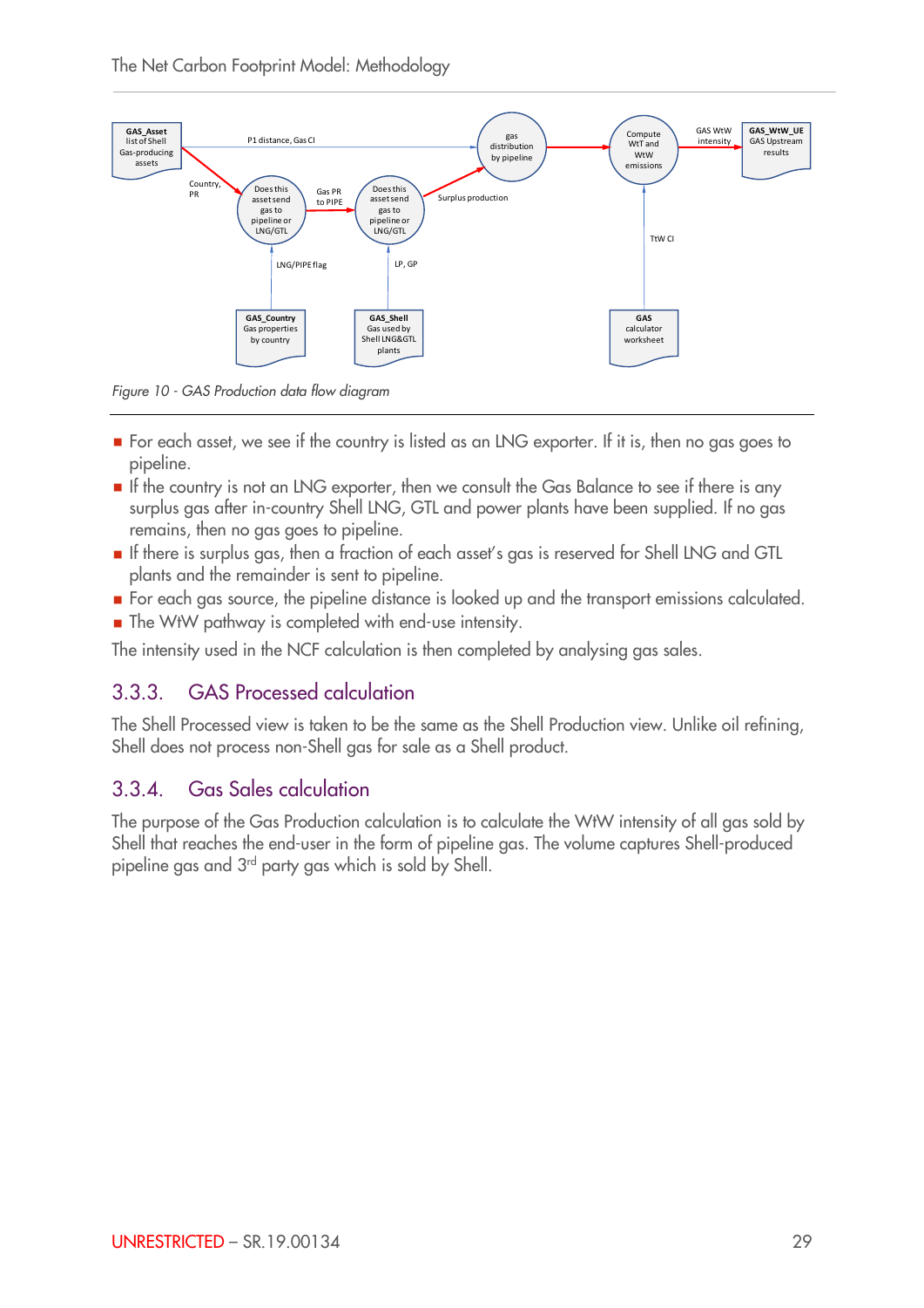*Figure 10 - GAS Production data flow diagram*

- For each asset, we see if the country is listed as an LNG exporter. If it is, then no gas goes to pipeline.
- If the country is not an LNG exporter, then we consult the Gas Balance to see if there is any surplus gas after in-country Shell LNG, GTL and power plants have been supplied. If no gas remains, then no gas goes to pipeline.
- If there is surplus gas, then a fraction of each asset's gas is reserved for Shell LNG and GTL plants and the remainder is sent to pipeline.
- For each gas source, the pipeline distance is looked up and the transport emissions calculated.
- The WtW pathway is completed with end-use intensity.

The intensity used in the NCF calculation is then completed by analysing gas sales.

### 3.3.3. GAS Processed calculation

The Shell Processed view is taken to be the same as the Shell Production view. Unlike oil refining, Shell does not process non-Shell gas for sale as a Shell product.

### 3.3.4. Gas Sales calculation

The purpose of the Gas Production calculation is to calculate the WtW intensity of all gas sold by Shell that reaches the end-user in the form of pipeline gas. The volume captures Shell-produced pipeline gas and 3rd party gas which is sold by Shell.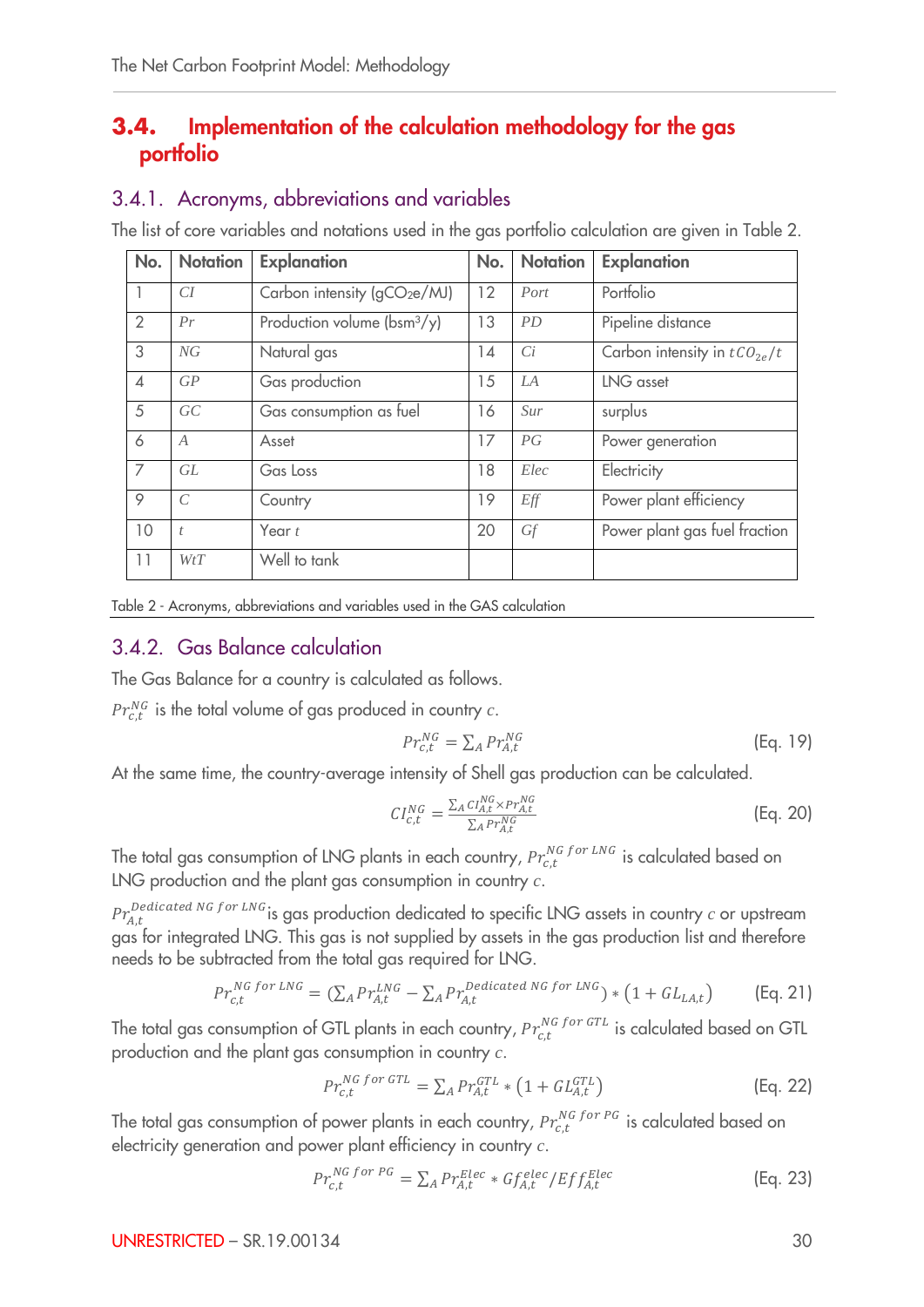## 3.4. Implementation of the calculation methodology for the gas portfolio

### 3.4.1. Acronyms, abbreviations and variables

The list of core variables and notations used in the gas portfolio calculation are given in Table 2.

| No. | Notation | Explanation | No. | Notation | Explanation |
|---|---|---|---|---|---|
| 1 | $CI$ | Carbon intensity ($gCO_2e$/MJ) | 12 | $Port$ | Portfolio |
| 2 | $Pr$ | Production volume (bsm³/y) | 13 | $PD$ | Pipeline distance |
| 3 | $NG$ | Natural gas | 14 | $Ci$ | Carbon intensity in $tCO_{2e}/t$ |
| 4 | $GP$ | Gas production | 15 | $LA$ | LNG asset |
| 5 | $GC$ | Gas consumption as fuel | 16 | $Sur$ | surplus |
| 6 | $A$ | Asset | 17 | $PG$ | Power generation |
| 7 | $GL$ | Gas Loss | 18 | $Elec$ | Electricity |
| 9 | $C$ | Country | 19 | $Eff$ | Power plant efficiency |
| 10 | $t$ | Year $t$ | 20 | $Gf$ | Power plant gas fuel fraction |
| 11 | $WtT$ | Well to tank | | | |

Table 2 - Acronyms, abbreviations and variables used in the GAS calculation

### 3.4.2. Gas Balance calculation

The Gas Balance for a country is calculated as follows.

$Pr_{c,t}^{NG}$ is the total volume of gas produced in country $c$.

$$Pr_{c,t}^{NG} = \sum_A Pr_{A,t}^{NG} \quad \text{(Eq. 19)}$$

At the same time, the country-average intensity of Shell gas production can be calculated.

$$CI_{c,t}^{NG} = \frac{\sum_A CI_{A,t}^{NG} \times Pr_{A,t}^{NG}}{\sum_A Pr_{A,t}^{NG}} \quad \text{(Eq. 20)}$$

The total gas consumption of LNG plants in each country, $Pr_{c,t}^{NG\ for\ LNG}$ is calculated based on LNG production and the plant gas consumption in country $c$.

$Pr_{A,t}^{Dedicated\ NG\ for\ LNG}$ is gas production dedicated to specific LNG assets in country $c$ or upstream gas for integrated LNG. This gas is not supplied by assets in the gas production list and therefore needs to be subtracted from the total gas required for LNG.

$$Pr_{c,t}^{NG\ for\ LNG} = \left(\sum_A Pr_{A,t}^{LNG} - \sum_A Pr_{A,t}^{Dedicated\ NG\ for\ LNG}\right) * \left(1 + GL_{LA,t}\right) \quad \text{(Eq. 21)}$$

The total gas consumption of GTL plants in each country, $Pr_{c,t}^{NG\ for\ GTL}$ is calculated based on GTL production and the plant gas consumption in country $c$.

$$Pr_{c,t}^{NG\ for\ GTL} = \sum_A Pr_{A,t}^{GTL} * \left(1 + GL_{A,t}^{GTL}\right) \quad \text{(Eq. 22)}$$

The total gas consumption of power plants in each country, $Pr_{c,t}^{NG\ for\ PG}$ is calculated based on electricity generation and power plant efficiency in country $c$.

$$Pr_{c,t}^{NG\ for\ PG} = \sum_A Pr_{A,t}^{Elec} * Gf_{A,t}^{elec} / Eff_{A,t}^{Elec} \quad \text{(Eq. 23)}$$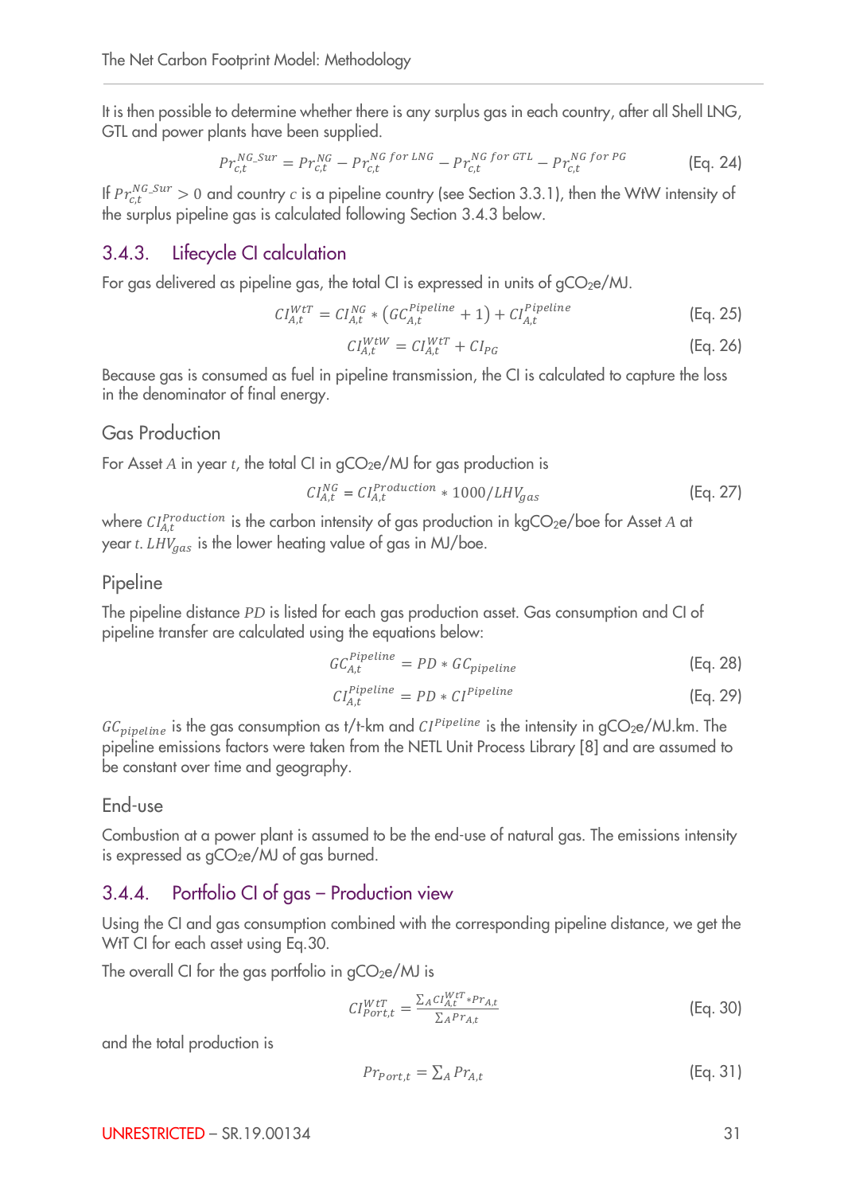It is then possible to determine whether there is any surplus gas in each country, after all Shell LNG, GTL and power plants have been supplied.

$$Pr_{c,t}^{NG\_Sur} = Pr_{c,t}^{NG} - Pr_{c,t}^{NG\ for\ LNG} - Pr_{c,t}^{NG\ for\ GTL} - Pr_{c,t}^{NG\ for\ PG} \quad \text{(Eq. 24)}$$

If $Pr_{c,t}^{NG\_Sur} > 0$ and country $c$ is a pipeline country (see Section 3.3.1), then the WtW intensity of the surplus pipeline gas is calculated following Section 3.4.3 below.

### 3.4.3. Lifecycle CI calculation

For gas delivered as pipeline gas, the total CI is expressed in units of $gCO_2e/MJ$.

$$CI_{A,t}^{WtT} = CI_{A,t}^{NG} * (GC_{A,t}^{Pipeline} + 1) + CI_{A,t}^{Pipeline} \quad \text{(Eq. 25)}$$

$$CI_{A,t}^{WtW} = CI_{A,t}^{WtT} + CI_{PG} \quad \text{(Eq. 26)}$$

Because gas is consumed as fuel in pipeline transmission, the CI is calculated to capture the loss in the denominator of final energy.

#### Gas Production

For Asset $A$ in year $t$, the total CI in $gCO_2e/MJ$ for gas production is

$$CI_{A,t}^{NG} = CI_{A,t}^{Production} * 1000/LHV_{gas} \quad \text{(Eq. 27)}$$

where $CI_{A,t}^{Production}$ is the carbon intensity of gas production in $kgCO_2e/boe$ for Asset $A$ at year $t$. $LHV_{gas}$ is the lower heating value of gas in MJ/boe.

#### Pipeline

The pipeline distance $PD$ is listed for each gas production asset. Gas consumption and CI of pipeline transfer are calculated using the equations below:

$$GC_{A,t}^{Pipeline} = PD * GC_{pipeline} \quad \text{(Eq. 28)}$$

$$CI_{A,t}^{Pipeline} = PD * CI^{Pipeline} \quad \text{(Eq. 29)}$$

$GC_{pipeline}$ is the gas consumption as t/t-km and $CI^{Pipeline}$ is the intensity in $gCO_2e/MJ.km$. The pipeline emissions factors were taken from the NETL Unit Process Library [8] and are assumed to be constant over time and geography.

#### End-use

Combustion at a power plant is assumed to be the end-use of natural gas. The emissions intensity is expressed as $gCO_2e/MJ$ of gas burned.

### 3.4.4. Portfolio CI of gas – Production view

Using the CI and gas consumption combined with the corresponding pipeline distance, we get the WtT CI for each asset using Eq.30.

The overall CI for the gas portfolio in $gCO_2e/MJ$ is

$$CI_{Port,t}^{WtT} = \frac{\sum_A CI_{A,t}^{WtT} * Pr_{A,t}}{\sum_A Pr_{A,t}} \quad \text{(Eq. 30)}$$

and the total production is

$$Pr_{Port,t} = \sum_A Pr_{A,t} \quad \text{(Eq. 31)}$$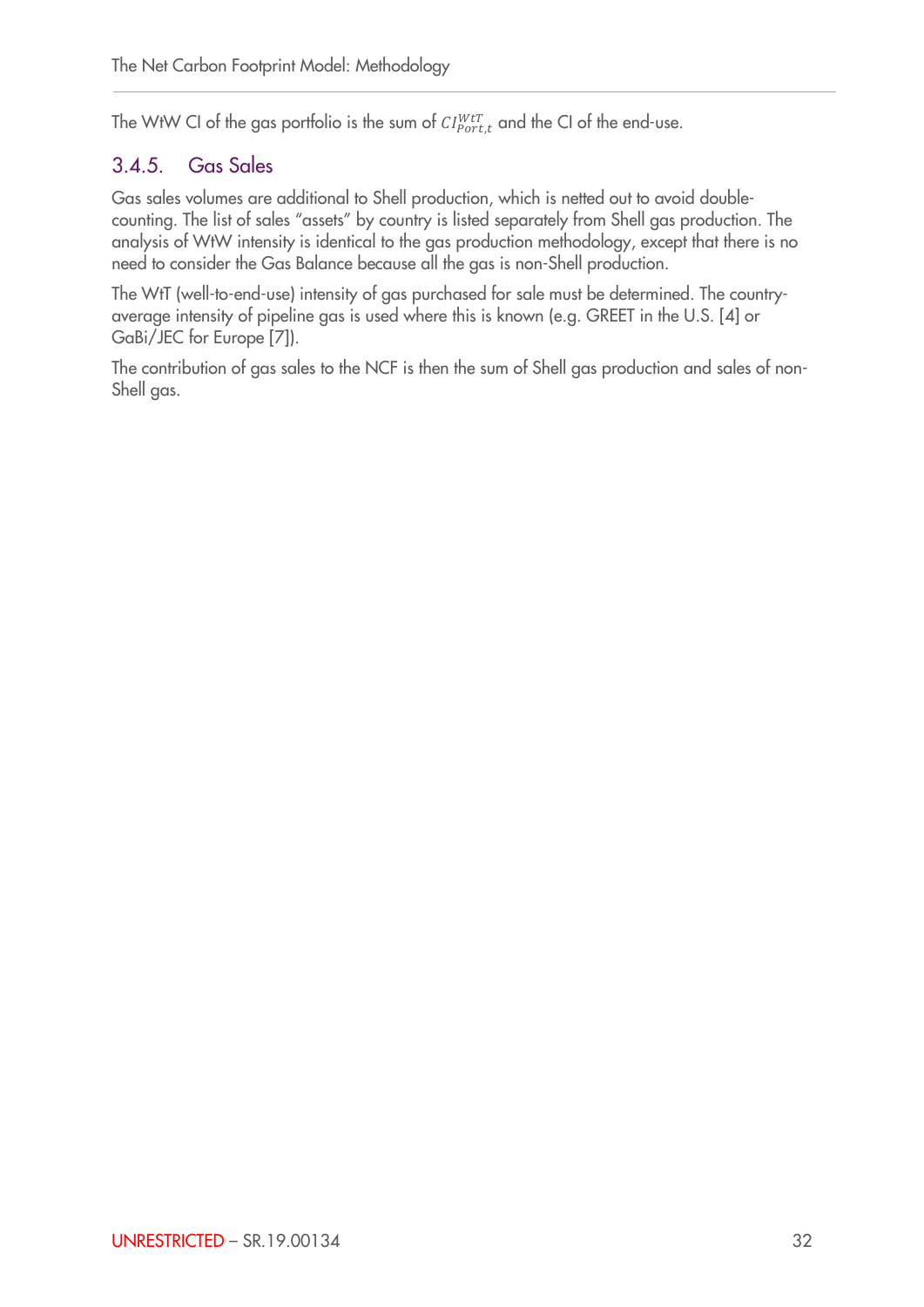The WtW CI of the gas portfolio is the sum of $CI_{Port,t}^{WtT}$ and the CI of the end-use.

### 3.4.5. Gas Sales

Gas sales volumes are additional to Shell production, which is netted out to avoid double-counting. The list of sales "assets" by country is listed separately from Shell gas production. The analysis of WtW intensity is identical to the gas production methodology, except that there is no need to consider the Gas Balance because all the gas is non-Shell production.

The WtT (well-to-end-use) intensity of gas purchased for sale must be determined. The country-average intensity of pipeline gas is used where this is known (e.g. GREET in the U.S. [4] or GaBi/JEC for Europe [7]).

The contribution of gas sales to the NCF is then the sum of Shell gas production and sales of non-Shell gas.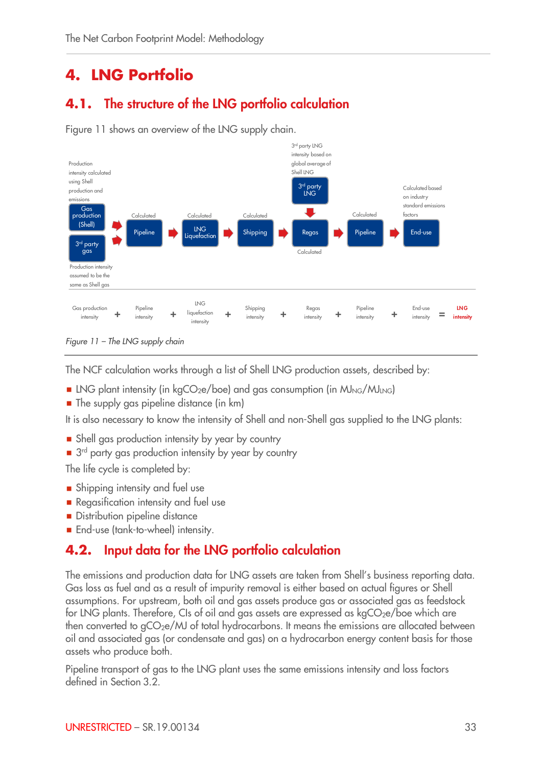# 4. LNG Portfolio

## 4.1. The structure of the LNG portfolio calculation

Figure 11 shows an overview of the LNG supply chain.

Production intensity calculated using Shell production and emissions

Gas production (Shell) → Pipeline → LNG Liquefaction → Shipping → Regas → Pipeline → End-use

3rd party gas

Production intensity assumed to be the same as Shell gas

Calculated | Calculated | Calculated | Calculated | Calculated

3rd party LNG intensity based on global average of Shell LNG

3rd party LNG

Calculated based on industry standard emissions factors

Gas production intensity + Pipeline intensity + LNG liquefaction intensity + Shipping intensity + Regas intensity + Pipeline intensity + End-use intensity = **LNG intensity**

*Figure 11 – The LNG supply chain*

The NCF calculation works through a list of Shell LNG production assets, described by:

- LNG plant intensity (in kg$CO_2$e/boe) and gas consumption (in $MJ_{NG}/MJ_{LNG}$)
- The supply gas pipeline distance (in km)

It is also necessary to know the intensity of Shell and non-Shell gas supplied to the LNG plants:

- Shell gas production intensity by year by country
- 3rd party gas production intensity by year by country

The life cycle is completed by:

- Shipping intensity and fuel use
- Regasification intensity and fuel use
- Distribution pipeline distance
- End-use (tank-to-wheel) intensity.

## 4.2. Input data for the LNG portfolio calculation

The emissions and production data for LNG assets are taken from Shell's business reporting data. Gas loss as fuel and as a result of impurity removal is either based on actual figures or Shell assumptions. For upstream, both oil and gas assets produce gas or associated gas as feedstock for LNG plants. Therefore, CIs of oil and gas assets are expressed as kg$CO_2$e/boe which are then converted to g$CO_2$e/MJ of total hydrocarbons. It means the emissions are allocated between oil and associated gas (or condensate and gas) on a hydrocarbon energy content basis for those assets who produce both.

Pipeline transport of gas to the LNG plant uses the same emissions intensity and loss factors defined in Section 3.2.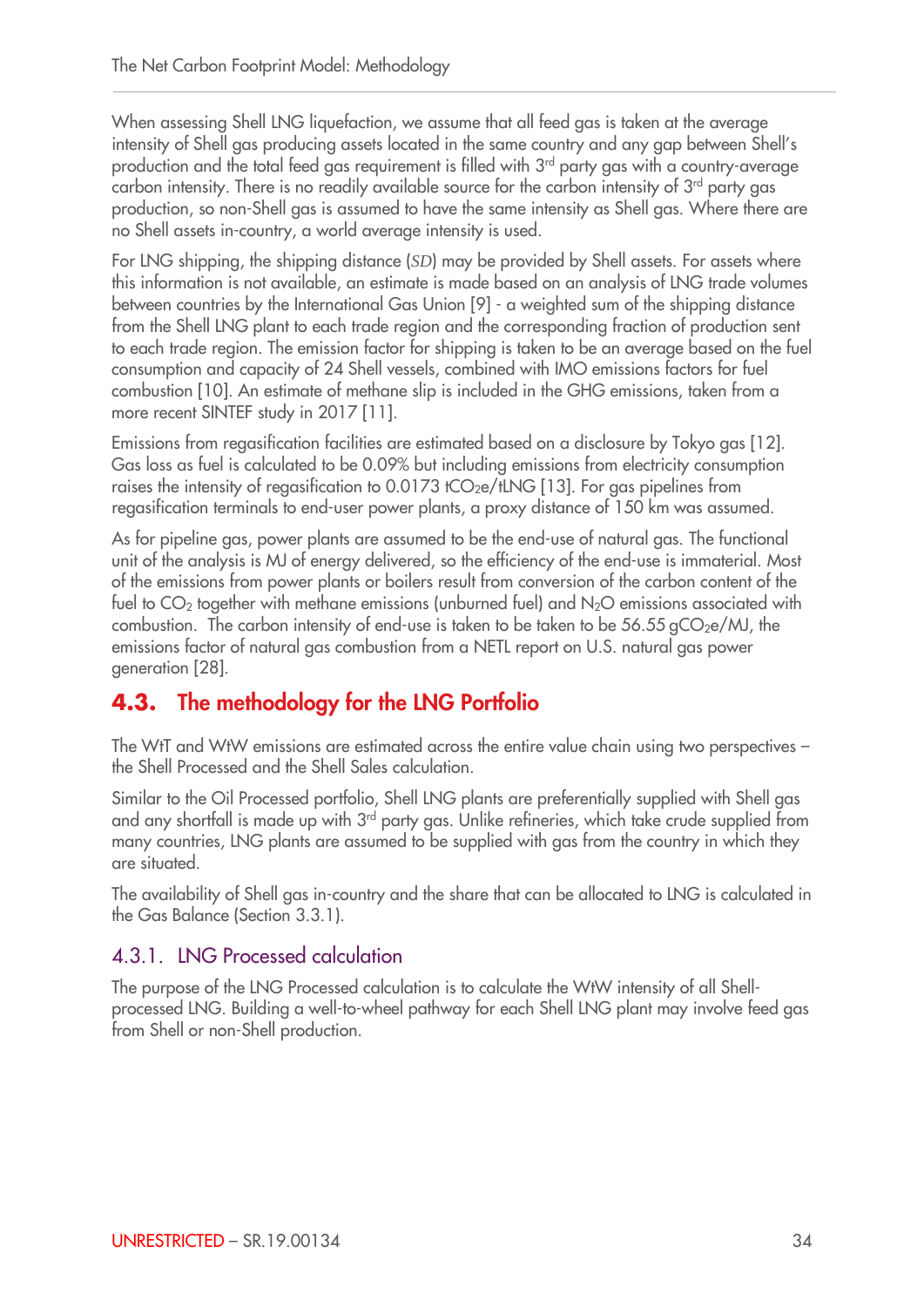When assessing Shell LNG liquefaction, we assume that all feed gas is taken at the average intensity of Shell gas producing assets located in the same country and any gap between Shell's production and the total feed gas requirement is filled with 3rd party gas with a country-average carbon intensity. There is no readily available source for the carbon intensity of 3rd party gas production, so non-Shell gas is assumed to have the same intensity as Shell gas. Where there are no Shell assets in-country, a world average intensity is used.

For LNG shipping, the shipping distance ($SD$) may be provided by Shell assets. For assets where this information is not available, an estimate is made based on an analysis of LNG trade volumes between countries by the International Gas Union [9] - a weighted sum of the shipping distance from the Shell LNG plant to each trade region and the corresponding fraction of production sent to each trade region. The emission factor for shipping is taken to be an average based on the fuel consumption and capacity of 24 Shell vessels, combined with IMO emissions factors for fuel combustion [10]. An estimate of methane slip is included in the GHG emissions, taken from a more recent SINTEF study in 2017 [11].

Emissions from regasification facilities are estimated based on a disclosure by Tokyo gas [12]. Gas loss as fuel is calculated to be 0.09% but including emissions from electricity consumption raises the intensity of regasification to 0.0173 $tCO_2e/tLNG$ [13]. For gas pipelines from regasification terminals to end-user power plants, a proxy distance of 150 km was assumed.

As for pipeline gas, power plants are assumed to be the end-use of natural gas. The functional unit of the analysis is MJ of energy delivered, so the efficiency of the end-use is immaterial. Most of the emissions from power plants or boilers result from conversion of the carbon content of the fuel to $CO_2$ together with methane emissions (unburned fuel) and $N_2O$ emissions associated with combustion. The carbon intensity of end-use is taken to be taken to be 56.55 $gCO_2e/MJ$, the emissions factor of natural gas combustion from a NETL report on U.S. natural gas power generation [28].

## 4.3. The methodology for the LNG Portfolio

The WtT and WtW emissions are estimated across the entire value chain using two perspectives – the Shell Processed and the Shell Sales calculation.

Similar to the Oil Processed portfolio, Shell LNG plants are preferentially supplied with Shell gas and any shortfall is made up with 3rd party gas. Unlike refineries, which take crude supplied from many countries, LNG plants are assumed to be supplied with gas from the country in which they are situated.

The availability of Shell gas in-country and the share that can be allocated to LNG is calculated in the Gas Balance (Section 3.3.1).

### 4.3.1. LNG Processed calculation

The purpose of the LNG Processed calculation is to calculate the WtW intensity of all Shell-processed LNG. Building a well-to-wheel pathway for each Shell LNG plant may involve feed gas from Shell or non-Shell production.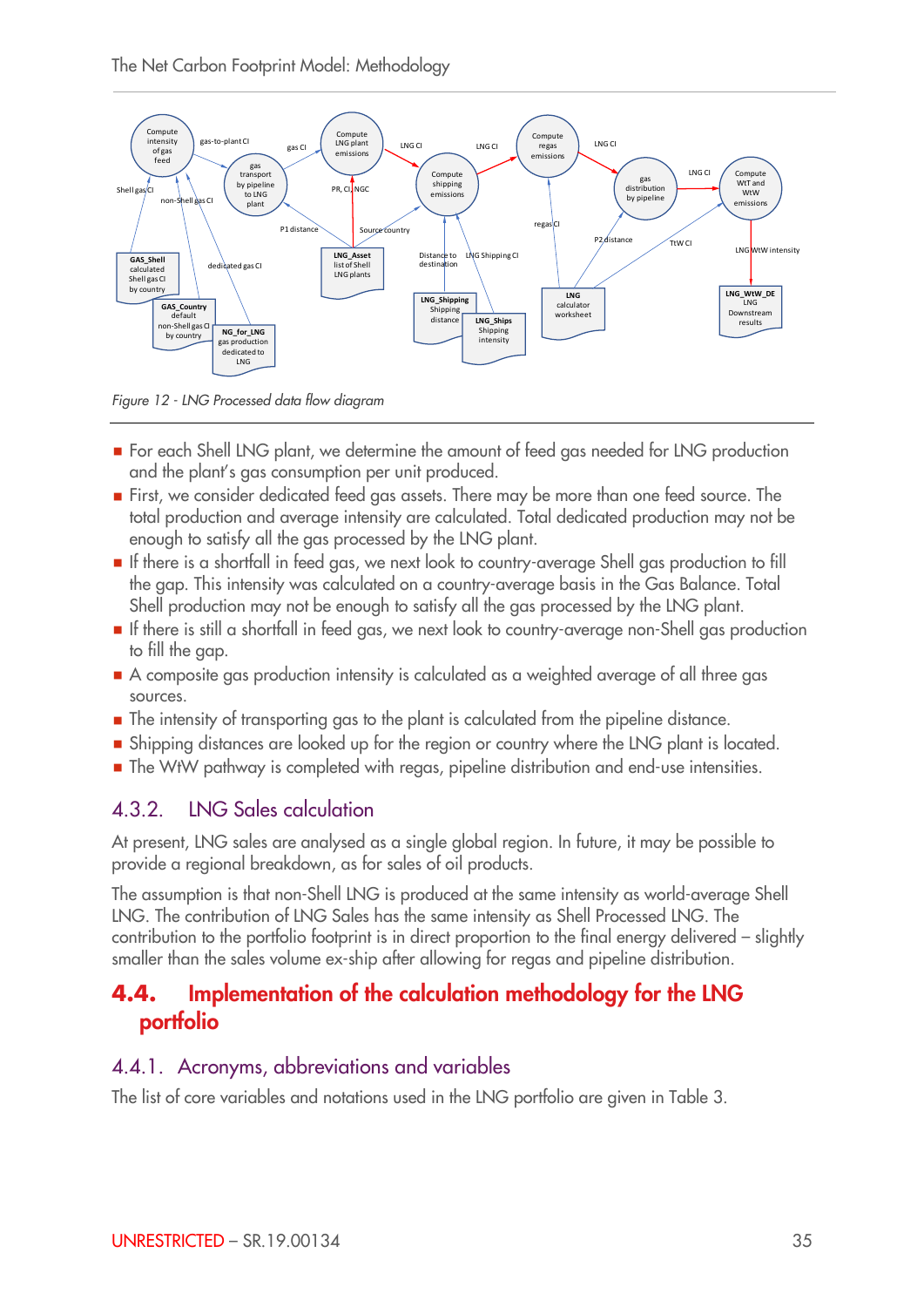Figure 12 - LNG Processed data flow diagram

- For each Shell LNG plant, we determine the amount of feed gas needed for LNG production and the plant's gas consumption per unit produced.
- First, we consider dedicated feed gas assets. There may be more than one feed source. The total production and average intensity are calculated. Total dedicated production may not be enough to satisfy all the gas processed by the LNG plant.
- If there is a shortfall in feed gas, we next look to country-average Shell gas production to fill the gap. This intensity was calculated on a country-average basis in the Gas Balance. Total Shell production may not be enough to satisfy all the gas processed by the LNG plant.
- If there is still a shortfall in feed gas, we next look to country-average non-Shell gas production to fill the gap.
- A composite gas production intensity is calculated as a weighted average of all three gas sources.
- The intensity of transporting gas to the plant is calculated from the pipeline distance.
- Shipping distances are looked up for the region or country where the LNG plant is located.
- The WtW pathway is completed with regas, pipeline distribution and end-use intensities.

### 4.3.2. LNG Sales calculation

At present, LNG sales are analysed as a single global region. In future, it may be possible to provide a regional breakdown, as for sales of oil products.

The assumption is that non-Shell LNG is produced at the same intensity as world-average Shell LNG. The contribution of LNG Sales has the same intensity as Shell Processed LNG. The contribution to the portfolio footprint is in direct proportion to the final energy delivered – slightly smaller than the sales volume ex-ship after allowing for regas and pipeline distribution.

## 4.4. Implementation of the calculation methodology for the LNG portfolio

### 4.4.1. Acronyms, abbreviations and variables

The list of core variables and notations used in the LNG portfolio are given in Table 3.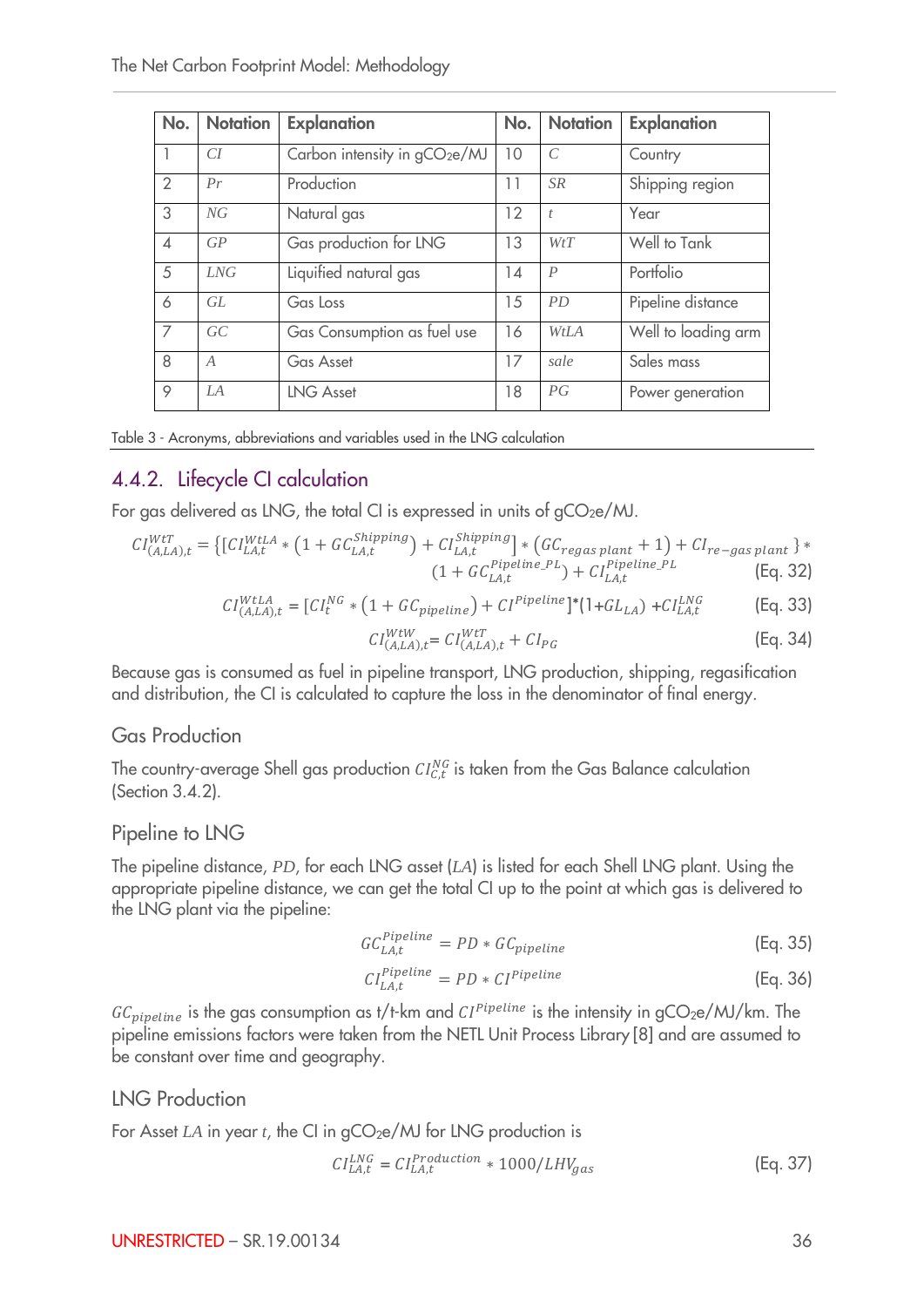| No. | Notation | Explanation | No. | Notation | Explanation |
|---|---|---|---|---|---|
| 1 | $CI$ | Carbon intensity in $gCO_2e/MJ$ | 10 | $C$ | Country |
| 2 | $Pr$ | Production | 11 | $SR$ | Shipping region |
| 3 | $NG$ | Natural gas | 12 | $t$ | Year |
| 4 | $GP$ | Gas production for LNG | 13 | $WtT$ | Well to Tank |
| 5 | $LNG$ | Liquified natural gas | 14 | $P$ | Portfolio |
| 6 | $GL$ | Gas Loss | 15 | $PD$ | Pipeline distance |
| 7 | $GC$ | Gas Consumption as fuel use | 16 | $WtLA$ | Well to loading arm |
| 8 | $A$ | Gas Asset | 17 | $sale$ | Sales mass |
| 9 | $LA$ | LNG Asset | 18 | $PG$ | Power generation |

Table 3 - Acronyms, abbreviations and variables used in the LNG calculation

### 4.4.2. Lifecycle CI calculation

For gas delivered as LNG, the total CI is expressed in units of $gCO_2e/MJ$.

$$CI^{WtT}_{(A,LA),t} = \{[CI^{WtLA}_{LA,t} * (1 + GC^{Shipping}_{LA,t}) + CI^{Shipping}_{LA,t}] * (GC_{regas\ plant} + 1) + CI_{re-gas\ plant}\} * (1 + GC^{Pipeline\_PL}_{LA,t}) + CI^{Pipeline\_PL}_{LA,t} \quad \text{(Eq. 32)}$$

$$CI^{WtLA}_{(A,LA),t} = [CI^{NG}_{t} * (1 + GC_{pipeline}) + CI^{Pipeline}] * (1 + GL_{LA}) + CI^{LNG}_{LA,t} \quad \text{(Eq. 33)}$$

$$CI^{WtW}_{(A,LA),t} = CI^{WtT}_{(A,LA),t} + CI_{PG} \quad \text{(Eq. 34)}$$

Because gas is consumed as fuel in pipeline transport, LNG production, shipping, regasification and distribution, the CI is calculated to capture the loss in the denominator of final energy.

#### Gas Production

The country-average Shell gas production $CI^{NG}_{C,t}$ is taken from the Gas Balance calculation (Section 3.4.2).

#### Pipeline to LNG

The pipeline distance, $PD$, for each LNG asset ($LA$) is listed for each Shell LNG plant. Using the appropriate pipeline distance, we can get the total CI up to the point at which gas is delivered to the LNG plant via the pipeline:

$$GC^{Pipeline}_{LA,t} = PD * GC_{pipeline} \quad \text{(Eq. 35)}$$

$$CI^{Pipeline}_{LA,t} = PD * CI^{Pipeline} \quad \text{(Eq. 36)}$$

$GC_{pipeline}$ is the gas consumption as t/t-km and $CI^{Pipeline}$ is the intensity in $gCO_2e/MJ/km$. The pipeline emissions factors were taken from the NETL Unit Process Library [8] and are assumed to be constant over time and geography.

#### LNG Production

For Asset $LA$ in year $t$, the CI in $gCO_2e/MJ$ for LNG production is

$$CI^{LNG}_{LA,t} = CI^{Production}_{LA,t} * 1000/LHV_{gas} \quad \text{(Eq. 37)}$$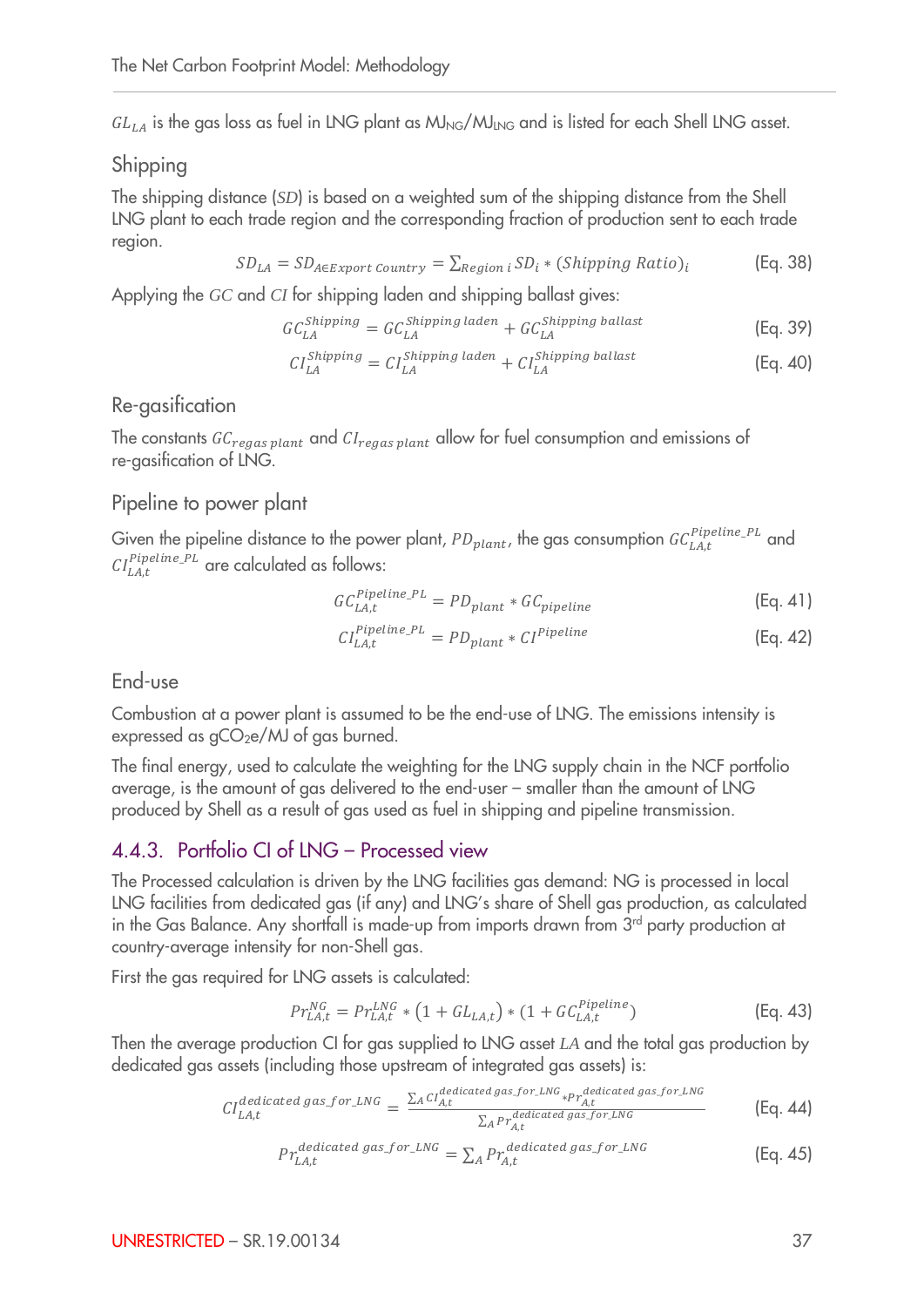$GL_{LA}$ is the gas loss as fuel in LNG plant as $MJ_{NG}/MJ_{LNG}$ and is listed for each Shell LNG asset.

### Shipping

The shipping distance ($SD$) is based on a weighted sum of the shipping distance from the Shell LNG plant to each trade region and the corresponding fraction of production sent to each trade region.

$$SD_{LA} = SD_{A \in Export\ Country} = \sum_{Region\ i} SD_i * (Shipping\ Ratio)_i \quad \text{(Eq. 38)}$$

Applying the $GC$ and $CI$ for shipping laden and shipping ballast gives:

$$GC_{LA}^{Shipping} = GC_{LA}^{Shipping\ laden} + GC_{LA}^{Shipping\ ballast} \quad \text{(Eq. 39)}$$

$$CI_{LA}^{Shipping} = CI_{LA}^{Shipping\ laden} + CI_{LA}^{Shipping\ ballast} \quad \text{(Eq. 40)}$$

### Re-gasification

The constants $GC_{regas\ plant}$ and $CI_{regas\ plant}$ allow for fuel consumption and emissions of re-gasification of LNG.

### Pipeline to power plant

Given the pipeline distance to the power plant, $PD_{plant}$, the gas consumption $GC_{LA,t}^{Pipeline\_PL}$ and $CI_{LA,t}^{Pipeline\_PL}$ are calculated as follows:

$$GC_{LA,t}^{Pipeline\_PL} = PD_{plant} * GC_{pipeline} \quad \text{(Eq. 41)}$$

$$CI_{LA,t}^{Pipeline\_PL} = PD_{plant} * CI^{Pipeline} \quad \text{(Eq. 42)}$$

### End-use

Combustion at a power plant is assumed to be the end-use of LNG. The emissions intensity is expressed as $gCO_2e$/MJ of gas burned.

The final energy, used to calculate the weighting for the LNG supply chain in the NCF portfolio average, is the amount of gas delivered to the end-user – smaller than the amount of LNG produced by Shell as a result of gas used as fuel in shipping and pipeline transmission.

## 4.4.3. Portfolio CI of LNG – Processed view

The Processed calculation is driven by the LNG facilities gas demand: NG is processed in local LNG facilities from dedicated gas (if any) and LNG's share of Shell gas production, as calculated in the Gas Balance. Any shortfall is made-up from imports drawn from 3rd party production at country-average intensity for non-Shell gas.

First the gas required for LNG assets is calculated:

$$Pr_{LA,t}^{NG} = Pr_{LA,t}^{LNG} * \left(1 + GL_{LA,t}\right) * \left(1 + GC_{LA,t}^{Pipeline}\right) \quad \text{(Eq. 43)}$$

Then the average production CI for gas supplied to LNG asset $LA$ and the total gas production by dedicated gas assets (including those upstream of integrated gas assets) is:

$$CI_{LA,t}^{dedicated\ gas\_for\_LNG} = \frac{\sum_A CI_{A,t}^{dedicated\ gas\_for\_LNG} * Pr_{A,t}^{dedicated\ gas\_for\_LNG}}{\sum_A Pr_{A,t}^{dedicated\ gas\_for\_LNG}} \quad \text{(Eq. 44)}$$

$$Pr_{LA,t}^{dedicated\ gas\_for\_LNG} = \sum_A Pr_{A,t}^{dedicated\ gas\_for\_LNG} \quad \text{(Eq. 45)}$$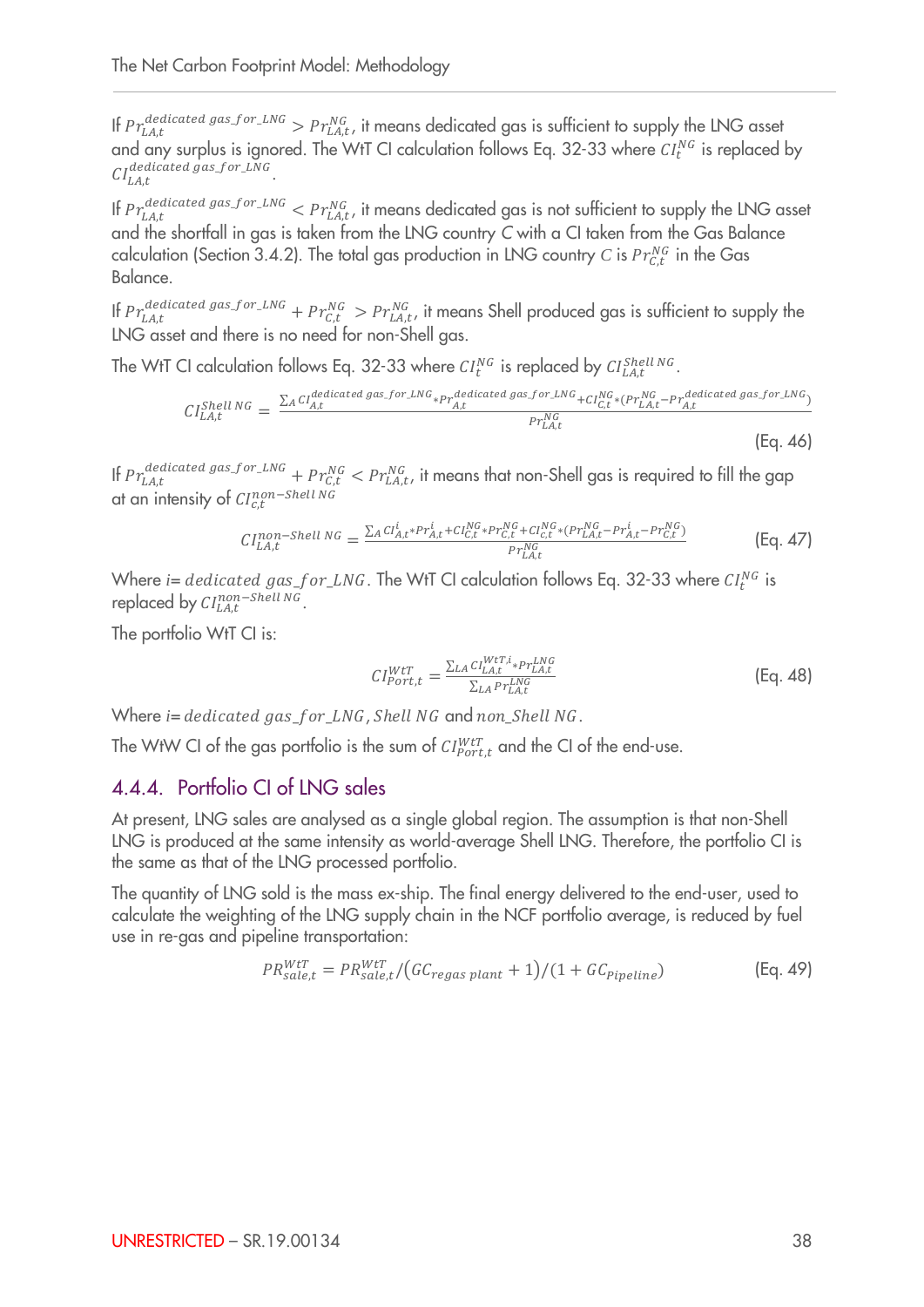If $Pr_{LA,t}^{dedicated\ gas\_for\_LNG} > Pr_{LA,t}^{NG}$, it means dedicated gas is sufficient to supply the LNG asset and any surplus is ignored. The WtT CI calculation follows Eq. 32-33 where $CI_t^{NG}$ is replaced by $CI_{LA,t}^{dedicated\ gas\_for\_LNG}$.

If $Pr_{LA,t}^{dedicated\ gas\_for\_LNG} < Pr_{LA,t}^{NG}$, it means dedicated gas is not sufficient to supply the LNG asset and the shortfall in gas is taken from the LNG country *C* with a CI taken from the Gas Balance calculation (Section 3.4.2). The total gas production in LNG country $C$ is $Pr_{C,t}^{NG}$ in the Gas Balance.

If $Pr_{LA,t}^{dedicated\ gas\_for\_LNG} + Pr_{C,t}^{NG} > Pr_{LA,t}^{NG}$, it means Shell produced gas is sufficient to supply the LNG asset and there is no need for non-Shell gas.

The WtT CI calculation follows Eq. 32-33 where $CI_t^{NG}$ is replaced by $CI_{LA,t}^{Shell\ NG}$.

$$CI_{LA,t}^{Shell\ NG} = \frac{\sum_A CI_{A,t}^{dedicated\ gas\_for\_LNG} * Pr_{A,t}^{dedicated\ gas\_for\_LNG} + CI_{C,t}^{NG} * (Pr_{LA,t}^{NG} - Pr_{A,t}^{dedicated\ gas\_for\_LNG})}{Pr_{LA,t}^{NG}} \quad \text{(Eq. 46)}$$

If $Pr_{LA,t}^{dedicated\ gas\_for\_LNG} + Pr_{C,t}^{NG} < Pr_{LA,t}^{NG}$, it means that non-Shell gas is required to fill the gap at an intensity of $CI_{c,t}^{non-Shell\ NG}$

$$CI_{LA,t}^{non-Shell\ NG} = \frac{\sum_A CI_{A,t}^{i} * Pr_{A,t}^{i} + CI_{C,t}^{NG} * Pr_{C,t}^{NG} + CI_{c,t}^{NG} * (Pr_{LA,t}^{NG} - Pr_{A,t}^{i} - Pr_{C,t}^{NG})}{Pr_{LA,t}^{NG}} \quad \text{(Eq. 47)}$$

Where i= $dedicated\ gas\_for\_LNG$. The WtT CI calculation follows Eq. 32-33 where $CI_t^{NG}$ is replaced by $CI_{LA,t}^{non-Shell\ NG}$.

The portfolio WtT CI is:

$$CI_{Port,t}^{WtT} = \frac{\sum_{LA} CI_{LA,t}^{WtT,i} * Pr_{LA,t}^{LNG}}{\sum_{LA} Pr_{LA,t}^{LNG}} \quad \text{(Eq. 48)}$$

Where i= $dedicated\ gas\_for\_LNG$, $Shell\ NG$ and $non\_Shell\ NG$.

The WtW CI of the gas portfolio is the sum of $CI_{Port,t}^{WtT}$ and the CI of the end-use.

### 4.4.4. Portfolio CI of LNG sales

At present, LNG sales are analysed as a single global region. The assumption is that non-Shell LNG is produced at the same intensity as world-average Shell LNG. Therefore, the portfolio CI is the same as that of the LNG processed portfolio.

The quantity of LNG sold is the mass ex-ship. The final energy delivered to the end-user, used to calculate the weighting of the LNG supply chain in the NCF portfolio average, is reduced by fuel use in re-gas and pipeline transportation:

$$PR_{sale,t}^{WtT} = PR_{sale,t}^{WtT} / (GC_{regas\ plant} + 1)/(1 + GC_{Pipeline}) \quad \text{(Eq. 49)}$$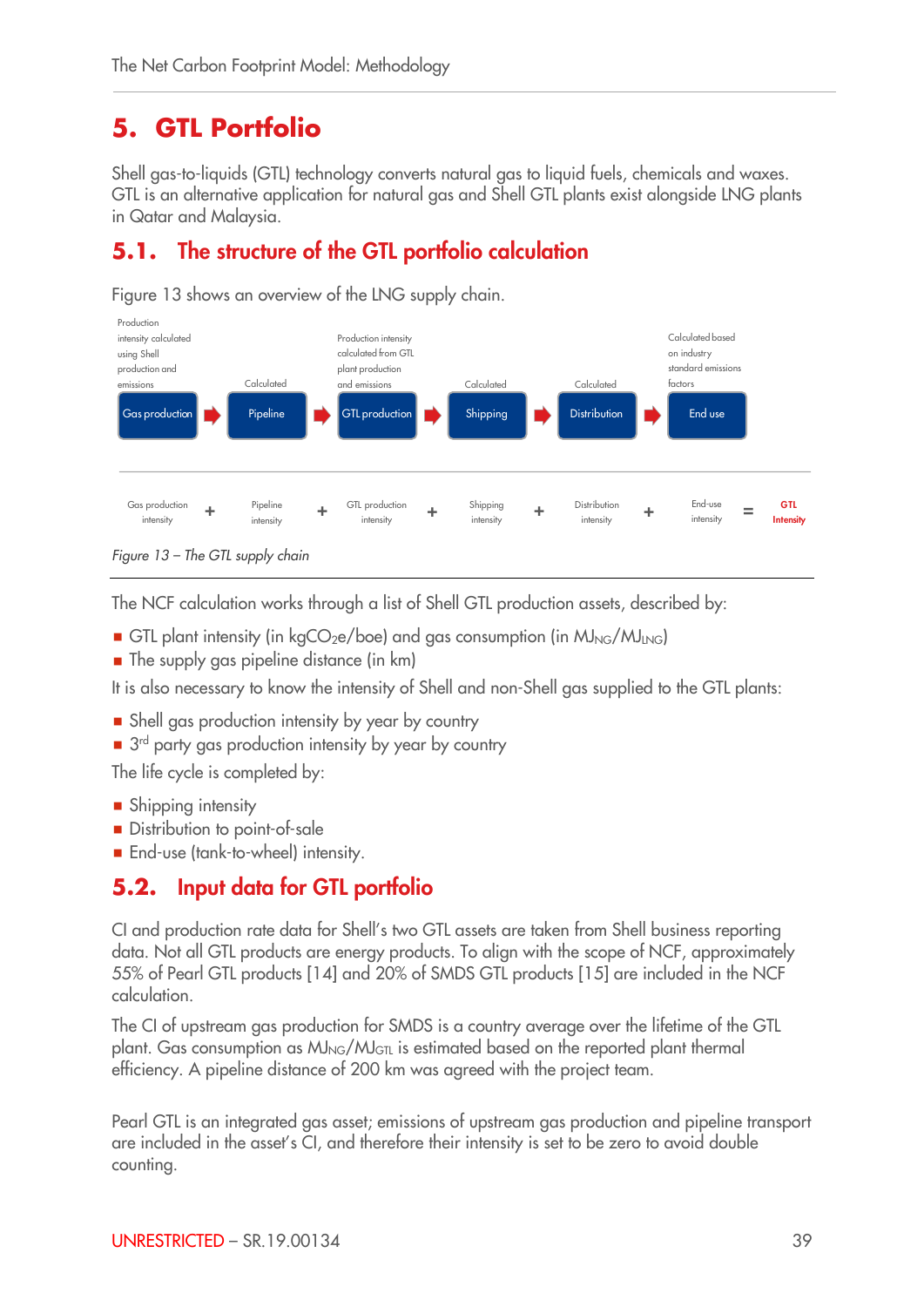# 5. GTL Portfolio

Shell gas-to-liquids (GTL) technology converts natural gas to liquid fuels, chemicals and waxes. GTL is an alternative application for natural gas and Shell GTL plants exist alongside LNG plants in Qatar and Malaysia.

## 5.1. The structure of the GTL portfolio calculation

Figure 13 shows an overview of the LNG supply chain.

| Production intensity calculated using Shell production and emissions | Calculated | Production intensity calculated from GTL plant production and emissions | Calculated | Calculated | Calculated based on industry standard emissions factors |
|---|---|---|---|---|---|
| Gas production | Pipeline | GTL production | Shipping | Distribution | End use |

Gas production intensity + Pipeline intensity + GTL production intensity + Shipping intensity + Distribution intensity + End-use intensity = **GTL Intensity**

*Figure 13 – The GTL supply chain*

The NCF calculation works through a list of Shell GTL production assets, described by:

- GTL plant intensity (in kg$CO_{2}$e/boe) and gas consumption (in $MJ_{NG}/MJ_{LNG}$)
- The supply gas pipeline distance (in km)

It is also necessary to know the intensity of Shell and non-Shell gas supplied to the GTL plants:

- Shell gas production intensity by year by country
- 3rd party gas production intensity by year by country

The life cycle is completed by:

- Shipping intensity
- Distribution to point-of-sale
- End-use (tank-to-wheel) intensity.

## 5.2. Input data for GTL portfolio

CI and production rate data for Shell's two GTL assets are taken from Shell business reporting data. Not all GTL products are energy products. To align with the scope of NCF, approximately 55% of Pearl GTL products [14] and 20% of SMDS GTL products [15] are included in the NCF calculation.

The CI of upstream gas production for SMDS is a country average over the lifetime of the GTL plant. Gas consumption as $MJ_{NG}/MJ_{GTL}$ is estimated based on the reported plant thermal efficiency. A pipeline distance of 200 km was agreed with the project team.

Pearl GTL is an integrated gas asset; emissions of upstream gas production and pipeline transport are included in the asset's CI, and therefore their intensity is set to be zero to avoid double counting.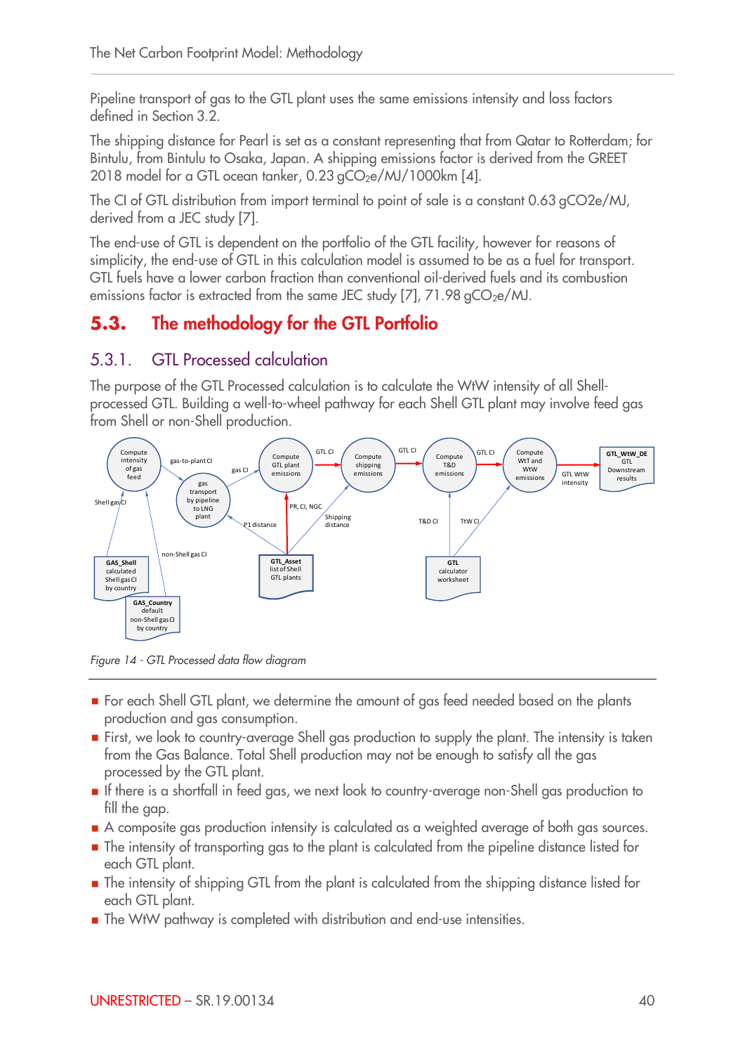Pipeline transport of gas to the GTL plant uses the same emissions intensity and loss factors defined in Section 3.2.

The shipping distance for Pearl is set as a constant representing that from Qatar to Rotterdam; for Bintulu, from Bintulu to Osaka, Japan. A shipping emissions factor is derived from the GREET 2018 model for a GTL ocean tanker, 0.23 $gCO_2e/MJ/1000km$ [4].

The CI of GTL distribution from import terminal to point of sale is a constant 0.63 gCO2e/MJ, derived from a JEC study [7].

The end-use of GTL is dependent on the portfolio of the GTL facility, however for reasons of simplicity, the end-use of GTL in this calculation model is assumed to be as a fuel for transport. GTL fuels have a lower carbon fraction than conventional oil-derived fuels and its combustion emissions factor is extracted from the same JEC study [7], 71.98 $gCO_2e/MJ$.

## 5.3. The methodology for the GTL Portfolio

### 5.3.1. GTL Processed calculation

The purpose of the GTL Processed calculation is to calculate the WtW intensity of all Shell-processed GTL. Building a well-to-wheel pathway for each Shell GTL plant may involve feed gas from Shell or non-Shell production.

*Figure 14 - GTL Processed data flow diagram*

- For each Shell GTL plant, we determine the amount of gas feed needed based on the plants production and gas consumption.
- First, we look to country-average Shell gas production to supply the plant. The intensity is taken from the Gas Balance. Total Shell production may not be enough to satisfy all the gas processed by the GTL plant.
- If there is a shortfall in feed gas, we next look to country-average non-Shell gas production to fill the gap.
- A composite gas production intensity is calculated as a weighted average of both gas sources.
- The intensity of transporting gas to the plant is calculated from the pipeline distance listed for each GTL plant.
- The intensity of shipping GTL from the plant is calculated from the shipping distance listed for each GTL plant.
- The WtW pathway is completed with distribution and end-use intensities.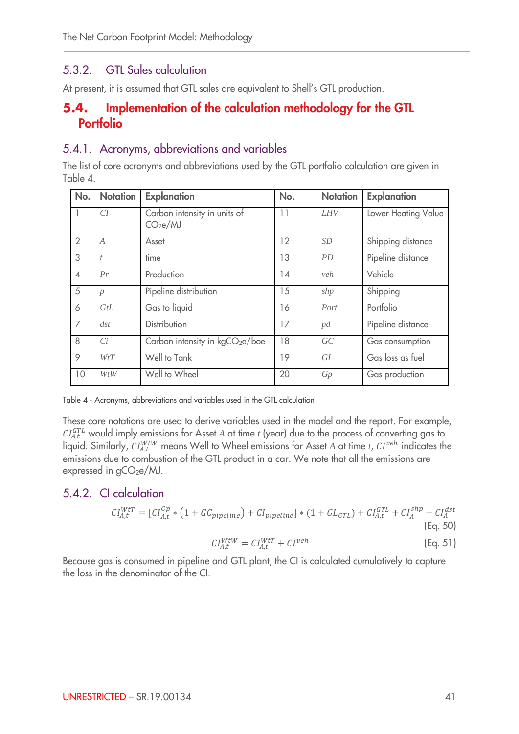### 5.3.2. GTL Sales calculation

At present, it is assumed that GTL sales are equivalent to Shell's GTL production.

## 5.4. Implementation of the calculation methodology for the GTL Portfolio

### 5.4.1. Acronyms, abbreviations and variables

The list of core acronyms and abbreviations used by the GTL portfolio calculation are given in Table 4.

| No. | Notation | Explanation | No. | Notation | Explanation |
|---|---|---|---|---|---|
| 1 | $CI$ | Carbon intensity in units of $CO_2e$/MJ | 11 | $LHV$ | Lower Heating Value |
| 2 | $A$ | Asset | 12 | $SD$ | Shipping distance |
| 3 | $t$ | time | 13 | $PD$ | Pipeline distance |
| 4 | $Pr$ | Production | 14 | $veh$ | Vehicle |
| 5 | $p$ | Pipeline distribution | 15 | $shp$ | Shipping |
| 6 | $GtL$ | Gas to liquid | 16 | $Port$ | Portfolio |
| 7 | $dst$ | Distribution | 17 | $pd$ | Pipeline distance |
| 8 | $Ci$ | Carbon intensity in kg$CO_2e$/boe | 18 | $GC$ | Gas consumption |
| 9 | $WtT$ | Well to Tank | 19 | $GL$ | Gas loss as fuel |
| 10 | $WtW$ | Well to Wheel | 20 | $Gp$ | Gas production |

Table 4 - Acronyms, abbreviations and variables used in the GTL calculation

These core notations are used to derive variables used in the model and the report. For example, $CI_{A,t}^{GTL}$ would imply emissions for Asset $A$ at time $t$ (year) due to the process of converting gas to liquid. Similarly, $CI_{A,t}^{WtW}$ means Well to Wheel emissions for Asset $A$ at time $t$, $CI^{veh}$ indicates the emissions due to combustion of the GTL product in a car. We note that all the emissions are expressed in g$CO_2e$/MJ.

### 5.4.2. CI calculation

$$CI_{A,t}^{WtT} = [CI_{A,t}^{Gp} * (1 + GC_{pipeline}) + CI_{pipeline}] * (1 + GL_{GTL}) + CI_{A,t}^{GTL} + CI_{A}^{shp} + CI_{A}^{dst} \quad \text{(Eq. 50)}$$

$$CI_{A,t}^{WtW} = CI_{A,t}^{WtT} + CI^{veh} \quad \text{(Eq. 51)}$$

Because gas is consumed in pipeline and GTL plant, the CI is calculated cumulatively to capture the loss in the denominator of the CI.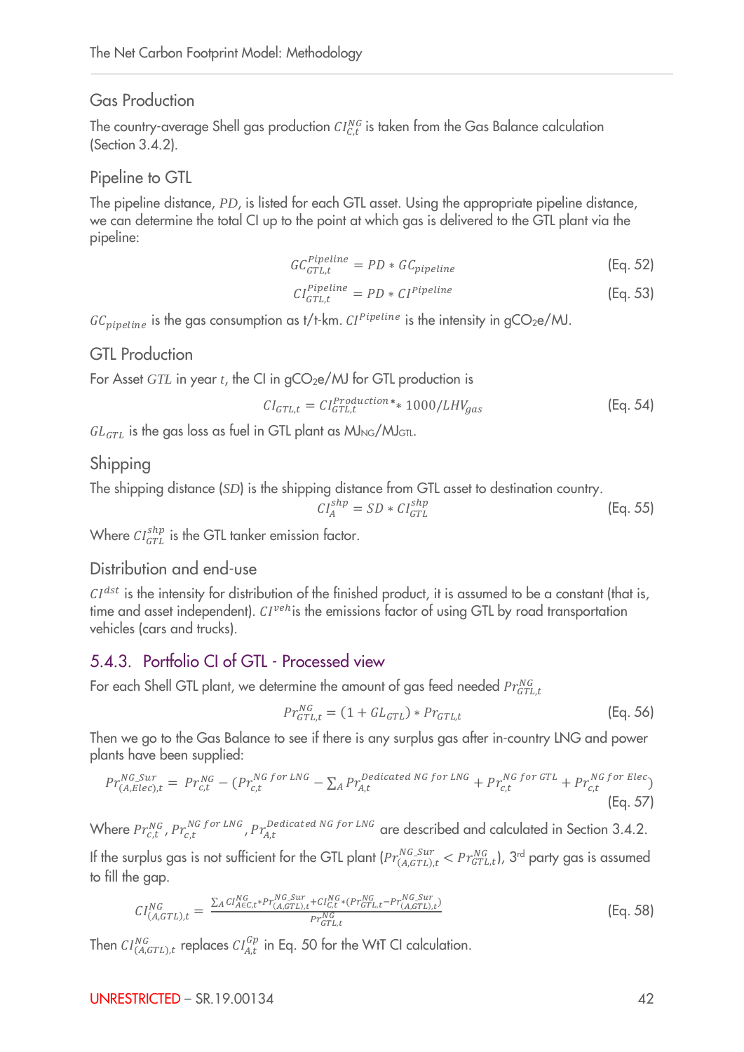### Gas Production

The country-average Shell gas production $CI_{C,t}^{NG}$ is taken from the Gas Balance calculation (Section 3.4.2).

### Pipeline to GTL

The pipeline distance, $PD$, is listed for each GTL asset. Using the appropriate pipeline distance, we can determine the total CI up to the point at which gas is delivered to the GTL plant via the pipeline:

$$GC_{GTL,t}^{Pipeline} = PD * GC_{pipeline} \tag{Eq. 52}$$

$$CI_{GTL,t}^{Pipeline} = PD * CI^{Pipeline} \tag{Eq. 53}$$

$GC_{pipeline}$ is the gas consumption as t/t-km. $CI^{Pipeline}$ is the intensity in $gCO_2e/MJ$.

### GTL Production

For Asset $GTL$ in year $t$, the CI in $gCO_2e/MJ$ for GTL production is

$$CI_{GTL,t} = CI_{GTL,t}^{Production} * 1000/LHV_{gas} \tag{Eq. 54}$$

$GL_{GTL}$ is the gas loss as fuel in GTL plant as $MJ_{NG}/MJ_{GTL}$.

### Shipping

The shipping distance ($SD$) is the shipping distance from GTL asset to destination country.

$$CI_{A}^{shp} = SD * CI_{GTL}^{shp} \tag{Eq. 55}$$

Where $CI_{GTL}^{shp}$ is the GTL tanker emission factor.

### Distribution and end-use

$CI^{dst}$ is the intensity for distribution of the finished product, it is assumed to be a constant (that is, time and asset independent). $CI^{veh}$ is the emissions factor of using GTL by road transportation vehicles (cars and trucks).

## 5.4.3. Portfolio CI of GTL - Processed view

For each Shell GTL plant, we determine the amount of gas feed needed $Pr_{GTL,t}^{NG}$

$$Pr_{GTL,t}^{NG} = (1 + GL_{GTL}) * Pr_{GTL,t} \tag{Eq. 56}$$

Then we go to the Gas Balance to see if there is any surplus gas after in-country LNG and power plants have been supplied:

$$Pr_{(A,Elec),t}^{NG\_Sur} = Pr_{c,t}^{NG} - (Pr_{c,t}^{NG\ for\ LNG} - \sum_{A} Pr_{A,t}^{Dedicated\ NG\ for\ LNG} + Pr_{c,t}^{NG\ for\ GTL} + Pr_{c,t}^{NG\ for\ Elec}) \tag{Eq. 57}$$

Where $Pr_{c,t}^{NG}$, $Pr_{c,t}^{NG\ for\ LNG}$, $Pr_{A,t}^{Dedicated\ NG\ for\ LNG}$ are described and calculated in Section 3.4.2.

If the surplus gas is not sufficient for the GTL plant ($Pr_{(A,GTL),t}^{NG\_Sur} < Pr_{GTL,t}^{NG}$), 3rd party gas is assumed to fill the gap.

$$CI_{(A,GTL),t}^{NG} = \frac{\sum_{A} CI_{A \in C,t}^{NG} * Pr_{(A,GTL),t}^{NG\_Sur} + CI_{C,t}^{NG} * (Pr_{GTL,t}^{NG} - Pr_{(A,GTL),t}^{NG\_Sur})}{Pr_{GTL,t}^{NG}} \tag{Eq. 58}$$

Then $CI_{(A,GTL),t}^{NG}$ replaces $CI_{A,t}^{Gp}$ in Eq. 50 for the WtT CI calculation.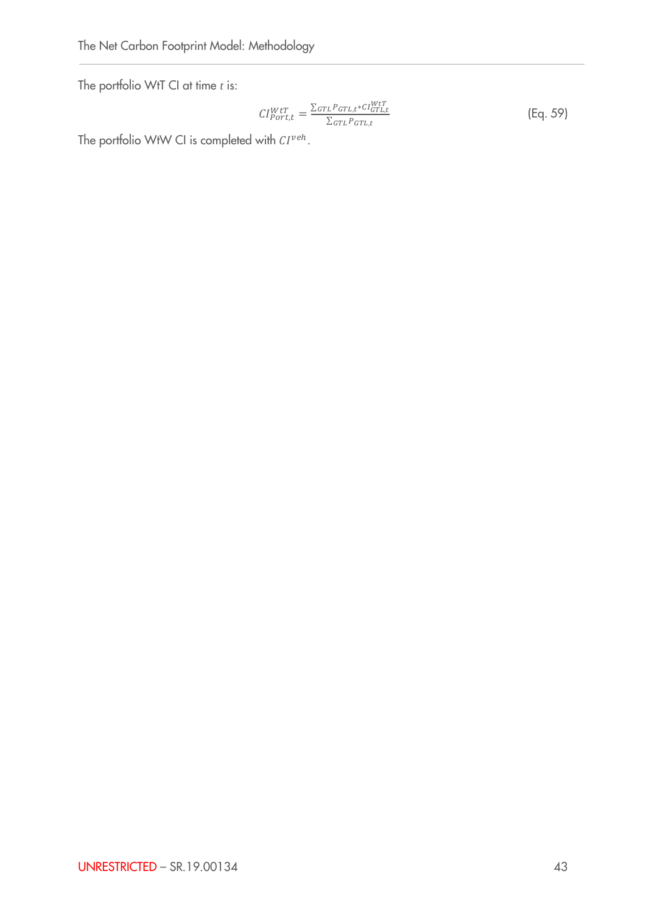The portfolio WtT CI at time $t$ is:

$$CI_{Port,t}^{WtT} = \frac{\sum_{GTL} P_{GTL,t} * CI_{GTL,t}^{WtT}}{\sum_{GTL} P_{GTL,t}} \quad \text{(Eq. 59)}$$

The portfolio WtW CI is completed with $CI^{veh}$.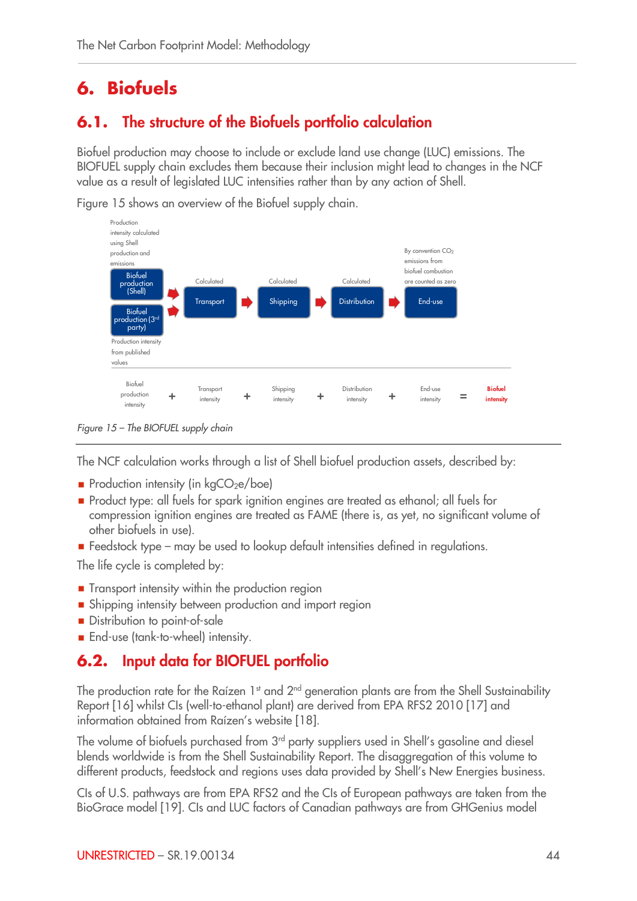# 6. Biofuels

## 6.1. The structure of the Biofuels portfolio calculation

Biofuel production may choose to include or exclude land use change (LUC) emissions. The BIOFUEL supply chain excludes them because their inclusion might lead to changes in the NCF value as a result of legislated LUC intensities rather than by any action of Shell.

Figure 15 shows an overview of the Biofuel supply chain.

Production intensity calculated using Shell production and emissions

Biofuel production (Shell)

Biofuel production (3rd party)

Production intensity from published values

Calculated: Transport → Calculated: Shipping → Calculated: Distribution → End-use

By convention $CO_2$ emissions from biofuel combustion are counted as zero

Biofuel production intensity + Transport intensity + Shipping intensity + Distribution intensity + End-use intensity = **Biofuel intensity**

*Figure 15 – The BIOFUEL supply chain*

The NCF calculation works through a list of Shell biofuel production assets, described by:

- Production intensity (in $kgCO_2e$/boe)
- Product type: all fuels for spark ignition engines are treated as ethanol; all fuels for compression ignition engines are treated as FAME (there is, as yet, no significant volume of other biofuels in use).
- Feedstock type – may be used to lookup default intensities defined in regulations.

The life cycle is completed by:

- Transport intensity within the production region
- Shipping intensity between production and import region
- Distribution to point-of-sale
- End-use (tank-to-wheel) intensity.

## 6.2. Input data for BIOFUEL portfolio

The production rate for the Raízen 1st and 2nd generation plants are from the Shell Sustainability Report [16] whilst CIs (well-to-ethanol plant) are derived from EPA RFS2 2010 [17] and information obtained from Raízen's website [18].

The volume of biofuels purchased from 3rd party suppliers used in Shell's gasoline and diesel blends worldwide is from the Shell Sustainability Report. The disaggregation of this volume to different products, feedstock and regions uses data provided by Shell's New Energies business.

CIs of U.S. pathways are from EPA RFS2 and the CIs of European pathways are taken from the BioGrace model [19]. CIs and LUC factors of Canadian pathways are from GHGenius model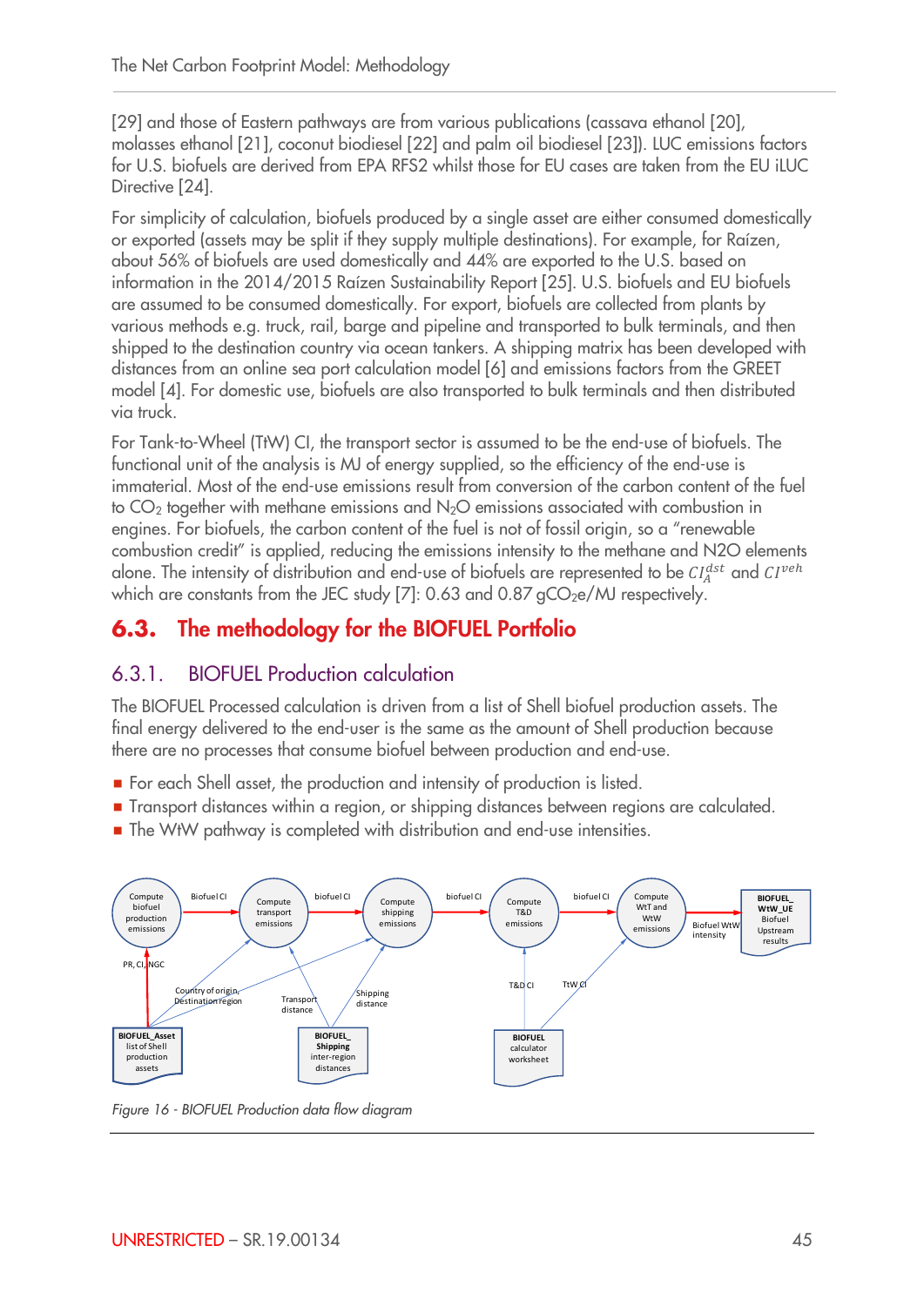[29] and those of Eastern pathways are from various publications (cassava ethanol [20], molasses ethanol [21], coconut biodiesel [22] and palm oil biodiesel [23]). LUC emissions factors for U.S. biofuels are derived from EPA RFS2 whilst those for EU cases are taken from the EU iLUC Directive [24].

For simplicity of calculation, biofuels produced by a single asset are either consumed domestically or exported (assets may be split if they supply multiple destinations). For example, for Raízen, about 56% of biofuels are used domestically and 44% are exported to the U.S. based on information in the 2014/2015 Raízen Sustainability Report [25]. U.S. biofuels and EU biofuels are assumed to be consumed domestically. For export, biofuels are collected from plants by various methods e.g. truck, rail, barge and pipeline and transported to bulk terminals, and then shipped to the destination country via ocean tankers. A shipping matrix has been developed with distances from an online sea port calculation model [6] and emissions factors from the GREET model [4]. For domestic use, biofuels are also transported to bulk terminals and then distributed via truck.

For Tank-to-Wheel (TtW) CI, the transport sector is assumed to be the end-use of biofuels. The functional unit of the analysis is MJ of energy supplied, so the efficiency of the end-use is immaterial. Most of the end-use emissions result from conversion of the carbon content of the fuel to $CO_2$ together with methane emissions and $N_2O$ emissions associated with combustion in engines. For biofuels, the carbon content of the fuel is not of fossil origin, so a "renewable combustion credit" is applied, reducing the emissions intensity to the methane and N2O elements alone. The intensity of distribution and end-use of biofuels are represented to be $CI_A^{dst}$ and $CI^{veh}$ which are constants from the JEC study [7]: 0.63 and 0.87 $gCO_2e/MJ$ respectively.

## 6.3. The methodology for the BIOFUEL Portfolio

### 6.3.1. BIOFUEL Production calculation

The BIOFUEL Processed calculation is driven from a list of Shell biofuel production assets. The final energy delivered to the end-user is the same as the amount of Shell production because there are no processes that consume biofuel between production and end-use.

- For each Shell asset, the production and intensity of production is listed.
- Transport distances within a region, or shipping distances between regions are calculated.
- The WtW pathway is completed with distribution and end-use intensities.

*Figure 16 - BIOFUEL Production data flow diagram*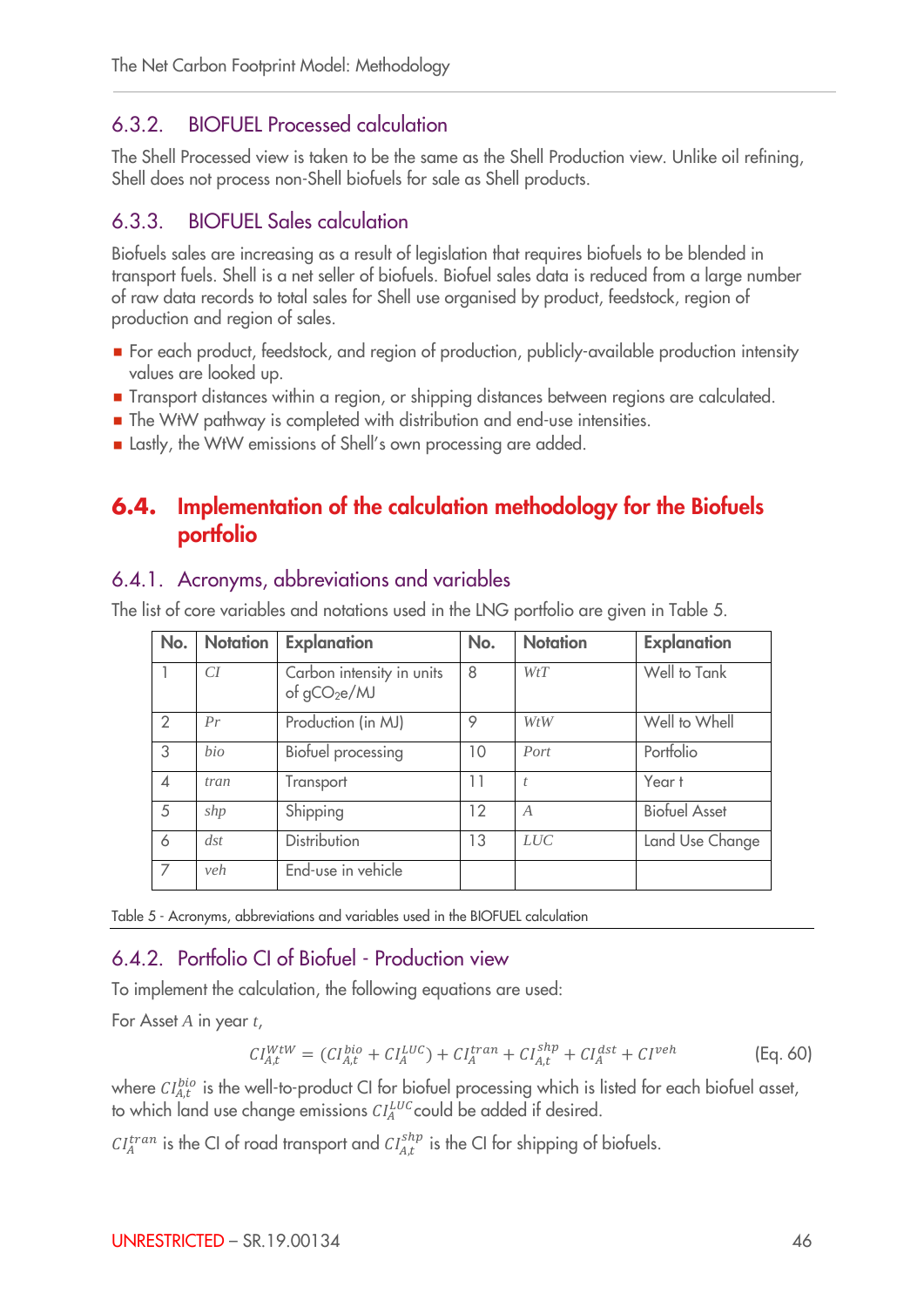### 6.3.2. BIOFUEL Processed calculation

The Shell Processed view is taken to be the same as the Shell Production view. Unlike oil refining, Shell does not process non-Shell biofuels for sale as Shell products.

### 6.3.3. BIOFUEL Sales calculation

Biofuels sales are increasing as a result of legislation that requires biofuels to be blended in transport fuels. Shell is a net seller of biofuels. Biofuel sales data is reduced from a large number of raw data records to total sales for Shell use organised by product, feedstock, region of production and region of sales.

- For each product, feedstock, and region of production, publicly-available production intensity values are looked up.
- Transport distances within a region, or shipping distances between regions are calculated.
- The WtW pathway is completed with distribution and end-use intensities.
- Lastly, the WtW emissions of Shell's own processing are added.

## 6.4. Implementation of the calculation methodology for the Biofuels portfolio

### 6.4.1. Acronyms, abbreviations and variables

The list of core variables and notations used in the LNG portfolio are given in Table 5.

| No. | Notation | Explanation | No. | Notation | Explanation |
|---|---|---|---|---|---|
| 1 | $CI$ | Carbon intensity in units of $gCO_2e/MJ$ | 8 | $WtT$ | Well to Tank |
| 2 | $Pr$ | Production (in MJ) | 9 | $WtW$ | Well to Whell |
| 3 | $bio$ | Biofuel processing | 10 | $Port$ | Portfolio |
| 4 | $tran$ | Transport | 11 | $t$ | Year t |
| 5 | $shp$ | Shipping | 12 | $A$ | Biofuel Asset |
| 6 | $dst$ | Distribution | 13 | $LUC$ | Land Use Change |
| 7 | $veh$ | End-use in vehicle | | | |

Table 5 - Acronyms, abbreviations and variables used in the BIOFUEL calculation

### 6.4.2. Portfolio CI of Biofuel - Production view

To implement the calculation, the following equations are used:

For Asset $A$ in year $t$,

$$CI_{A,t}^{WtW} = (CI_{A,t}^{bio} + CI_{A}^{LUC}) + CI_{A}^{tran} + CI_{A,t}^{shp} + CI_{A}^{dst} + CI^{veh} \qquad \text{(Eq. 60)}$$

where $CI_{A,t}^{bio}$ is the well-to-product CI for biofuel processing which is listed for each biofuel asset, to which land use change emissions $CI_{A}^{LUC}$ could be added if desired.

$CI_{A}^{tran}$ is the CI of road transport and $CI_{A,t}^{shp}$ is the CI for shipping of biofuels.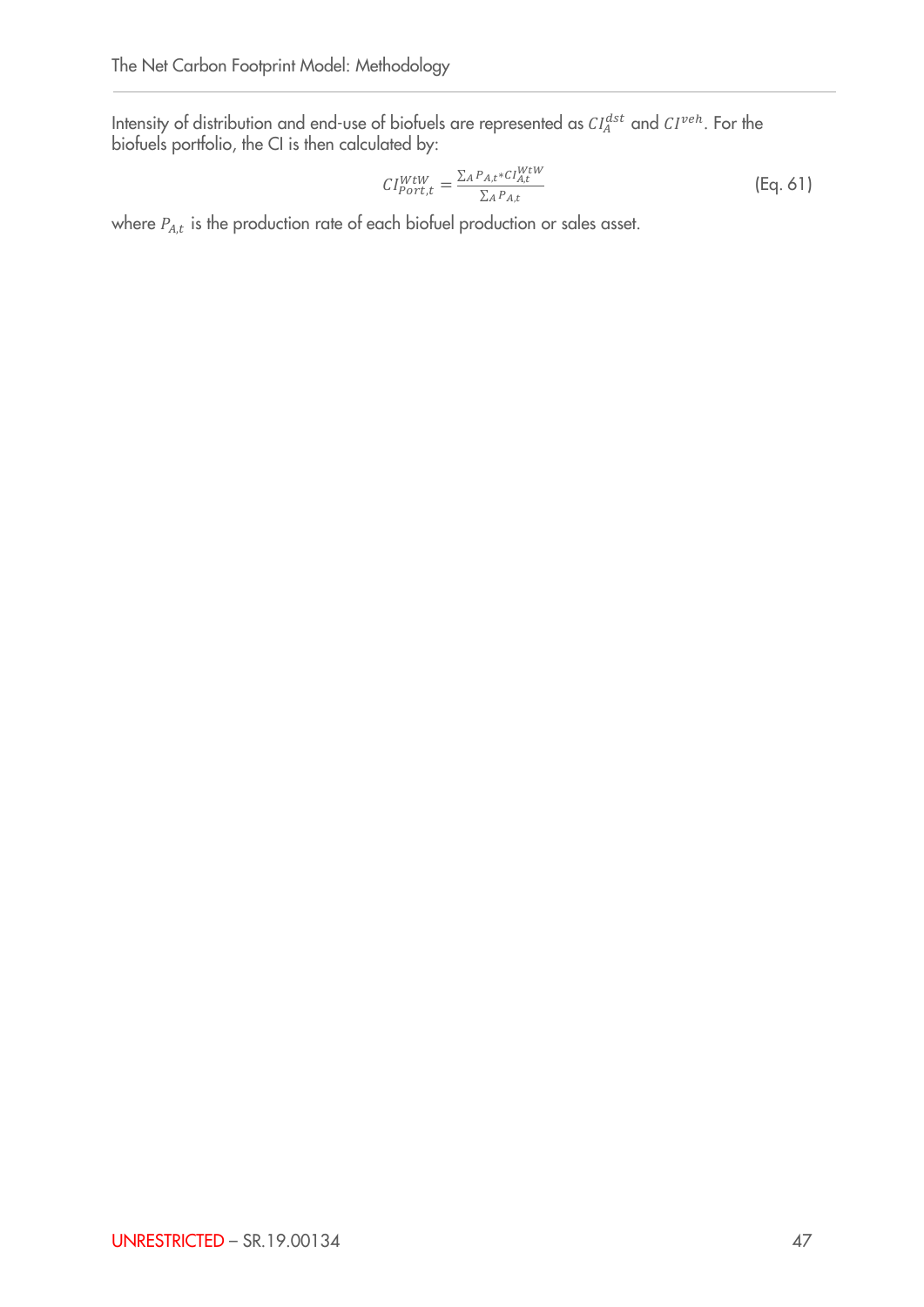Intensity of distribution and end-use of biofuels are represented as $CI_A^{dst}$ and $CI^{veh}$. For the biofuels portfolio, the CI is then calculated by:

$$CI_{Port,t}^{WtW} = \frac{\sum_A P_{A,t} * CI_{A,t}^{WtW}}{\sum_A P_{A,t}} \quad \text{(Eq. 61)}$$

where $P_{A,t}$ is the production rate of each biofuel production or sales asset.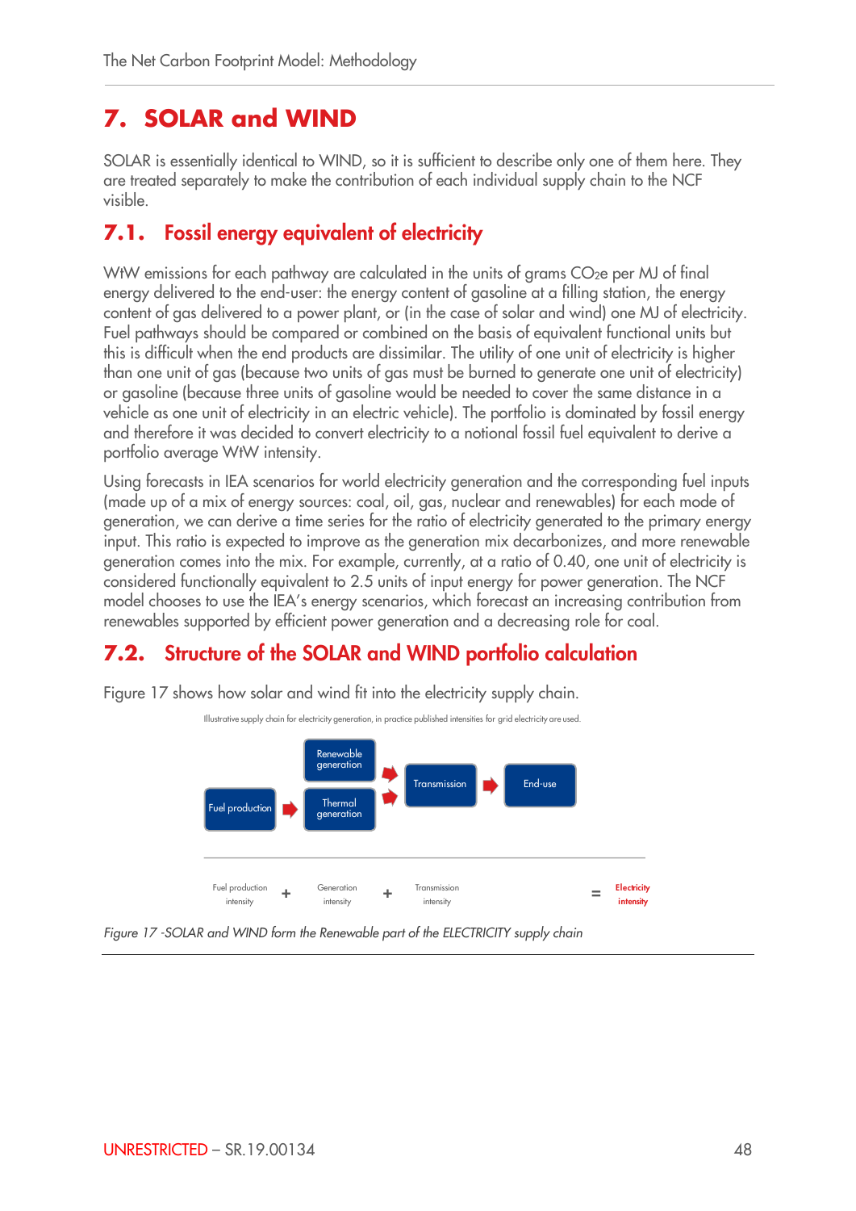# 7. SOLAR and WIND

SOLAR is essentially identical to WIND, so it is sufficient to describe only one of them here. They are treated separately to make the contribution of each individual supply chain to the NCF visible.

## 7.1. Fossil energy equivalent of electricity

WtW emissions for each pathway are calculated in the units of grams $CO_2e$ per MJ of final energy delivered to the end-user: the energy content of gasoline at a filling station, the energy content of gas delivered to a power plant, or (in the case of solar and wind) one MJ of electricity. Fuel pathways should be compared or combined on the basis of equivalent functional units but this is difficult when the end products are dissimilar. The utility of one unit of electricity is higher than one unit of gas (because two units of gas must be burned to generate one unit of electricity) or gasoline (because three units of gasoline would be needed to cover the same distance in a vehicle as one unit of electricity in an electric vehicle). The portfolio is dominated by fossil energy and therefore it was decided to convert electricity to a notional fossil fuel equivalent to derive a portfolio average WtW intensity.

Using forecasts in IEA scenarios for world electricity generation and the corresponding fuel inputs (made up of a mix of energy sources: coal, oil, gas, nuclear and renewables) for each mode of generation, we can derive a time series for the ratio of electricity generated to the primary energy input. This ratio is expected to improve as the generation mix decarbonizes, and more renewable generation comes into the mix. For example, currently, at a ratio of 0.40, one unit of electricity is considered functionally equivalent to 2.5 units of input energy for power generation. The NCF model chooses to use the IEA's energy scenarios, which forecast an increasing contribution from renewables supported by efficient power generation and a decreasing role for coal.

## 7.2. Structure of the SOLAR and WIND portfolio calculation

Figure 17 shows how solar and wind fit into the electricity supply chain.

Illustrative supply chain for electricity generation, in practice published intensities for grid electricity are used.

Fuel production → Renewable generation / Thermal generation → Transmission → End-use

Fuel production intensity + Generation intensity + Transmission intensity = Electricity intensity

*Figure 17 -SOLAR and WIND form the Renewable part of the ELECTRICITY supply chain*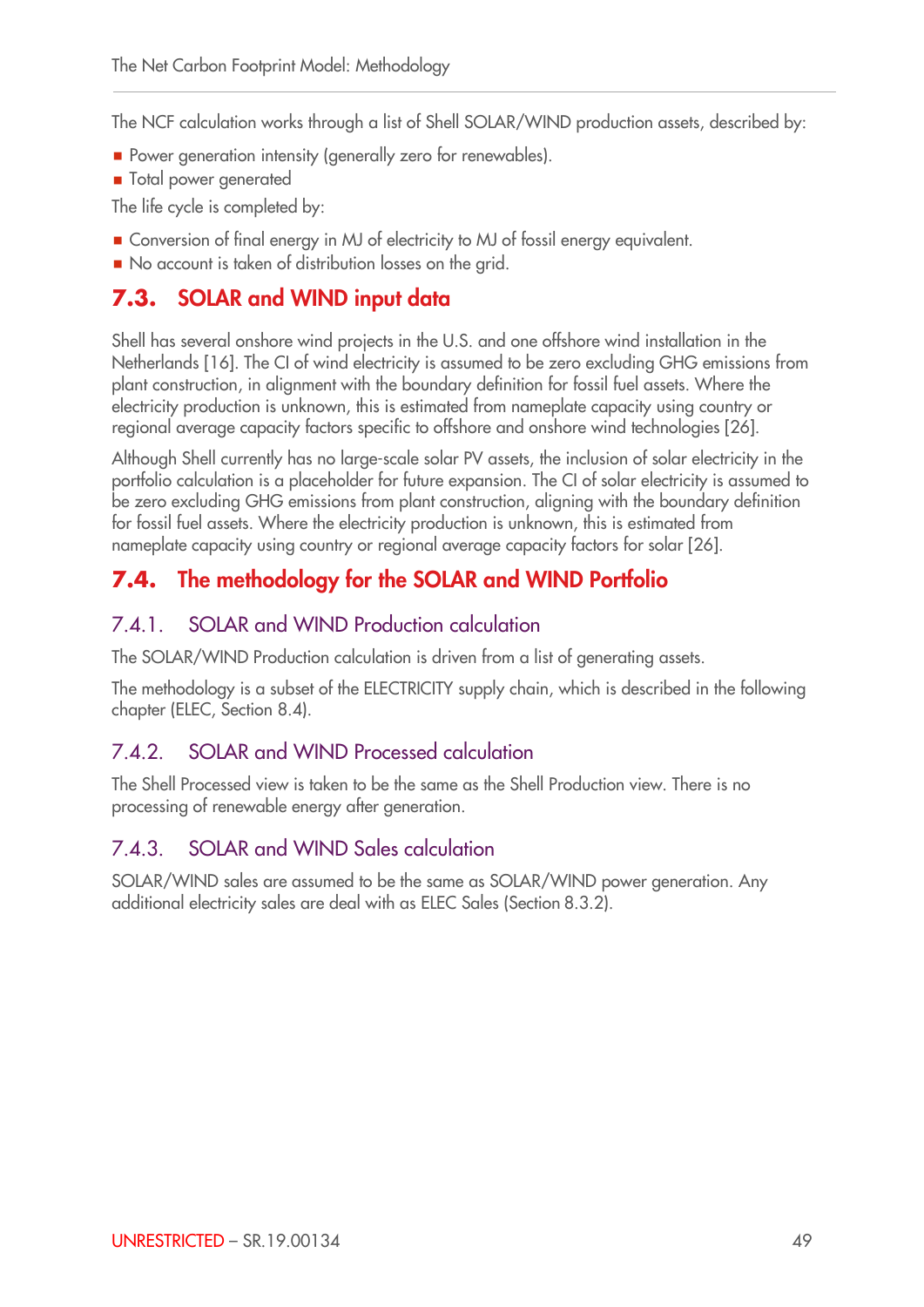The NCF calculation works through a list of Shell SOLAR/WIND production assets, described by:

- Power generation intensity (generally zero for renewables).
- Total power generated

The life cycle is completed by:

- Conversion of final energy in MJ of electricity to MJ of fossil energy equivalent.
- No account is taken of distribution losses on the grid.

## 7.3. SOLAR and WIND input data

Shell has several onshore wind projects in the U.S. and one offshore wind installation in the Netherlands [16]. The CI of wind electricity is assumed to be zero excluding GHG emissions from plant construction, in alignment with the boundary definition for fossil fuel assets. Where the electricity production is unknown, this is estimated from nameplate capacity using country or regional average capacity factors specific to offshore and onshore wind technologies [26].

Although Shell currently has no large-scale solar PV assets, the inclusion of solar electricity in the portfolio calculation is a placeholder for future expansion. The CI of solar electricity is assumed to be zero excluding GHG emissions from plant construction, aligning with the boundary definition for fossil fuel assets. Where the electricity production is unknown, this is estimated from nameplate capacity using country or regional average capacity factors for solar [26].

## 7.4. The methodology for the SOLAR and WIND Portfolio

### 7.4.1. SOLAR and WIND Production calculation

The SOLAR/WIND Production calculation is driven from a list of generating assets.

The methodology is a subset of the ELECTRICITY supply chain, which is described in the following chapter (ELEC, Section 8.4).

### 7.4.2. SOLAR and WIND Processed calculation

The Shell Processed view is taken to be the same as the Shell Production view. There is no processing of renewable energy after generation.

### 7.4.3. SOLAR and WIND Sales calculation

SOLAR/WIND sales are assumed to be the same as SOLAR/WIND power generation. Any additional electricity sales are deal with as ELEC Sales (Section 8.3.2).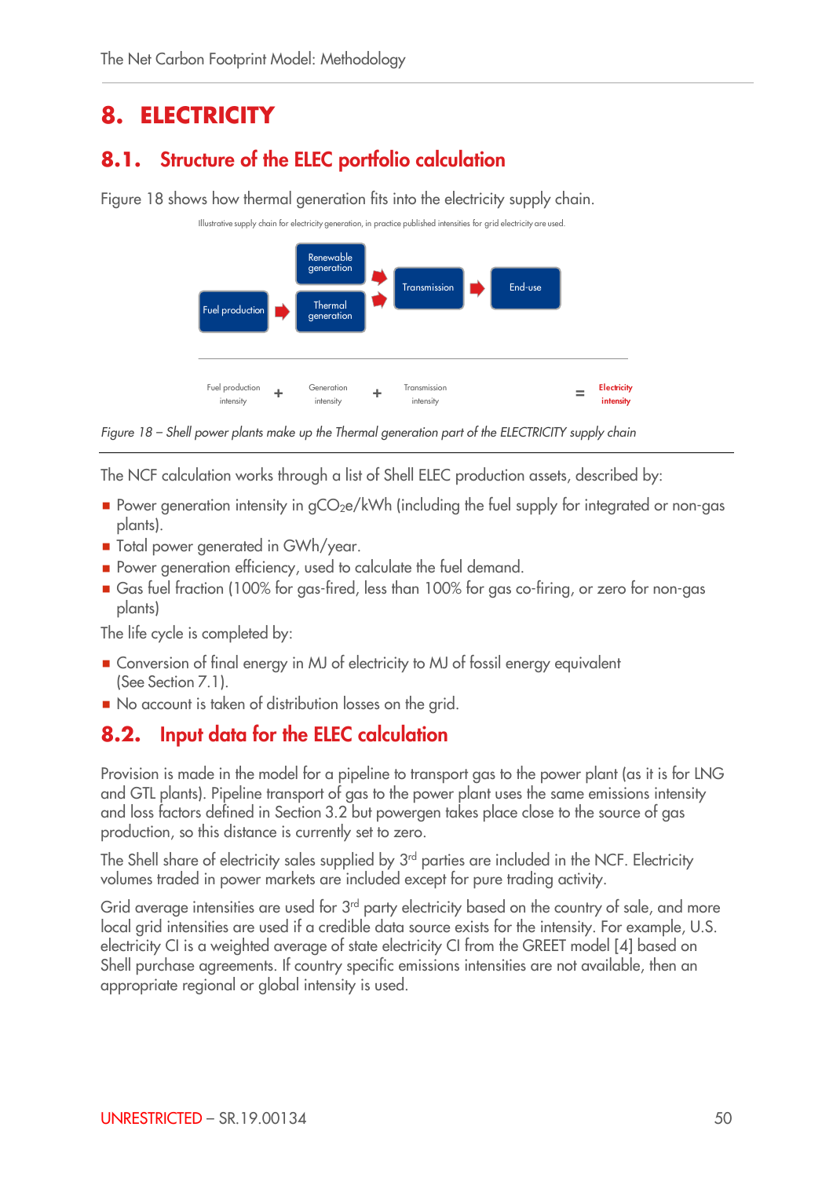# 8. ELECTRICITY

## 8.1. Structure of the ELEC portfolio calculation

Figure 18 shows how thermal generation fits into the electricity supply chain.

Illustrative supply chain for electricity generation, in practice published intensities for grid electricity are used.

Fuel production → Thermal generation → Transmission → End-use

Renewable generation → Transmission

Fuel production intensity + Generation intensity + Transmission intensity = Electricity intensity

*Figure 18 – Shell power plants make up the Thermal generation part of the ELECTRICITY supply chain*

The NCF calculation works through a list of Shell ELEC production assets, described by:

- Power generation intensity in $gCO_2e/kWh$ (including the fuel supply for integrated or non-gas plants).
- Total power generated in GWh/year.
- Power generation efficiency, used to calculate the fuel demand.
- Gas fuel fraction (100% for gas-fired, less than 100% for gas co-firing, or zero for non-gas plants)

The life cycle is completed by:

- Conversion of final energy in MJ of electricity to MJ of fossil energy equivalent (See Section 7.1).
- No account is taken of distribution losses on the grid.

## 8.2. Input data for the ELEC calculation

Provision is made in the model for a pipeline to transport gas to the power plant (as it is for LNG and GTL plants). Pipeline transport of gas to the power plant uses the same emissions intensity and loss factors defined in Section 3.2 but powergen takes place close to the source of gas production, so this distance is currently set to zero.

The Shell share of electricity sales supplied by 3rd parties are included in the NCF. Electricity volumes traded in power markets are included except for pure trading activity.

Grid average intensities are used for 3rd party electricity based on the country of sale, and more local grid intensities are used if a credible data source exists for the intensity. For example, U.S. electricity CI is a weighted average of state electricity CI from the GREET model [4] based on Shell purchase agreements. If country specific emissions intensities are not available, then an appropriate regional or global intensity is used.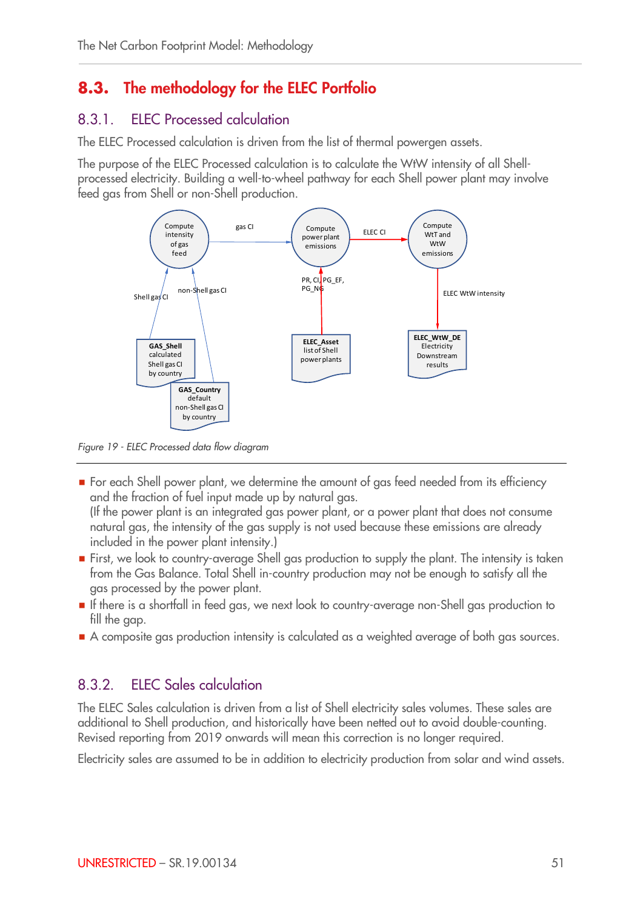## 8.3. The methodology for the ELEC Portfolio

### 8.3.1. ELEC Processed calculation

The ELEC Processed calculation is driven from the list of thermal powergen assets.

The purpose of the ELEC Processed calculation is to calculate the WtW intensity of all Shell-processed electricity. Building a well-to-wheel pathway for each Shell power plant may involve feed gas from Shell or non-Shell production.

*Figure 19 - ELEC Processed data flow diagram*

- For each Shell power plant, we determine the amount of gas feed needed from its efficiency and the fraction of fuel input made up by natural gas.
  (If the power plant is an integrated gas power plant, or a power plant that does not consume natural gas, the intensity of the gas supply is not used because these emissions are already included in the power plant intensity.)
- First, we look to country-average Shell gas production to supply the plant. The intensity is taken from the Gas Balance. Total Shell in-country production may not be enough to satisfy all the gas processed by the power plant.
- If there is a shortfall in feed gas, we next look to country-average non-Shell gas production to fill the gap.
- A composite gas production intensity is calculated as a weighted average of both gas sources.

### 8.3.2. ELEC Sales calculation

The ELEC Sales calculation is driven from a list of Shell electricity sales volumes. These sales are additional to Shell production, and historically have been netted out to avoid double-counting. Revised reporting from 2019 onwards will mean this correction is no longer required.

Electricity sales are assumed to be in addition to electricity production from solar and wind assets.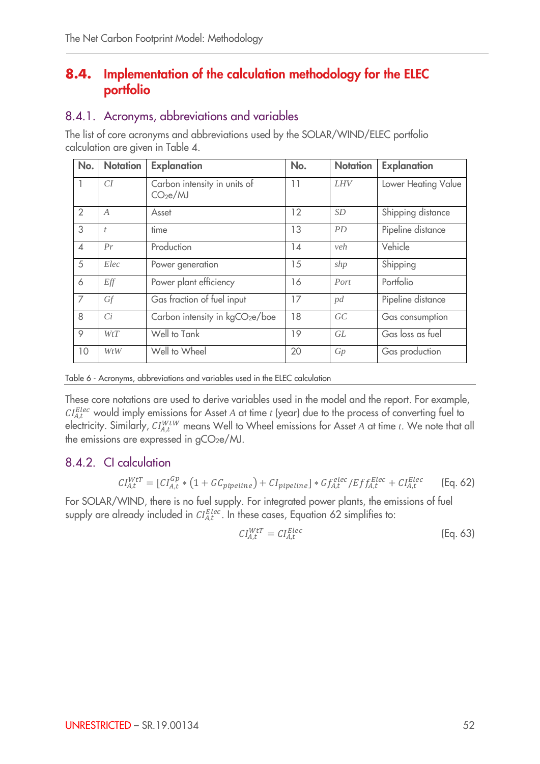## 8.4. Implementation of the calculation methodology for the ELEC portfolio

### 8.4.1. Acronyms, abbreviations and variables

The list of core acronyms and abbreviations used by the SOLAR/WIND/ELEC portfolio calculation are given in Table 4.

| No. | Notation | Explanation | No. | Notation | Explanation |
|---|---|---|---|---|---|
| 1 | $CI$ | Carbon intensity in units of $CO_2e$/MJ | 11 | $LHV$ | Lower Heating Value |
| 2 | $A$ | Asset | 12 | $SD$ | Shipping distance |
| 3 | $t$ | time | 13 | $PD$ | Pipeline distance |
| 4 | $Pr$ | Production | 14 | $veh$ | Vehicle |
| 5 | $Elec$ | Power generation | 15 | $shp$ | Shipping |
| 6 | $Eff$ | Power plant efficiency | 16 | $Port$ | Portfolio |
| 7 | $Gf$ | Gas fraction of fuel input | 17 | $pd$ | Pipeline distance |
| 8 | $Ci$ | Carbon intensity in kg$CO_2e$/boe | 18 | $GC$ | Gas consumption |
| 9 | $WtT$ | Well to Tank | 19 | $GL$ | Gas loss as fuel |
| 10 | $WtW$ | Well to Wheel | 20 | $Gp$ | Gas production |

Table 6 - Acronyms, abbreviations and variables used in the ELEC calculation

These core notations are used to derive variables used in the model and the report. For example, $CI_{A,t}^{Elec}$ would imply emissions for Asset $A$ at time $t$ (year) due to the process of converting fuel to electricity. Similarly, $CI_{A,t}^{WtW}$ means Well to Wheel emissions for Asset $A$ at time $t$. We note that all the emissions are expressed in g$CO_2e$/MJ.

### 8.4.2. CI calculation

$$CI_{A,t}^{WtT} = [CI_{A,t}^{Gp} * (1 + GC_{pipeline}) + CI_{pipeline}] * Gf_{A,t}^{elec} / Eff_{A,t}^{Elec} + CI_{A,t}^{Elec} \quad \text{(Eq. 62)}$$

For SOLAR/WIND, there is no fuel supply. For integrated power plants, the emissions of fuel supply are already included in $CI_{A,t}^{Elec}$. In these cases, Equation 62 simplifies to:

$$CI_{A,t}^{WtT} = CI_{A,t}^{Elec} \quad \text{(Eq. 63)}$$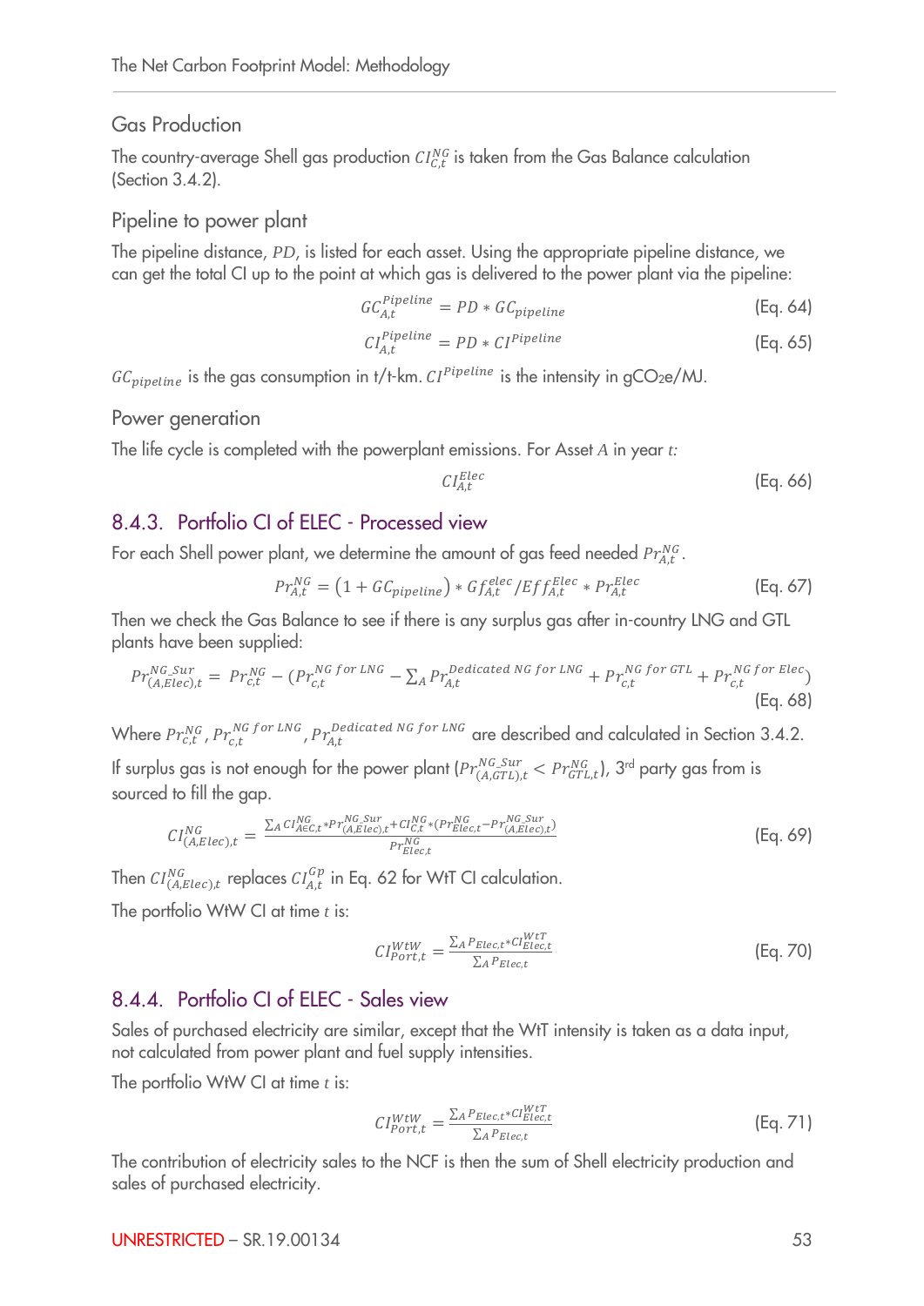### Gas Production

The country-average Shell gas production $CI_{C,t}^{NG}$ is taken from the Gas Balance calculation (Section 3.4.2).

### Pipeline to power plant

The pipeline distance, $PD$, is listed for each asset. Using the appropriate pipeline distance, we can get the total CI up to the point at which gas is delivered to the power plant via the pipeline:

$$GC_{A,t}^{Pipeline} = PD * GC_{pipeline} \tag{Eq. 64}$$

$$CI_{A,t}^{Pipeline} = PD * CI^{Pipeline} \tag{Eq. 65}$$

$GC_{pipeline}$ is the gas consumption in t/t-km. $CI^{Pipeline}$ is the intensity in $gCO_2e$/MJ.

### Power generation

The life cycle is completed with the powerplant emissions. For Asset $A$ in year $t$:

$$CI_{A,t}^{Elec} \tag{Eq. 66}$$

## 8.4.3. Portfolio CI of ELEC - Processed view

For each Shell power plant, we determine the amount of gas feed needed $Pr_{A,t}^{NG}$.

$$Pr_{A,t}^{NG} = \left(1 + GC_{pipeline}\right) * Gf_{A,t}^{elec} / Eff_{A,t}^{Elec} * Pr_{A,t}^{Elec} \tag{Eq. 67}$$

Then we check the Gas Balance to see if there is any surplus gas after in-country LNG and GTL plants have been supplied:

$$Pr_{(A,Elec),t}^{NG\_Sur} = Pr_{c,t}^{NG} - (Pr_{c,t}^{NG\ for\ LNG} - \sum_A Pr_{A,t}^{Dedicated\ NG\ for\ LNG} + Pr_{c,t}^{NG\ for\ GTL} + Pr_{c,t}^{NG\ for\ Elec}) \tag{Eq. 68}$$

Where $Pr_{c,t}^{NG}$, $Pr_{c,t}^{NG\ for\ LNG}$, $Pr_{A,t}^{Dedicated\ NG\ for\ LNG}$ are described and calculated in Section 3.4.2.

If surplus gas is not enough for the power plant ($Pr_{(A,GTL),t}^{NG\_Sur} < Pr_{GTL,t}^{NG}$), 3rd party gas from is sourced to fill the gap.

$$CI_{(A,Elec),t}^{NG} = \frac{\sum_A CI_{AEC,t}^{NG} * Pr_{(A,Elec),t}^{NG\_Sur} + CI_{C,t}^{NG} * (Pr_{Elec,t}^{NG} - Pr_{(A,Elec),t}^{NG\_Sur})}{Pr_{Elec,t}^{NG}} \tag{Eq. 69}$$

Then $CI_{(A,Elec),t}^{NG}$ replaces $CI_{A,t}^{Gp}$ in Eq. 62 for WtT CI calculation.

The portfolio WtW CI at time $t$ is:

$$CI_{Port,t}^{WtW} = \frac{\sum_A P_{Elec,t} * CI_{Elec,t}^{WtT}}{\sum_A P_{Elec,t}} \tag{Eq. 70}$$

## 8.4.4. Portfolio CI of ELEC - Sales view

Sales of purchased electricity are similar, except that the WtT intensity is taken as a data input, not calculated from power plant and fuel supply intensities.

The portfolio WtW CI at time $t$ is:

$$CI_{Port,t}^{WtW} = \frac{\sum_A P_{Elec,t} * CI_{Elec,t}^{WtT}}{\sum_A P_{Elec,t}} \tag{Eq. 71}$$

The contribution of electricity sales to the NCF is then the sum of Shell electricity production and sales of purchased electricity.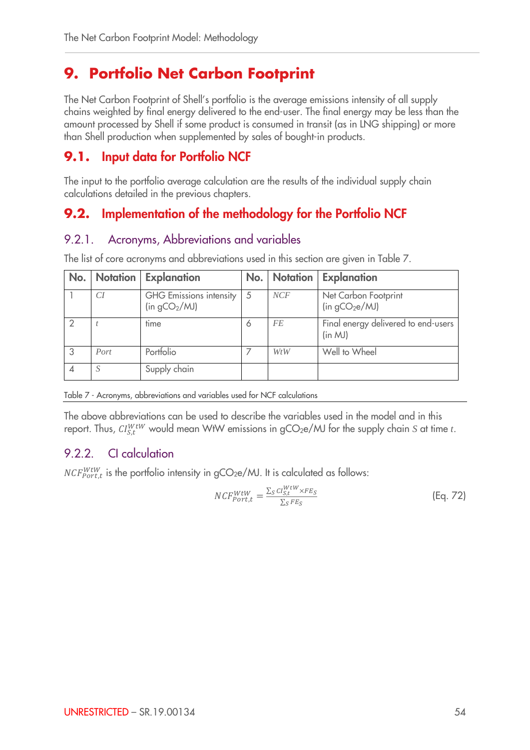# 9. Portfolio Net Carbon Footprint

The Net Carbon Footprint of Shell's portfolio is the average emissions intensity of all supply chains weighted by final energy delivered to the end-user. The final energy may be less than the amount processed by Shell if some product is consumed in transit (as in LNG shipping) or more than Shell production when supplemented by sales of bought-in products.

## 9.1. Input data for Portfolio NCF

The input to the portfolio average calculation are the results of the individual supply chain calculations detailed in the previous chapters.

## 9.2. Implementation of the methodology for the Portfolio NCF

### 9.2.1. Acronyms, Abbreviations and variables

The list of core acronyms and abbreviations used in this section are given in Table 7.

| No. | Notation | Explanation | No. | Notation | Explanation |
|---|---|---|---|---|---|
| 1 | $CI$ | GHG Emissions intensity (in $gCO_2/MJ$) | 5 | $NCF$ | Net Carbon Footprint (in $gCO_2e/MJ$) |
| 2 | $t$ | time | 6 | $FE$ | Final energy delivered to end-users (in MJ) |
| 3 | $Port$ | Portfolio | 7 | $WtW$ | Well to Wheel |
| 4 | $S$ | Supply chain | | | |

Table 7 - Acronyms, abbreviations and variables used for NCF calculations

The above abbreviations can be used to describe the variables used in the model and in this report. Thus, $CI_{S,t}^{WtW}$ would mean WtW emissions in $gCO_2e/MJ$ for the supply chain $S$ at time $t$.

### 9.2.2. CI calculation

$NCF_{Port,t}^{WtW}$ is the portfolio intensity in $gCO_2e/MJ$. It is calculated as follows:

$$NCF_{Port,t}^{WtW} = \frac{\sum_S CI_{S,t}^{WtW} \times FE_S}{\sum_S FE_S} \tag{Eq. 72}$$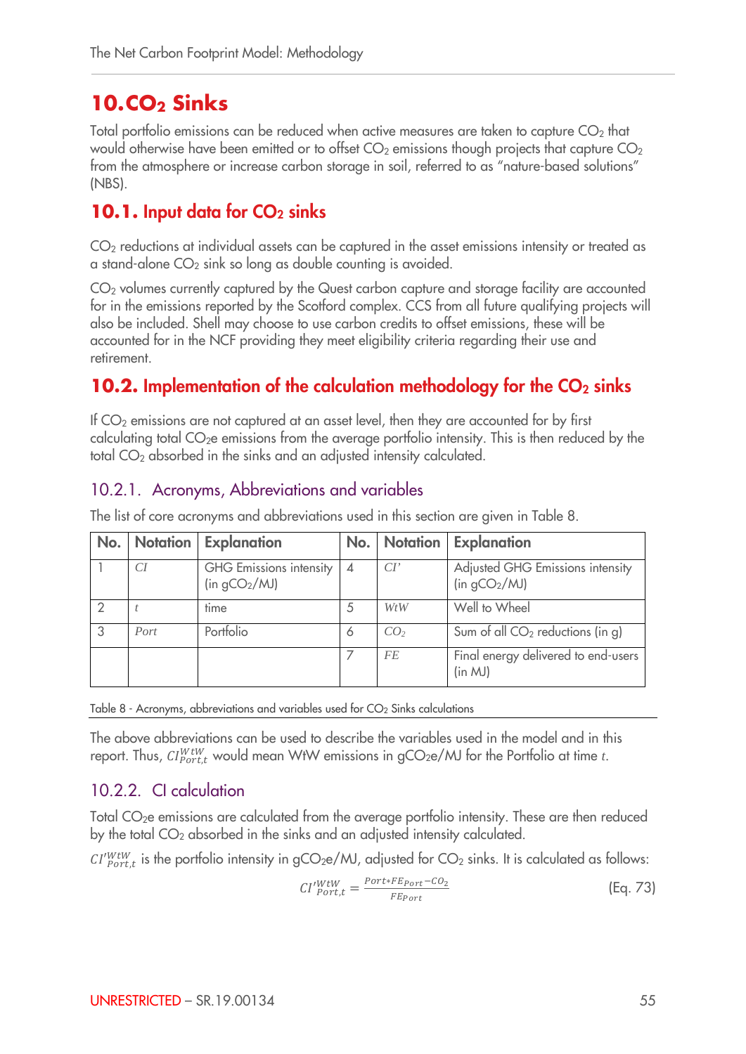# 10. $CO_2$ Sinks

Total portfolio emissions can be reduced when active measures are taken to capture $CO_2$ that would otherwise have been emitted or to offset $CO_2$ emissions though projects that capture $CO_2$ from the atmosphere or increase carbon storage in soil, referred to as "nature-based solutions" (NBS).

## 10.1. Input data for $CO_2$ sinks

$CO_2$ reductions at individual assets can be captured in the asset emissions intensity or treated as a stand-alone $CO_2$ sink so long as double counting is avoided.

$CO_2$ volumes currently captured by the Quest carbon capture and storage facility are accounted for in the emissions reported by the Scotford complex. CCS from all future qualifying projects will also be included. Shell may choose to use carbon credits to offset emissions, these will be accounted for in the NCF providing they meet eligibility criteria regarding their use and retirement.

## 10.2. Implementation of the calculation methodology for the $CO_2$ sinks

If $CO_2$ emissions are not captured at an asset level, then they are accounted for by first calculating total $CO_2e$ emissions from the average portfolio intensity. This is then reduced by the total $CO_2$ absorbed in the sinks and an adjusted intensity calculated.

### 10.2.1. Acronyms, Abbreviations and variables

The list of core acronyms and abbreviations used in this section are given in Table 8.

| No. | Notation | Explanation | No. | Notation | Explanation |
|---|---|---|---|---|---|
| 1 | $CI$ | GHG Emissions intensity (in $gCO_2/MJ$) | 4 | $CI'$ | Adjusted GHG Emissions intensity (in $gCO_2/MJ$) |
| 2 | $t$ | time | 5 | $WtW$ | Well to Wheel |
| 3 | $Port$ | Portfolio | 6 | $CO_2$ | Sum of all $CO_2$ reductions (in g) |
| | | | 7 | $FE$ | Final energy delivered to end-users (in MJ) |

Table 8 - Acronyms, abbreviations and variables used for $CO_2$ Sinks calculations

The above abbreviations can be used to describe the variables used in the model and in this report. Thus, $CI^{WtW}_{Port,t}$ would mean WtW emissions in $gCO_2e/MJ$ for the Portfolio at time $t$.

### 10.2.2. CI calculation

Total $CO_2e$ emissions are calculated from the average portfolio intensity. These are then reduced by the total $CO_2$ absorbed in the sinks and an adjusted intensity calculated.

$CI'^{WtW}_{Port,t}$ is the portfolio intensity in $gCO_2e/MJ$, adjusted for $CO_2$ sinks. It is calculated as follows:

$$CI'^{WtW}_{Port,t} = \frac{Port * FE_{Port} - CO_2}{FE_{Port}} \qquad \text{(Eq. 73)}$$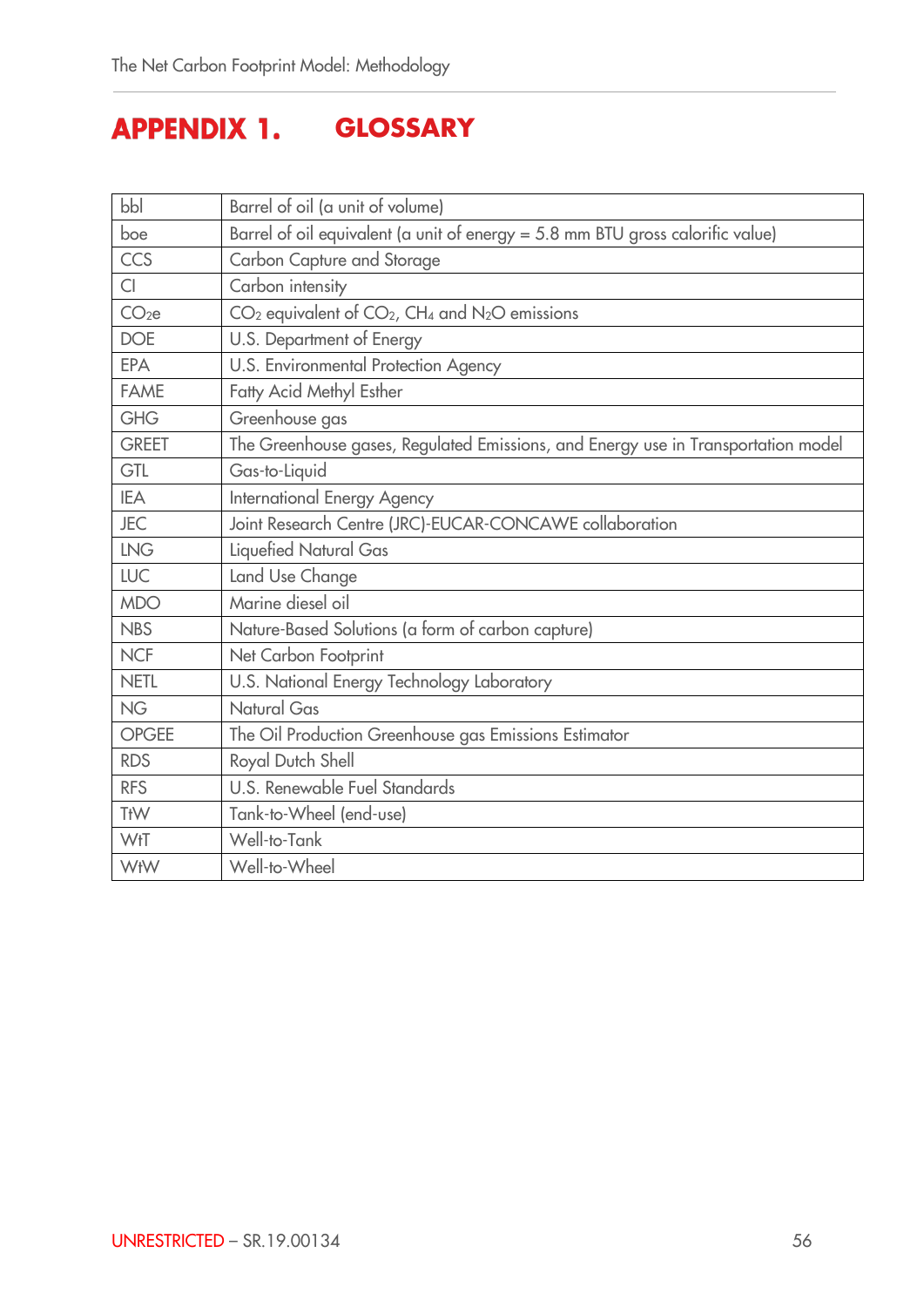# APPENDIX 1. GLOSSARY

| | |
|---|---|
| bbl | Barrel of oil (a unit of volume) |
| boe | Barrel of oil equivalent (a unit of energy = 5.8 mm BTU gross calorific value) |
| CCS | Carbon Capture and Storage |
| CI | Carbon intensity |
| $CO_2e$ | $CO_2$ equivalent of $CO_2$, $CH_4$ and $N_2O$ emissions |
| DOE | U.S. Department of Energy |
| EPA | U.S. Environmental Protection Agency |
| FAME | Fatty Acid Methyl Esther |
| GHG | Greenhouse gas |
| GREET | The Greenhouse gases, Regulated Emissions, and Energy use in Transportation model |
| GTL | Gas-to-Liquid |
| IEA | International Energy Agency |
| JEC | Joint Research Centre (JRC)-EUCAR-CONCAWE collaboration |
| LNG | Liquefied Natural Gas |
| LUC | Land Use Change |
| MDO | Marine diesel oil |
| NBS | Nature-Based Solutions (a form of carbon capture) |
| NCF | Net Carbon Footprint |
| NETL | U.S. National Energy Technology Laboratory |
| NG | Natural Gas |
| OPGEE | The Oil Production Greenhouse gas Emissions Estimator |
| RDS | Royal Dutch Shell |
| RFS | U.S. Renewable Fuel Standards |
| TtW | Tank-to-Wheel (end-use) |
| WtT | Well-to-Tank |
| WtW | Well-to-Wheel |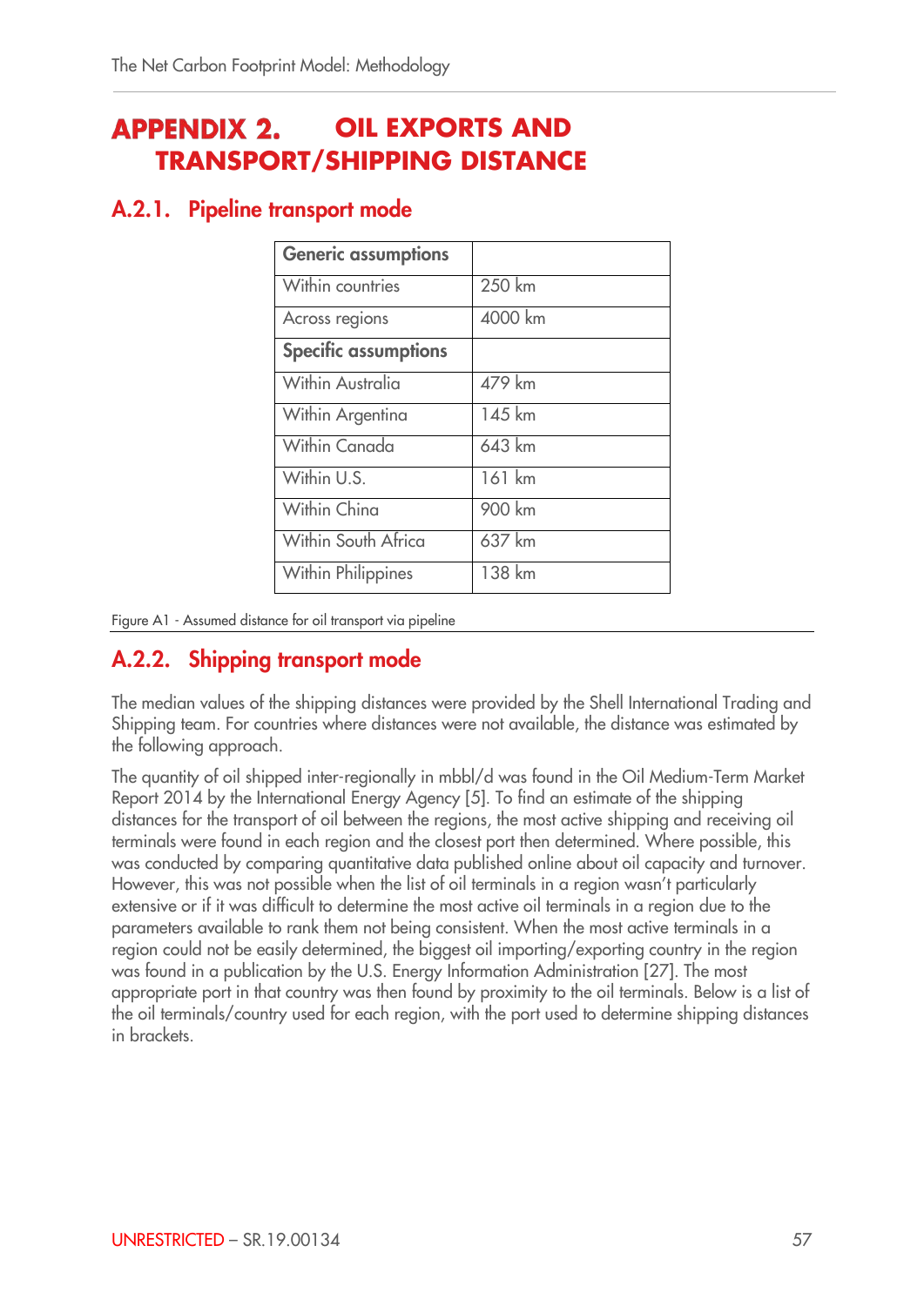# APPENDIX 2. OIL EXPORTS AND TRANSPORT/SHIPPING DISTANCE

## A.2.1. Pipeline transport mode

| **Generic assumptions** | |
|---|---|
| Within countries | 250 km |
| Across regions | 4000 km |
| **Specific assumptions** | |
| Within Australia | 479 km |
| Within Argentina | 145 km |
| Within Canada | 643 km |
| Within U.S. | 161 km |
| Within China | 900 km |
| Within South Africa | 637 km |
| Within Philippines | 138 km |

Figure A1 - Assumed distance for oil transport via pipeline

## A.2.2. Shipping transport mode

The median values of the shipping distances were provided by the Shell International Trading and Shipping team. For countries where distances were not available, the distance was estimated by the following approach.

The quantity of oil shipped inter-regionally in mbbl/d was found in the Oil Medium-Term Market Report 2014 by the International Energy Agency [5]. To find an estimate of the shipping distances for the transport of oil between the regions, the most active shipping and receiving oil terminals were found in each region and the closest port then determined. Where possible, this was conducted by comparing quantitative data published online about oil capacity and turnover. However, this was not possible when the list of oil terminals in a region wasn't particularly extensive or if it was difficult to determine the most active oil terminals in a region due to the parameters available to rank them not being consistent. When the most active terminals in a region could not be easily determined, the biggest oil importing/exporting country in the region was found in a publication by the U.S. Energy Information Administration [27]. The most appropriate port in that country was then found by proximity to the oil terminals. Below is a list of the oil terminals/country used for each region, with the port used to determine shipping distances in brackets.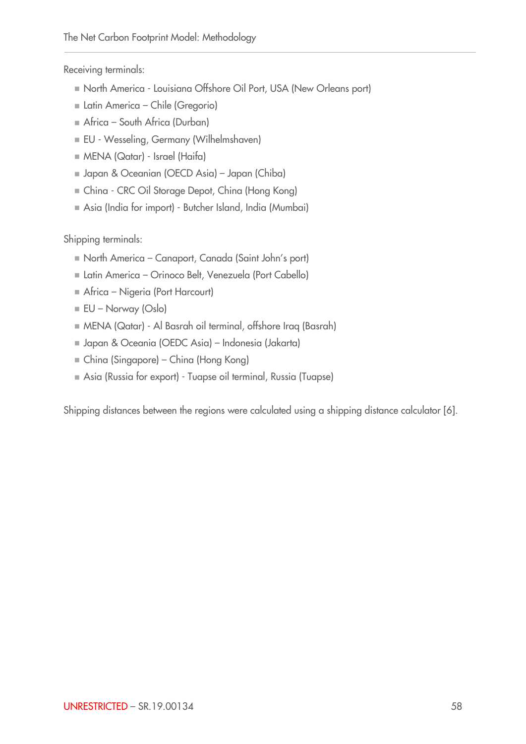Receiving terminals:

- North America - Louisiana Offshore Oil Port, USA (New Orleans port)
- Latin America – Chile (Gregorio)
- Africa – South Africa (Durban)
- EU - Wesseling, Germany (Wilhelmshaven)
- MENA (Qatar) - Israel (Haifa)
- Japan & Oceanian (OECD Asia) – Japan (Chiba)
- China - CRC Oil Storage Depot, China (Hong Kong)
- Asia (India for import) - Butcher Island, India (Mumbai)

Shipping terminals:

- North America – Canaport, Canada (Saint John's port)
- Latin America – Orinoco Belt, Venezuela (Port Cabello)
- Africa – Nigeria (Port Harcourt)
- EU – Norway (Oslo)
- MENA (Qatar) - Al Basrah oil terminal, offshore Iraq (Basrah)
- Japan & Oceania (OEDC Asia) – Indonesia (Jakarta)
- China (Singapore) – China (Hong Kong)
- Asia (Russia for export) - Tuapse oil terminal, Russia (Tuapse)

Shipping distances between the regions were calculated using a shipping distance calculator [6].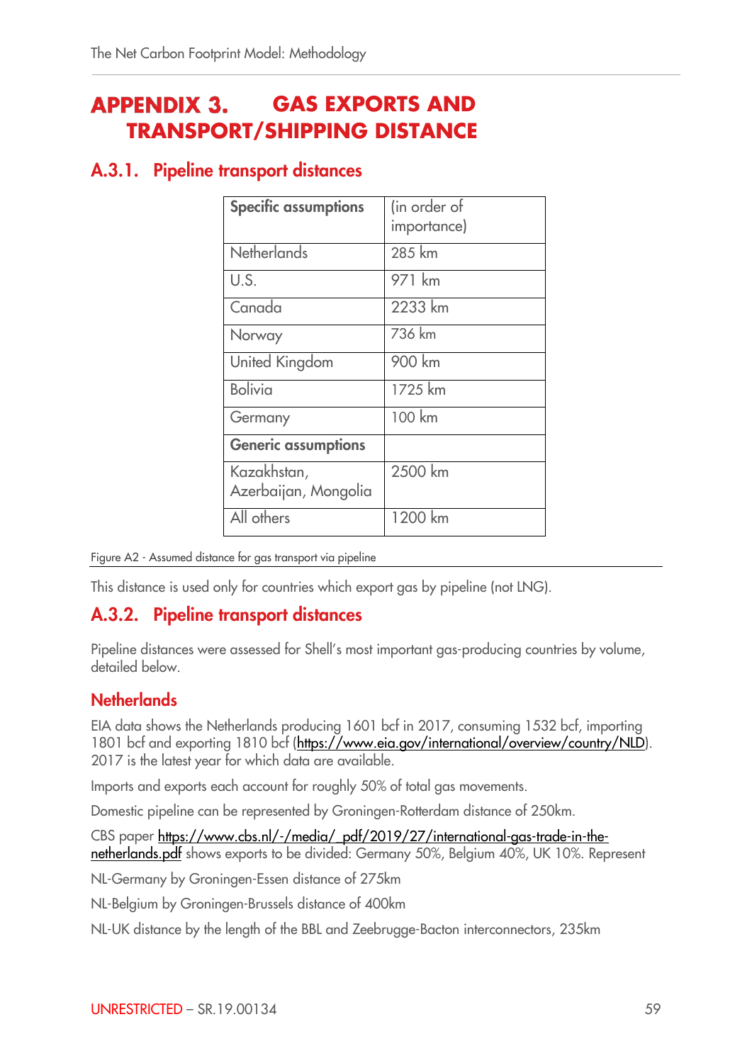# APPENDIX 3. GAS EXPORTS AND TRANSPORT/SHIPPING DISTANCE

## A.3.1. Pipeline transport distances

| Specific assumptions | (in order of importance) |
|---|---|
| Netherlands | 285 km |
| U.S. | 971 km |
| Canada | 2233 km |
| Norway | 736 km |
| United Kingdom | 900 km |
| Bolivia | 1725 km |
| Germany | 100 km |
| **Generic assumptions** | |
| Kazakhstan, Azerbaijan, Mongolia | 2500 km |
| All others | 1200 km |

Figure A2 - Assumed distance for gas transport via pipeline

This distance is used only for countries which export gas by pipeline (not LNG).

## A.3.2. Pipeline transport distances

Pipeline distances were assessed for Shell's most important gas-producing countries by volume, detailed below.

### Netherlands

EIA data shows the Netherlands producing 1601 bcf in 2017, consuming 1532 bcf, importing 1801 bcf and exporting 1810 bcf (https://www.eia.gov/international/overview/country/NLD). 2017 is the latest year for which data are available.

Imports and exports each account for roughly 50% of total gas movements.

Domestic pipeline can be represented by Groningen-Rotterdam distance of 250km.

CBS paper https://www.cbs.nl/-/media/_pdf/2019/27/international-gas-trade-in-the-netherlands.pdf shows exports to be divided: Germany 50%, Belgium 40%, UK 10%. Represent

NL-Germany by Groningen-Essen distance of 275km

NL-Belgium by Groningen-Brussels distance of 400km

NL-UK distance by the length of the BBL and Zeebrugge-Bacton interconnectors, 235km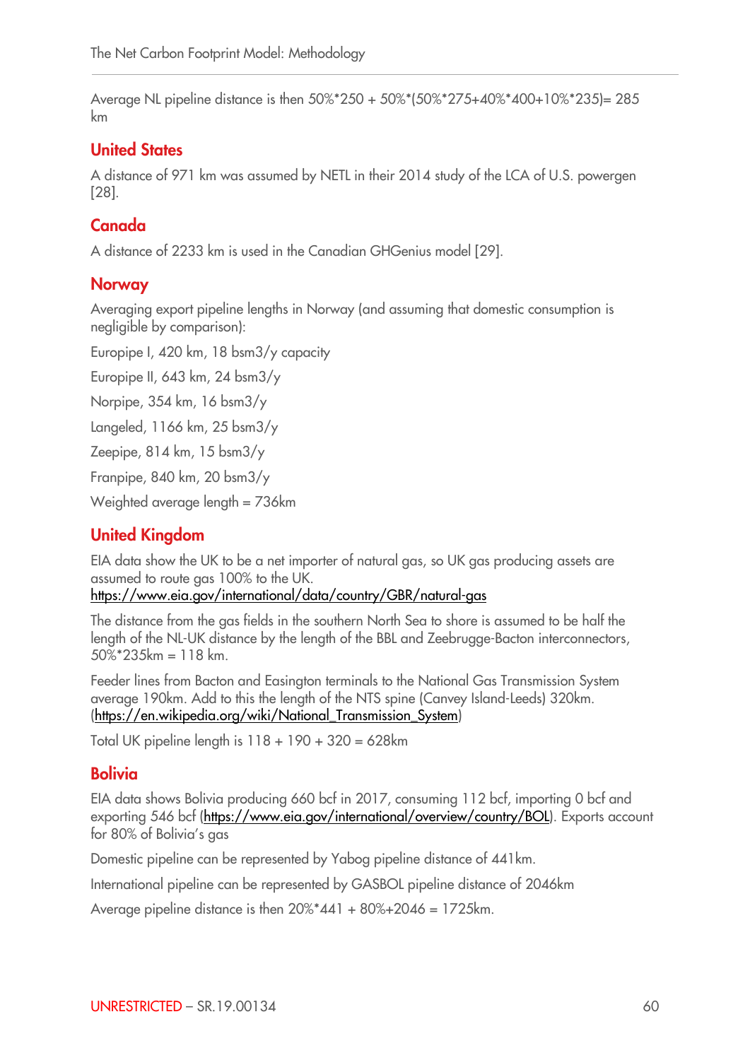Average NL pipeline distance is then 50%*250 + 50%*(50%*275+40%*400+10%*235)= 285 km

## United States

A distance of 971 km was assumed by NETL in their 2014 study of the LCA of U.S. powergen [28].

## Canada

A distance of 2233 km is used in the Canadian GHGenius model [29].

## Norway

Averaging export pipeline lengths in Norway (and assuming that domestic consumption is negligible by comparison):

Europipe I, 420 km, 18 bsm3/y capacity

Europipe II, 643 km, 24 bsm3/y

Norpipe, 354 km, 16 bsm3/y

Langeled, 1166 km, 25 bsm3/y

Zeepipe, 814 km, 15 bsm3/y

Franpipe, 840 km, 20 bsm3/y

Weighted average length = 736km

## United Kingdom

EIA data show the UK to be a net importer of natural gas, so UK gas producing assets are assumed to route gas 100% to the UK.
https://www.eia.gov/international/data/country/GBR/natural-gas

The distance from the gas fields in the southern North Sea to shore is assumed to be half the length of the NL-UK distance by the length of the BBL and Zeebrugge-Bacton interconnectors, 50%*235km = 118 km.

Feeder lines from Bacton and Easington terminals to the National Gas Transmission System average 190km. Add to this the length of the NTS spine (Canvey Island-Leeds) 320km. (https://en.wikipedia.org/wiki/National_Transmission_System)

Total UK pipeline length is 118 + 190 + 320 = 628km

## Bolivia

EIA data shows Bolivia producing 660 bcf in 2017, consuming 112 bcf, importing 0 bcf and exporting 546 bcf (https://www.eia.gov/international/overview/country/BOL). Exports account for 80% of Bolivia's gas

Domestic pipeline can be represented by Yabog pipeline distance of 441km.

International pipeline can be represented by GASBOL pipeline distance of 2046km

Average pipeline distance is then 20%*441 + 80%+2046 = 1725km.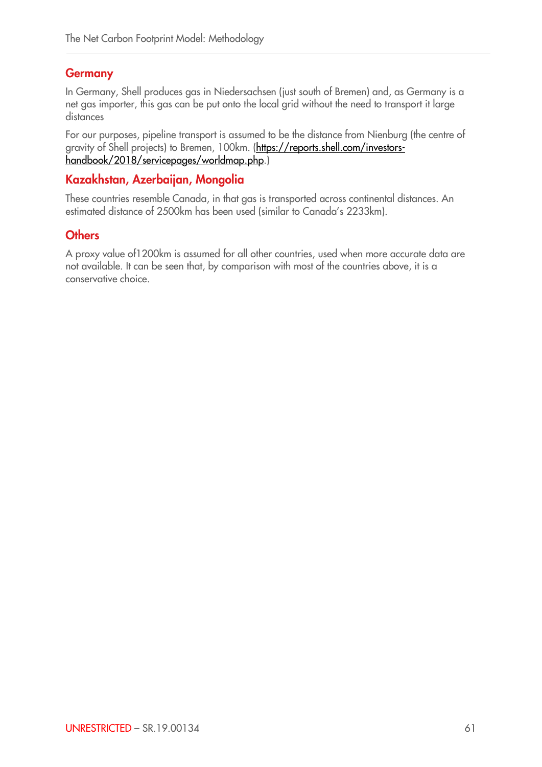## Germany

In Germany, Shell produces gas in Niedersachsen (just south of Bremen) and, as Germany is a net gas importer, this gas can be put onto the local grid without the need to transport it large distances

For our purposes, pipeline transport is assumed to be the distance from Nienburg (the centre of gravity of Shell projects) to Bremen, 100km. (https://reports.shell.com/investors-handbook/2018/servicepages/worldmap.php.)

## Kazakhstan, Azerbaijan, Mongolia

These countries resemble Canada, in that gas is transported across continental distances. An estimated distance of 2500km has been used (similar to Canada's 2233km).

## Others

A proxy value of1200km is assumed for all other countries, used when more accurate data are not available. It can be seen that, by comparison with most of the countries above, it is a conservative choice.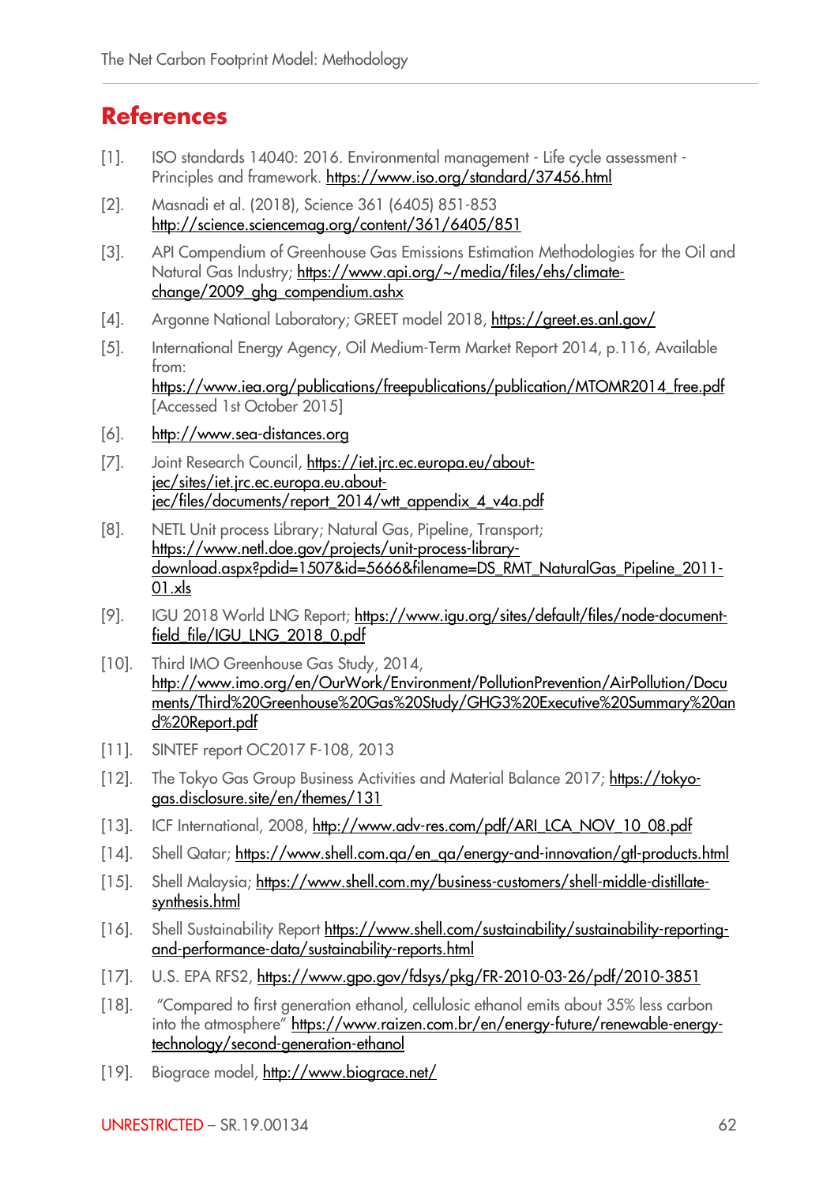## References

[1]. ISO standards 14040: 2016. Environmental management - Life cycle assessment - Principles and framework. https://www.iso.org/standard/37456.html

[2]. Masnadi et al. (2018), Science 361 (6405) 851-853 http://science.sciencemag.org/content/361/6405/851

[3]. API Compendium of Greenhouse Gas Emissions Estimation Methodologies for the Oil and Natural Gas Industry; https://www.api.org/~/media/files/ehs/climate-change/2009_ghg_compendium.ashx

[4]. Argonne National Laboratory; GREET model 2018, https://greet.es.anl.gov/

[5]. International Energy Agency, Oil Medium-Term Market Report 2014, p.116, Available from: https://www.iea.org/publications/freepublications/publication/MTOMR2014_free.pdf [Accessed 1st October 2015]

[6]. http://www.sea-distances.org

[7]. Joint Research Council, https://iet.jrc.ec.europa.eu/about-jec/sites/iet.jrc.ec.europa.eu.about-jec/files/documents/report_2014/wtt_appendix_4_v4a.pdf

[8]. NETL Unit process Library; Natural Gas, Pipeline, Transport; https://www.netl.doe.gov/projects/unit-process-library-download.aspx?pdid=1507&id=5666&filename=DS_RMT_NaturalGas_Pipeline_2011-01.xls

[9]. IGU 2018 World LNG Report; https://www.igu.org/sites/default/files/node-document-field_file/IGU_LNG_2018_0.pdf

[10]. Third IMO Greenhouse Gas Study, 2014, http://www.imo.org/en/OurWork/Environment/PollutionPrevention/AirPollution/Documents/Third%20Greenhouse%20Gas%20Study/GHG3%20Executive%20Summary%20and%20Report.pdf

[11]. SINTEF report OC2017 F-108, 2013

[12]. The Tokyo Gas Group Business Activities and Material Balance 2017; https://tokyo-gas.disclosure.site/en/themes/131

[13]. ICF International, 2008, http://www.adv-res.com/pdf/ARI_LCA_NOV_10_08.pdf

[14]. Shell Qatar; https://www.shell.com.qa/en_qa/energy-and-innovation/gtl-products.html

[15]. Shell Malaysia; https://www.shell.com.my/business-customers/shell-middle-distillate-synthesis.html

[16]. Shell Sustainability Report https://www.shell.com/sustainability/sustainability-reporting-and-performance-data/sustainability-reports.html

[17]. U.S. EPA RFS2, https://www.gpo.gov/fdsys/pkg/FR-2010-03-26/pdf/2010-3851

[18]. "Compared to first generation ethanol, cellulosic ethanol emits about 35% less carbon into the atmosphere" https://www.raizen.com.br/en/energy-future/renewable-energy-technology/second-generation-ethanol

[19]. Biograce model, http://www.biograce.net/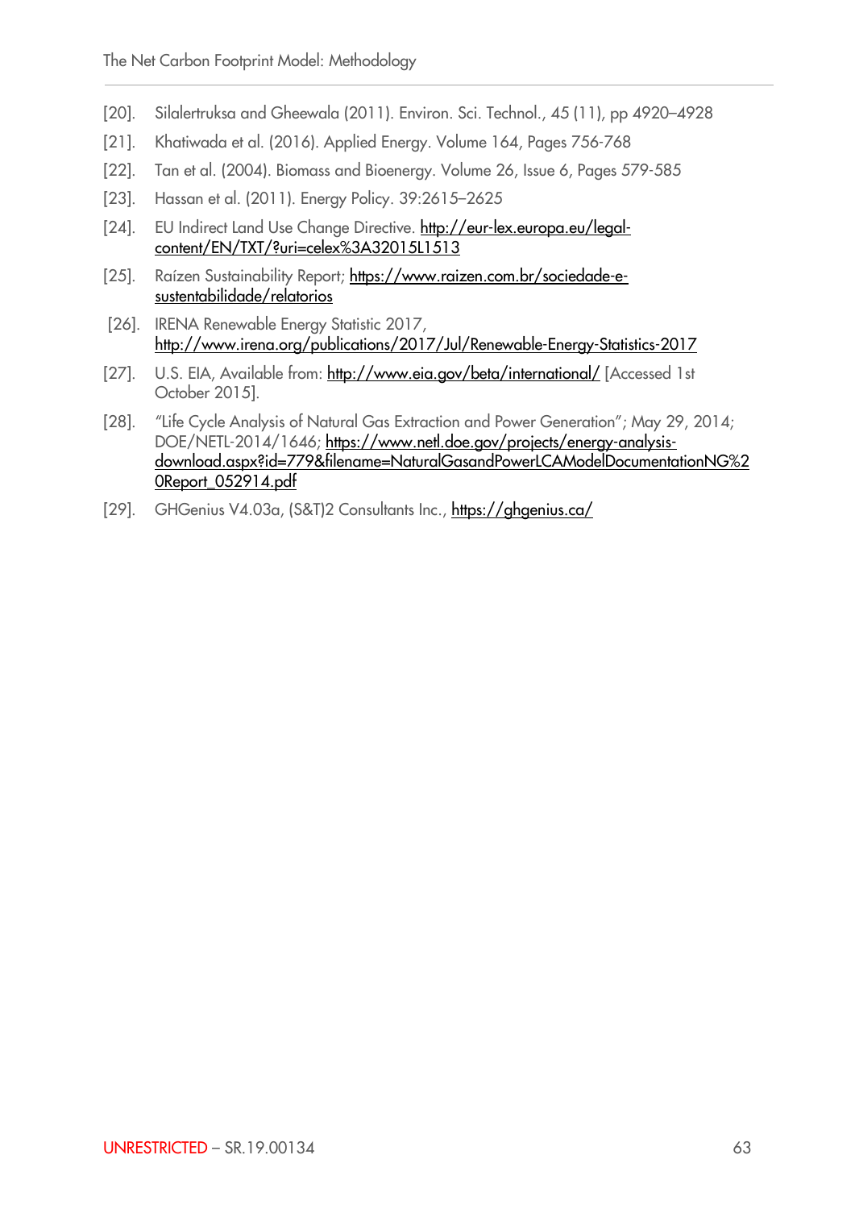[20]. Silalertruksa and Gheewala (2011). Environ. Sci. Technol., 45 (11), pp 4920–4928

[21]. Khatiwada et al. (2016). Applied Energy. Volume 164, Pages 756-768

[22]. Tan et al. (2004). Biomass and Bioenergy. Volume 26, Issue 6, Pages 579-585

[23]. Hassan et al. (2011). Energy Policy. 39:2615–2625

[24]. EU Indirect Land Use Change Directive. http://eur-lex.europa.eu/legal-content/EN/TXT/?uri=celex%3A32015L1513

[25]. Raízen Sustainability Report; https://www.raizen.com.br/sociedade-e-sustentabilidade/relatorios

[26]. IRENA Renewable Energy Statistic 2017, http://www.irena.org/publications/2017/Jul/Renewable-Energy-Statistics-2017

[27]. U.S. EIA, Available from: http://www.eia.gov/beta/international/ [Accessed 1st October 2015].

[28]. "Life Cycle Analysis of Natural Gas Extraction and Power Generation"; May 29, 2014; DOE/NETL-2014/1646; https://www.netl.doe.gov/projects/energy-analysis-download.aspx?id=779&filename=NaturalGasandPowerLCAModelDocumentationNG%20Report_052914.pdf

[29]. GHGenius V4.03a, (S&T)2 Consultants Inc., https://ghgenius.ca/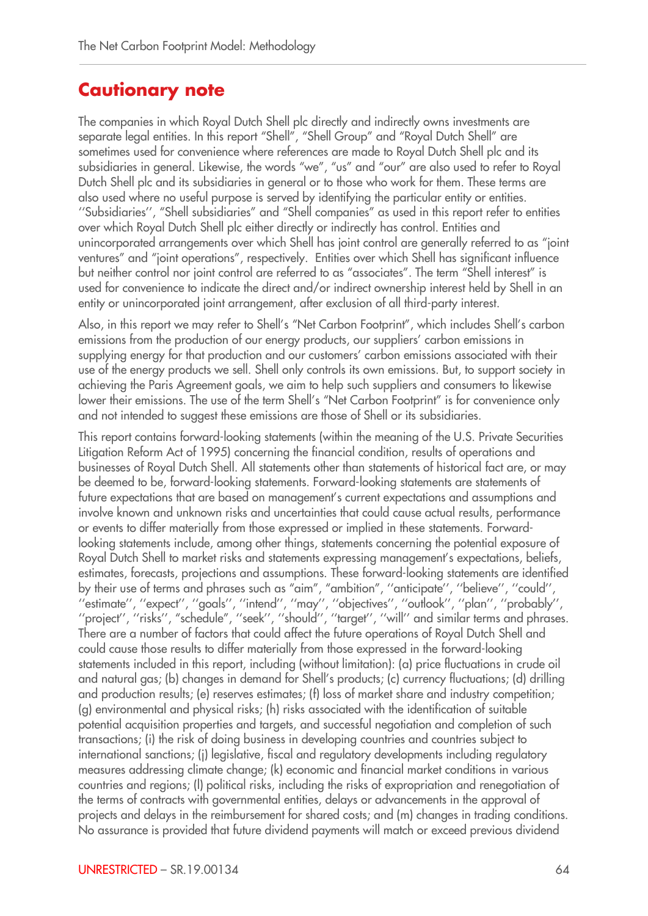# Cautionary note

The companies in which Royal Dutch Shell plc directly and indirectly owns investments are separate legal entities. In this report "Shell", "Shell Group" and "Royal Dutch Shell" are sometimes used for convenience where references are made to Royal Dutch Shell plc and its subsidiaries in general. Likewise, the words "we", "us" and "our" are also used to refer to Royal Dutch Shell plc and its subsidiaries in general or to those who work for them. These terms are also used where no useful purpose is served by identifying the particular entity or entities. ''Subsidiaries'', "Shell subsidiaries" and "Shell companies" as used in this report refer to entities over which Royal Dutch Shell plc either directly or indirectly has control. Entities and unincorporated arrangements over which Shell has joint control are generally referred to as "joint ventures" and "joint operations", respectively. Entities over which Shell has significant influence but neither control nor joint control are referred to as "associates". The term "Shell interest" is used for convenience to indicate the direct and/or indirect ownership interest held by Shell in an entity or unincorporated joint arrangement, after exclusion of all third-party interest.

Also, in this report we may refer to Shell's "Net Carbon Footprint", which includes Shell's carbon emissions from the production of our energy products, our suppliers' carbon emissions in supplying energy for that production and our customers' carbon emissions associated with their use of the energy products we sell. Shell only controls its own emissions. But, to support society in achieving the Paris Agreement goals, we aim to help such suppliers and consumers to likewise lower their emissions. The use of the term Shell's "Net Carbon Footprint" is for convenience only and not intended to suggest these emissions are those of Shell or its subsidiaries.

This report contains forward-looking statements (within the meaning of the U.S. Private Securities Litigation Reform Act of 1995) concerning the financial condition, results of operations and businesses of Royal Dutch Shell. All statements other than statements of historical fact are, or may be deemed to be, forward-looking statements. Forward-looking statements are statements of future expectations that are based on management's current expectations and assumptions and involve known and unknown risks and uncertainties that could cause actual results, performance or events to differ materially from those expressed or implied in these statements. Forward-looking statements include, among other things, statements concerning the potential exposure of Royal Dutch Shell to market risks and statements expressing management's expectations, beliefs, estimates, forecasts, projections and assumptions. These forward-looking statements are identified by their use of terms and phrases such as "aim", "ambition", ''anticipate'', ''believe'', ''could'', ''estimate'', ''expect'', ''goals'', ''intend'', ''may'', ''objectives'', ''outlook'', ''plan'', ''probably'', ''project'', ''risks'', "schedule", ''seek'', ''should'', ''target'', ''will'' and similar terms and phrases. There are a number of factors that could affect the future operations of Royal Dutch Shell and could cause those results to differ materially from those expressed in the forward-looking statements included in this report, including (without limitation): (a) price fluctuations in crude oil and natural gas; (b) changes in demand for Shell's products; (c) currency fluctuations; (d) drilling and production results; (e) reserves estimates; (f) loss of market share and industry competition; (g) environmental and physical risks; (h) risks associated with the identification of suitable potential acquisition properties and targets, and successful negotiation and completion of such transactions; (i) the risk of doing business in developing countries and countries subject to international sanctions; (j) legislative, fiscal and regulatory developments including regulatory measures addressing climate change; (k) economic and financial market conditions in various countries and regions; (l) political risks, including the risks of expropriation and renegotiation of the terms of contracts with governmental entities, delays or advancements in the approval of projects and delays in the reimbursement for shared costs; and (m) changes in trading conditions. No assurance is provided that future dividend payments will match or exceed previous dividend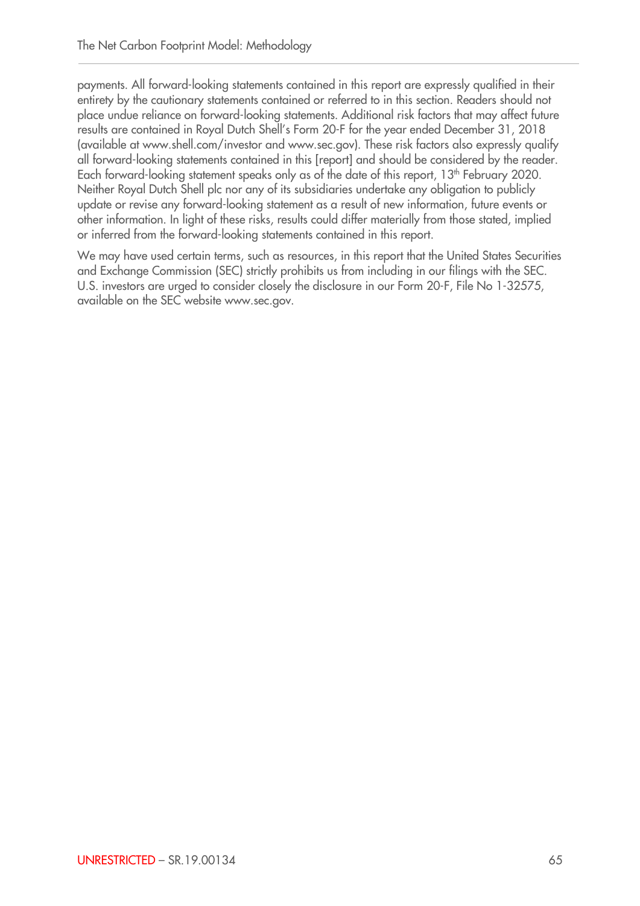payments. All forward-looking statements contained in this report are expressly qualified in their entirety by the cautionary statements contained or referred to in this section. Readers should not place undue reliance on forward-looking statements. Additional risk factors that may affect future results are contained in Royal Dutch Shell's Form 20-F for the year ended December 31, 2018 (available at www.shell.com/investor and www.sec.gov). These risk factors also expressly qualify all forward-looking statements contained in this [report] and should be considered by the reader. Each forward-looking statement speaks only as of the date of this report, 13th February 2020. Neither Royal Dutch Shell plc nor any of its subsidiaries undertake any obligation to publicly update or revise any forward-looking statement as a result of new information, future events or other information. In light of these risks, results could differ materially from those stated, implied or inferred from the forward-looking statements contained in this report.

We may have used certain terms, such as resources, in this report that the United States Securities and Exchange Commission (SEC) strictly prohibits us from including in our filings with the SEC. U.S. investors are urged to consider closely the disclosure in our Form 20-F, File No 1-32575, available on the SEC website www.sec.gov.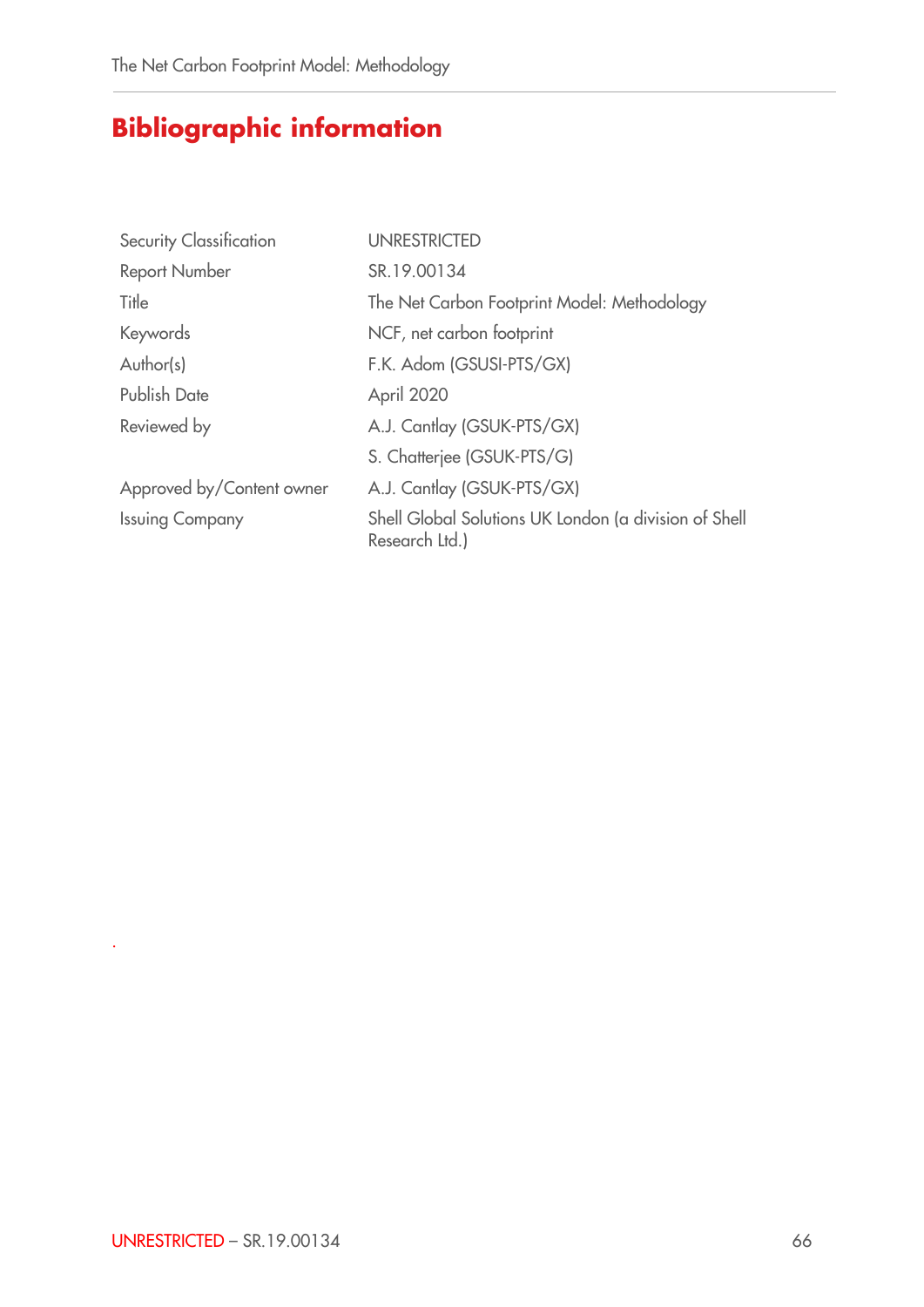# Bibliographic information

| | |
|---|---|
| Security Classification | UNRESTRICTED |
| Report Number | SR.19.00134 |
| Title | The Net Carbon Footprint Model: Methodology |
| Keywords | NCF, net carbon footprint |
| Author(s) | F.K. Adom (GSUSI-PTS/GX) |
| Publish Date | April 2020 |
| Reviewed by | A.J. Cantlay (GSUK-PTS/GX) |
| | S. Chatterjee (GSUK-PTS/G) |
| Approved by/Content owner | A.J. Cantlay (GSUK-PTS/GX) |
| Issuing Company | Shell Global Solutions UK London (a division of Shell Research Ltd.) |